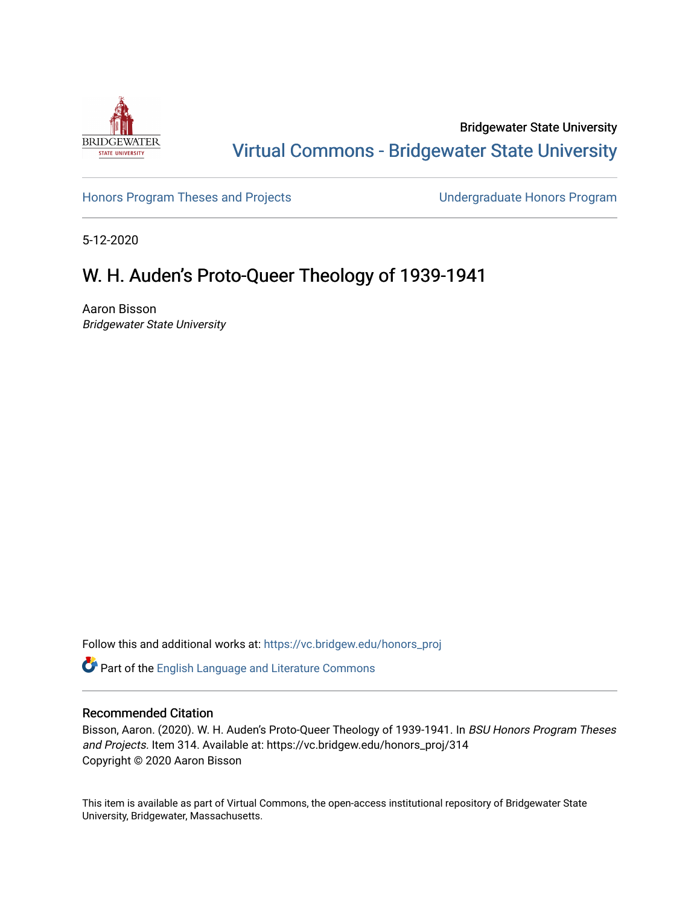Bridgewater State University

Virtual Commons - Bridgewater State University

Honors Program Theses and Projects | Undergraduate Honors Program

5-12-2020

# W. H. Auden's Proto-Queer Theology of 1939-1941

Aaron Bisson
*Bridgewater State University*

Follow this and additional works at: https://vc.bridgew.edu/honors_proj

Part of the English Language and Literature Commons

## Recommended Citation

Bisson, Aaron. (2020). W. H. Auden's Proto-Queer Theology of 1939-1941. In *BSU Honors Program Theses and Projects.* Item 314. Available at: https://vc.bridgew.edu/honors_proj/314
Copyright © 2020 Aaron Bisson

This item is available as part of Virtual Commons, the open-access institutional repository of Bridgewater State University, Bridgewater, Massachusetts.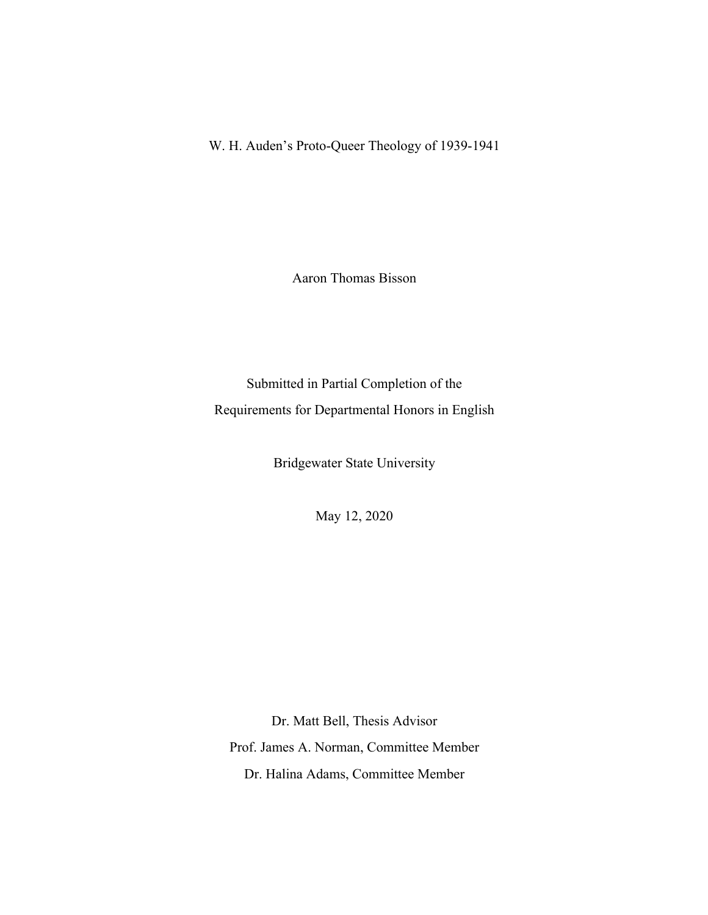# W. H. Auden's Proto-Queer Theology of 1939-1941

Aaron Thomas Bisson

Submitted in Partial Completion of the
Requirements for Departmental Honors in English

Bridgewater State University

May 12, 2020

Dr. Matt Bell, Thesis Advisor
Prof. James A. Norman, Committee Member
Dr. Halina Adams, Committee Member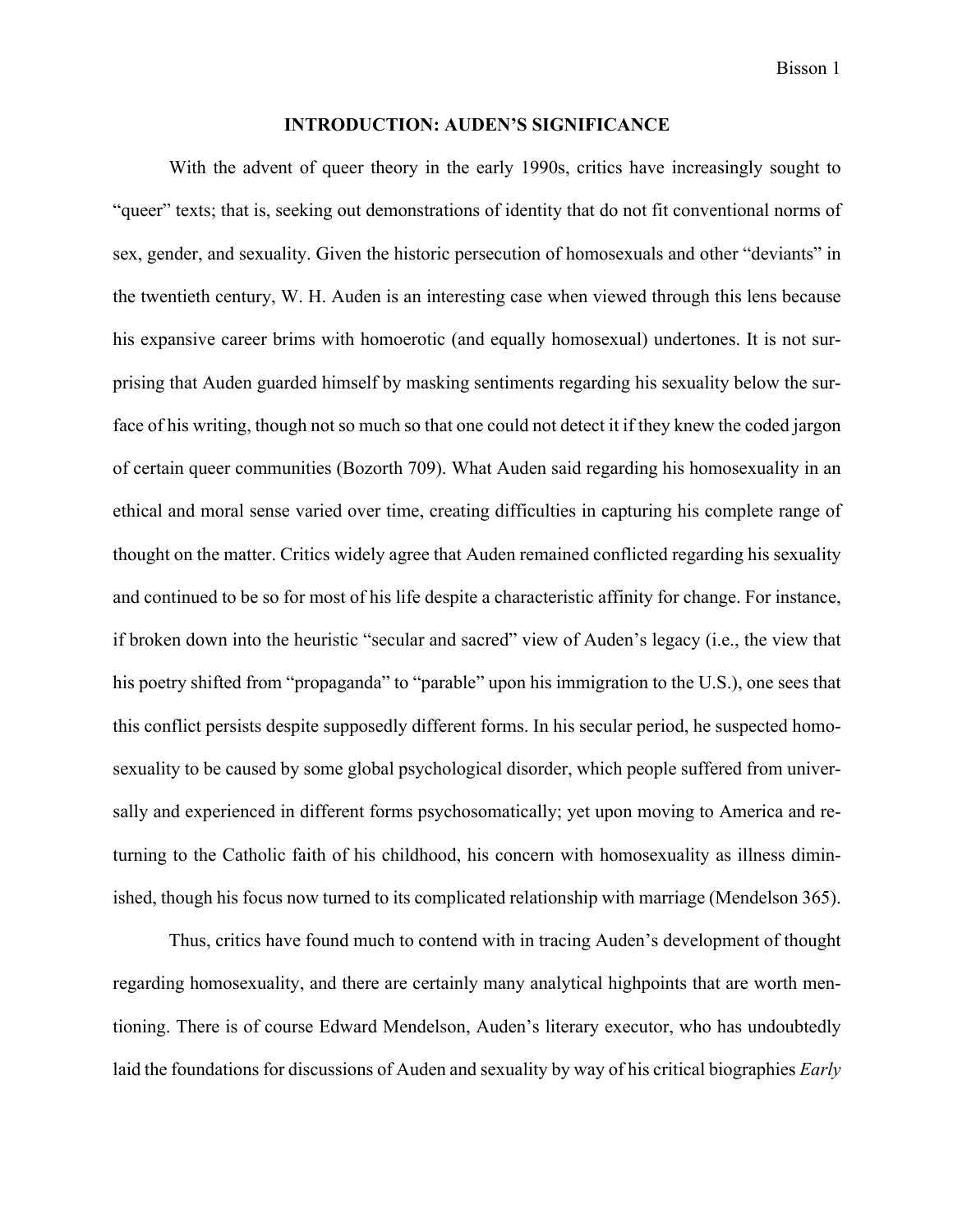## INTRODUCTION: AUDEN'S SIGNIFICANCE

With the advent of queer theory in the early 1990s, critics have increasingly sought to "queer" texts; that is, seeking out demonstrations of identity that do not fit conventional norms of sex, gender, and sexuality. Given the historic persecution of homosexuals and other "deviants" in the twentieth century, W. H. Auden is an interesting case when viewed through this lens because his expansive career brims with homoerotic (and equally homosexual) undertones. It is not surprising that Auden guarded himself by masking sentiments regarding his sexuality below the surface of his writing, though not so much so that one could not detect it if they knew the coded jargon of certain queer communities (Bozorth 709). What Auden said regarding his homosexuality in an ethical and moral sense varied over time, creating difficulties in capturing his complete range of thought on the matter. Critics widely agree that Auden remained conflicted regarding his sexuality and continued to be so for most of his life despite a characteristic affinity for change. For instance, if broken down into the heuristic "secular and sacred" view of Auden's legacy (i.e., the view that his poetry shifted from "propaganda" to "parable" upon his immigration to the U.S.), one sees that this conflict persists despite supposedly different forms. In his secular period, he suspected homosexuality to be caused by some global psychological disorder, which people suffered from universally and experienced in different forms psychosomatically; yet upon moving to America and returning to the Catholic faith of his childhood, his concern with homosexuality as illness diminished, though his focus now turned to its complicated relationship with marriage (Mendelson 365).

Thus, critics have found much to contend with in tracing Auden's development of thought regarding homosexuality, and there are certainly many analytical highpoints that are worth mentioning. There is of course Edward Mendelson, Auden's literary executor, who has undoubtedly laid the foundations for discussions of Auden and sexuality by way of his critical biographies *Early*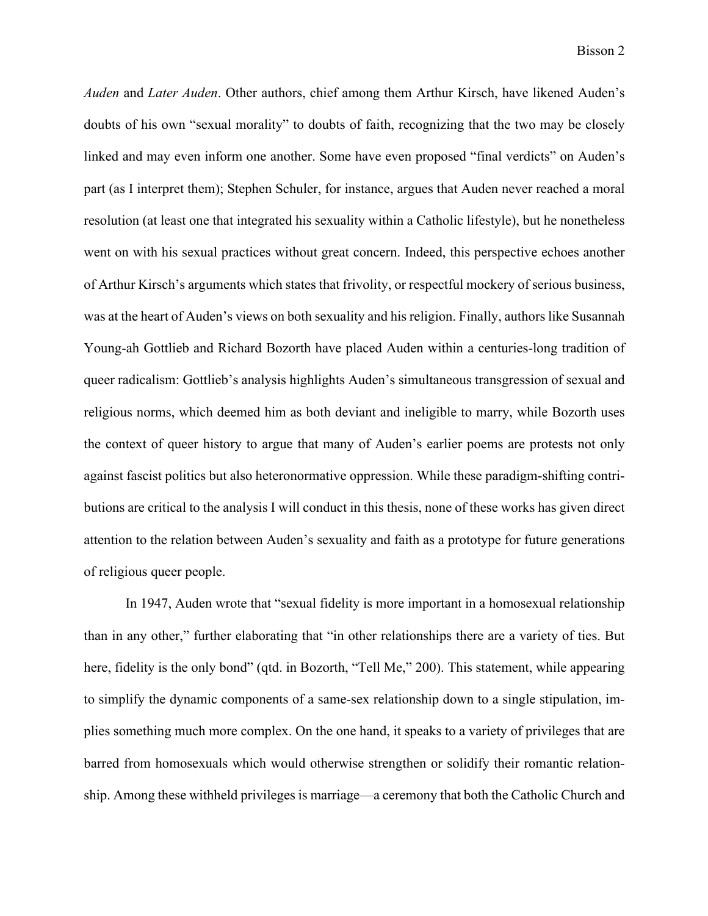*Auden* and *Later Auden*. Other authors, chief among them Arthur Kirsch, have likened Auden's doubts of his own "sexual morality" to doubts of faith, recognizing that the two may be closely linked and may even inform one another. Some have even proposed "final verdicts" on Auden's part (as I interpret them); Stephen Schuler, for instance, argues that Auden never reached a moral resolution (at least one that integrated his sexuality within a Catholic lifestyle), but he nonetheless went on with his sexual practices without great concern. Indeed, this perspective echoes another of Arthur Kirsch's arguments which states that frivolity, or respectful mockery of serious business, was at the heart of Auden's views on both sexuality and his religion. Finally, authors like Susannah Young-ah Gottlieb and Richard Bozorth have placed Auden within a centuries-long tradition of queer radicalism: Gottlieb's analysis highlights Auden's simultaneous transgression of sexual and religious norms, which deemed him as both deviant and ineligible to marry, while Bozorth uses the context of queer history to argue that many of Auden's earlier poems are protests not only against fascist politics but also heteronormative oppression. While these paradigm-shifting contributions are critical to the analysis I will conduct in this thesis, none of these works has given direct attention to the relation between Auden's sexuality and faith as a prototype for future generations of religious queer people.

In 1947, Auden wrote that "sexual fidelity is more important in a homosexual relationship than in any other," further elaborating that "in other relationships there are a variety of ties. But here, fidelity is the only bond" (qtd. in Bozorth, "Tell Me," 200). This statement, while appearing to simplify the dynamic components of a same-sex relationship down to a single stipulation, implies something much more complex. On the one hand, it speaks to a variety of privileges that are barred from homosexuals which would otherwise strengthen or solidify their romantic relationship. Among these withheld privileges is marriage—a ceremony that both the Catholic Church and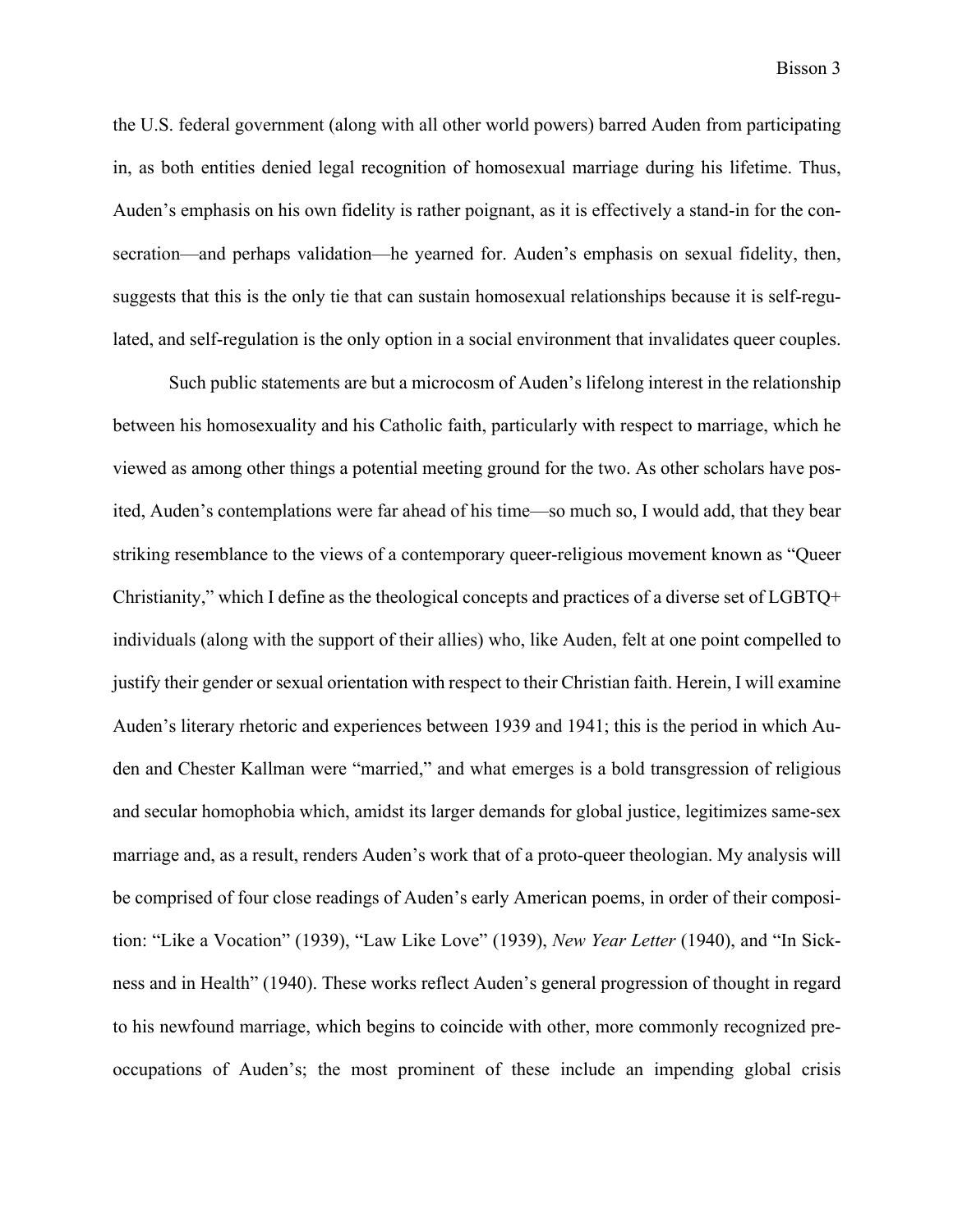the U.S. federal government (along with all other world powers) barred Auden from participating in, as both entities denied legal recognition of homosexual marriage during his lifetime. Thus, Auden's emphasis on his own fidelity is rather poignant, as it is effectively a stand-in for the consecration—and perhaps validation—he yearned for. Auden's emphasis on sexual fidelity, then, suggests that this is the only tie that can sustain homosexual relationships because it is self-regulated, and self-regulation is the only option in a social environment that invalidates queer couples.

Such public statements are but a microcosm of Auden's lifelong interest in the relationship between his homosexuality and his Catholic faith, particularly with respect to marriage, which he viewed as among other things a potential meeting ground for the two. As other scholars have posited, Auden's contemplations were far ahead of his time—so much so, I would add, that they bear striking resemblance to the views of a contemporary queer-religious movement known as "Queer Christianity," which I define as the theological concepts and practices of a diverse set of LGBTQ+ individuals (along with the support of their allies) who, like Auden, felt at one point compelled to justify their gender or sexual orientation with respect to their Christian faith. Herein, I will examine Auden's literary rhetoric and experiences between 1939 and 1941; this is the period in which Auden and Chester Kallman were "married," and what emerges is a bold transgression of religious and secular homophobia which, amidst its larger demands for global justice, legitimizes same-sex marriage and, as a result, renders Auden's work that of a proto-queer theologian. My analysis will be comprised of four close readings of Auden's early American poems, in order of their composition: "Like a Vocation" (1939), "Law Like Love" (1939), *New Year Letter* (1940), and "In Sickness and in Health" (1940). These works reflect Auden's general progression of thought in regard to his newfound marriage, which begins to coincide with other, more commonly recognized preoccupations of Auden's; the most prominent of these include an impending global crisis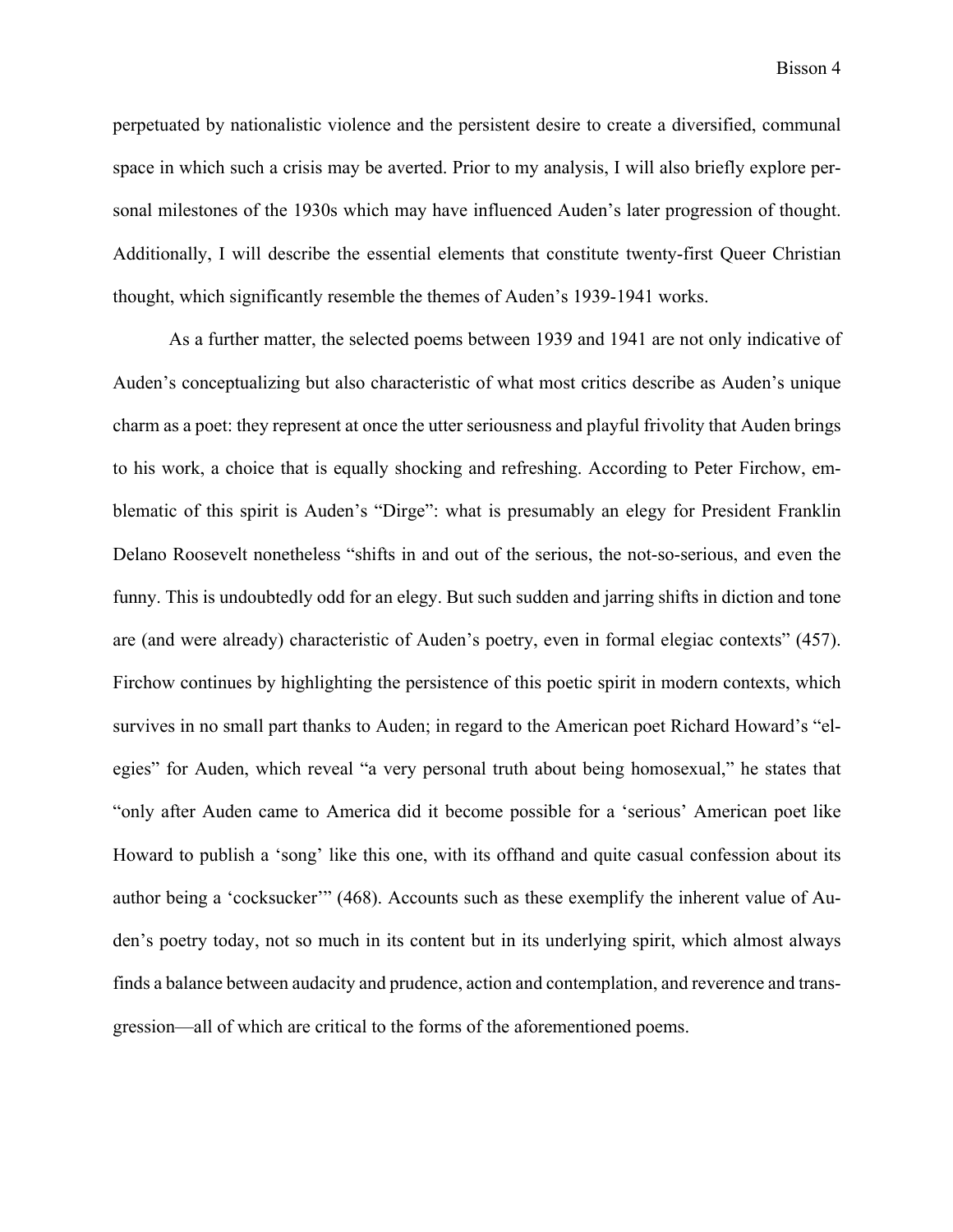perpetuated by nationalistic violence and the persistent desire to create a diversified, communal space in which such a crisis may be averted. Prior to my analysis, I will also briefly explore personal milestones of the 1930s which may have influenced Auden's later progression of thought. Additionally, I will describe the essential elements that constitute twenty-first Queer Christian thought, which significantly resemble the themes of Auden's 1939-1941 works.

As a further matter, the selected poems between 1939 and 1941 are not only indicative of Auden's conceptualizing but also characteristic of what most critics describe as Auden's unique charm as a poet: they represent at once the utter seriousness and playful frivolity that Auden brings to his work, a choice that is equally shocking and refreshing. According to Peter Firchow, emblematic of this spirit is Auden's "Dirge": what is presumably an elegy for President Franklin Delano Roosevelt nonetheless "shifts in and out of the serious, the not-so-serious, and even the funny. This is undoubtedly odd for an elegy. But such sudden and jarring shifts in diction and tone are (and were already) characteristic of Auden's poetry, even in formal elegiac contexts" (457). Firchow continues by highlighting the persistence of this poetic spirit in modern contexts, which survives in no small part thanks to Auden; in regard to the American poet Richard Howard's "elegies" for Auden, which reveal "a very personal truth about being homosexual," he states that "only after Auden came to America did it become possible for a 'serious' American poet like Howard to publish a 'song' like this one, with its offhand and quite casual confession about its author being a 'cocksucker'" (468). Accounts such as these exemplify the inherent value of Auden's poetry today, not so much in its content but in its underlying spirit, which almost always finds a balance between audacity and prudence, action and contemplation, and reverence and transgression—all of which are critical to the forms of the aforementioned poems.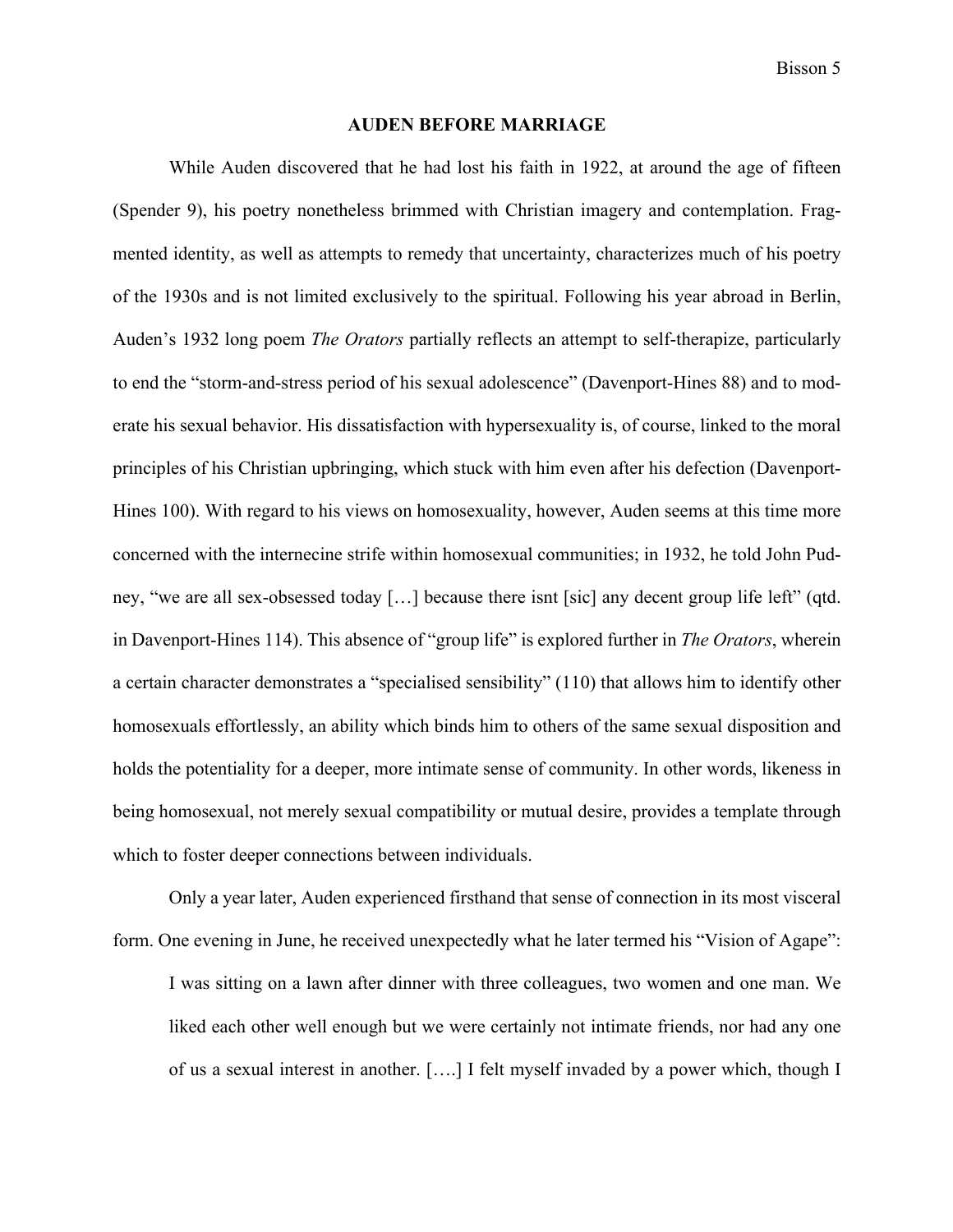## AUDEN BEFORE MARRIAGE

While Auden discovered that he had lost his faith in 1922, at around the age of fifteen (Spender 9), his poetry nonetheless brimmed with Christian imagery and contemplation. Fragmented identity, as well as attempts to remedy that uncertainty, characterizes much of his poetry of the 1930s and is not limited exclusively to the spiritual. Following his year abroad in Berlin, Auden's 1932 long poem *The Orators* partially reflects an attempt to self-therapize, particularly to end the "storm-and-stress period of his sexual adolescence" (Davenport-Hines 88) and to moderate his sexual behavior. His dissatisfaction with hypersexuality is, of course, linked to the moral principles of his Christian upbringing, which stuck with him even after his defection (Davenport-Hines 100). With regard to his views on homosexuality, however, Auden seems at this time more concerned with the internecine strife within homosexual communities; in 1932, he told John Pudney, "we are all sex-obsessed today […] because there isnt [sic] any decent group life left" (qtd. in Davenport-Hines 114). This absence of "group life" is explored further in *The Orators*, wherein a certain character demonstrates a "specialised sensibility" (110) that allows him to identify other homosexuals effortlessly, an ability which binds him to others of the same sexual disposition and holds the potentiality for a deeper, more intimate sense of community. In other words, likeness in being homosexual, not merely sexual compatibility or mutual desire, provides a template through which to foster deeper connections between individuals.

Only a year later, Auden experienced firsthand that sense of connection in its most visceral form. One evening in June, he received unexpectedly what he later termed his "Vision of Agape":

> I was sitting on a lawn after dinner with three colleagues, two women and one man. We liked each other well enough but we were certainly not intimate friends, nor had any one of us a sexual interest in another. [….] I felt myself invaded by a power which, though I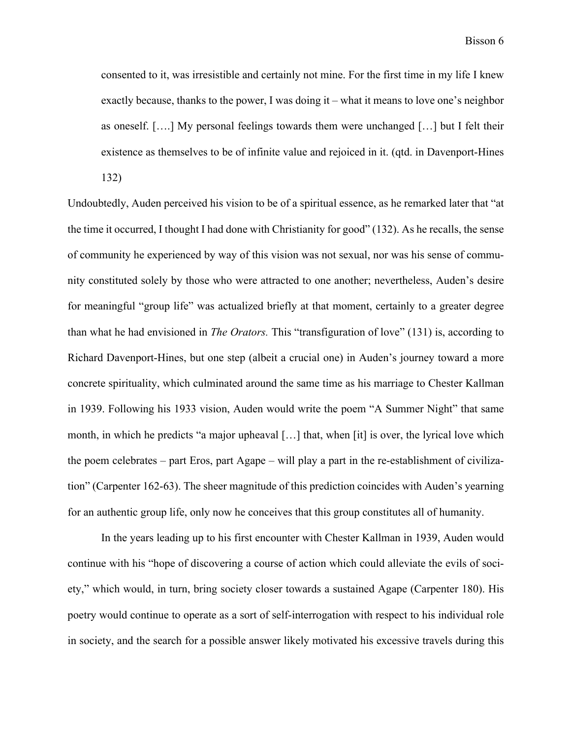> consented to it, was irresistible and certainly not mine. For the first time in my life I knew exactly because, thanks to the power, I was doing it – what it means to love one's neighbor as oneself. [….] My personal feelings towards them were unchanged […] but I felt their existence as themselves to be of infinite value and rejoiced in it. (qtd. in Davenport-Hines 132)

Undoubtedly, Auden perceived his vision to be of a spiritual essence, as he remarked later that "at the time it occurred, I thought I had done with Christianity for good" (132). As he recalls, the sense of community he experienced by way of this vision was not sexual, nor was his sense of community constituted solely by those who were attracted to one another; nevertheless, Auden's desire for meaningful "group life" was actualized briefly at that moment, certainly to a greater degree than what he had envisioned in *The Orators.* This "transfiguration of love" (131) is, according to Richard Davenport-Hines, but one step (albeit a crucial one) in Auden's journey toward a more concrete spirituality, which culminated around the same time as his marriage to Chester Kallman in 1939. Following his 1933 vision, Auden would write the poem "A Summer Night" that same month, in which he predicts "a major upheaval […] that, when [it] is over, the lyrical love which the poem celebrates – part Eros, part Agape – will play a part in the re-establishment of civilization" (Carpenter 162-63). The sheer magnitude of this prediction coincides with Auden's yearning for an authentic group life, only now he conceives that this group constitutes all of humanity.

In the years leading up to his first encounter with Chester Kallman in 1939, Auden would continue with his "hope of discovering a course of action which could alleviate the evils of society," which would, in turn, bring society closer towards a sustained Agape (Carpenter 180). His poetry would continue to operate as a sort of self-interrogation with respect to his individual role in society, and the search for a possible answer likely motivated his excessive travels during this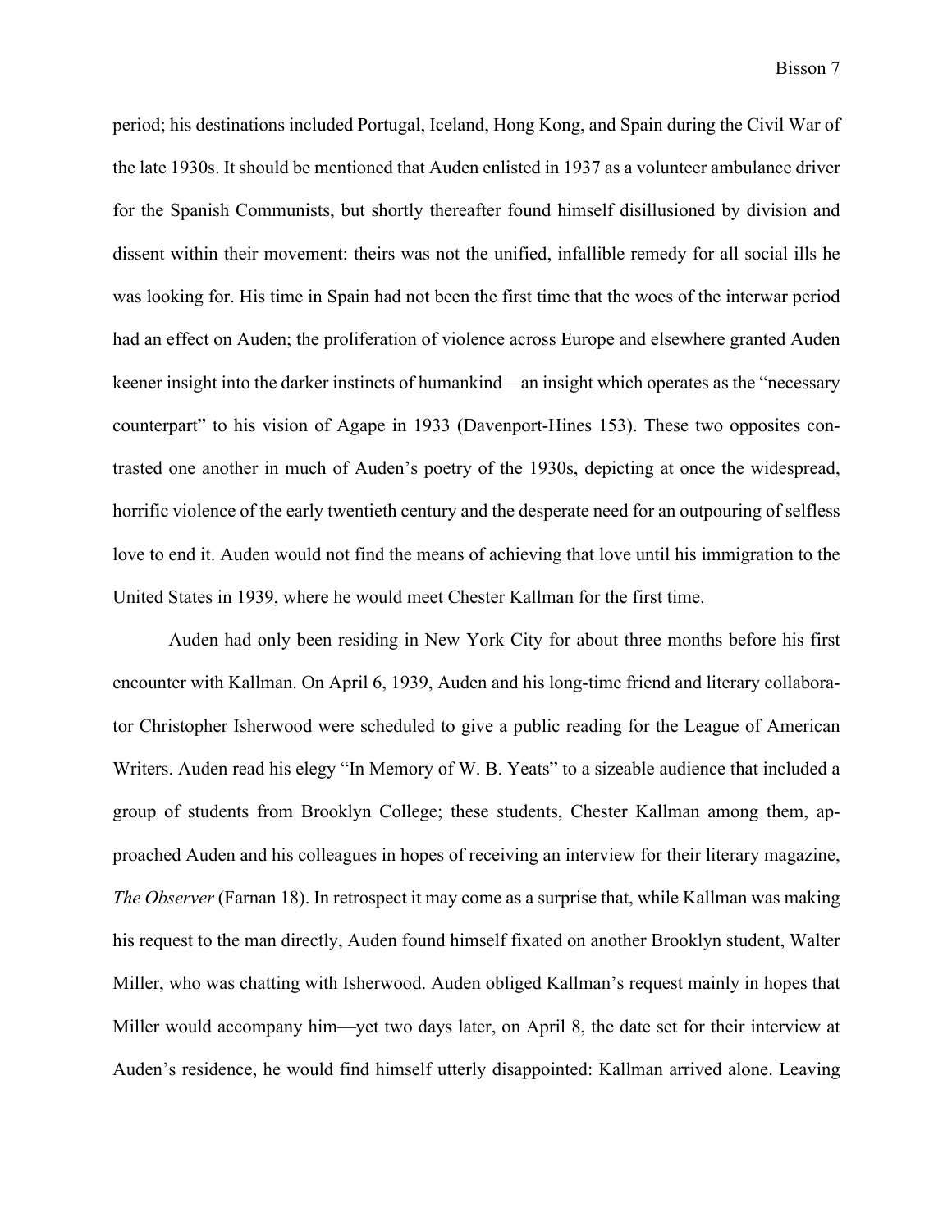period; his destinations included Portugal, Iceland, Hong Kong, and Spain during the Civil War of the late 1930s. It should be mentioned that Auden enlisted in 1937 as a volunteer ambulance driver for the Spanish Communists, but shortly thereafter found himself disillusioned by division and dissent within their movement: theirs was not the unified, infallible remedy for all social ills he was looking for. His time in Spain had not been the first time that the woes of the interwar period had an effect on Auden; the proliferation of violence across Europe and elsewhere granted Auden keener insight into the darker instincts of humankind—an insight which operates as the "necessary counterpart" to his vision of Agape in 1933 (Davenport-Hines 153). These two opposites contrasted one another in much of Auden's poetry of the 1930s, depicting at once the widespread, horrific violence of the early twentieth century and the desperate need for an outpouring of selfless love to end it. Auden would not find the means of achieving that love until his immigration to the United States in 1939, where he would meet Chester Kallman for the first time.

Auden had only been residing in New York City for about three months before his first encounter with Kallman. On April 6, 1939, Auden and his long-time friend and literary collaborator Christopher Isherwood were scheduled to give a public reading for the League of American Writers. Auden read his elegy "In Memory of W. B. Yeats" to a sizeable audience that included a group of students from Brooklyn College; these students, Chester Kallman among them, approached Auden and his colleagues in hopes of receiving an interview for their literary magazine, *The Observer* (Farnan 18). In retrospect it may come as a surprise that, while Kallman was making his request to the man directly, Auden found himself fixated on another Brooklyn student, Walter Miller, who was chatting with Isherwood. Auden obliged Kallman's request mainly in hopes that Miller would accompany him—yet two days later, on April 8, the date set for their interview at Auden's residence, he would find himself utterly disappointed: Kallman arrived alone. Leaving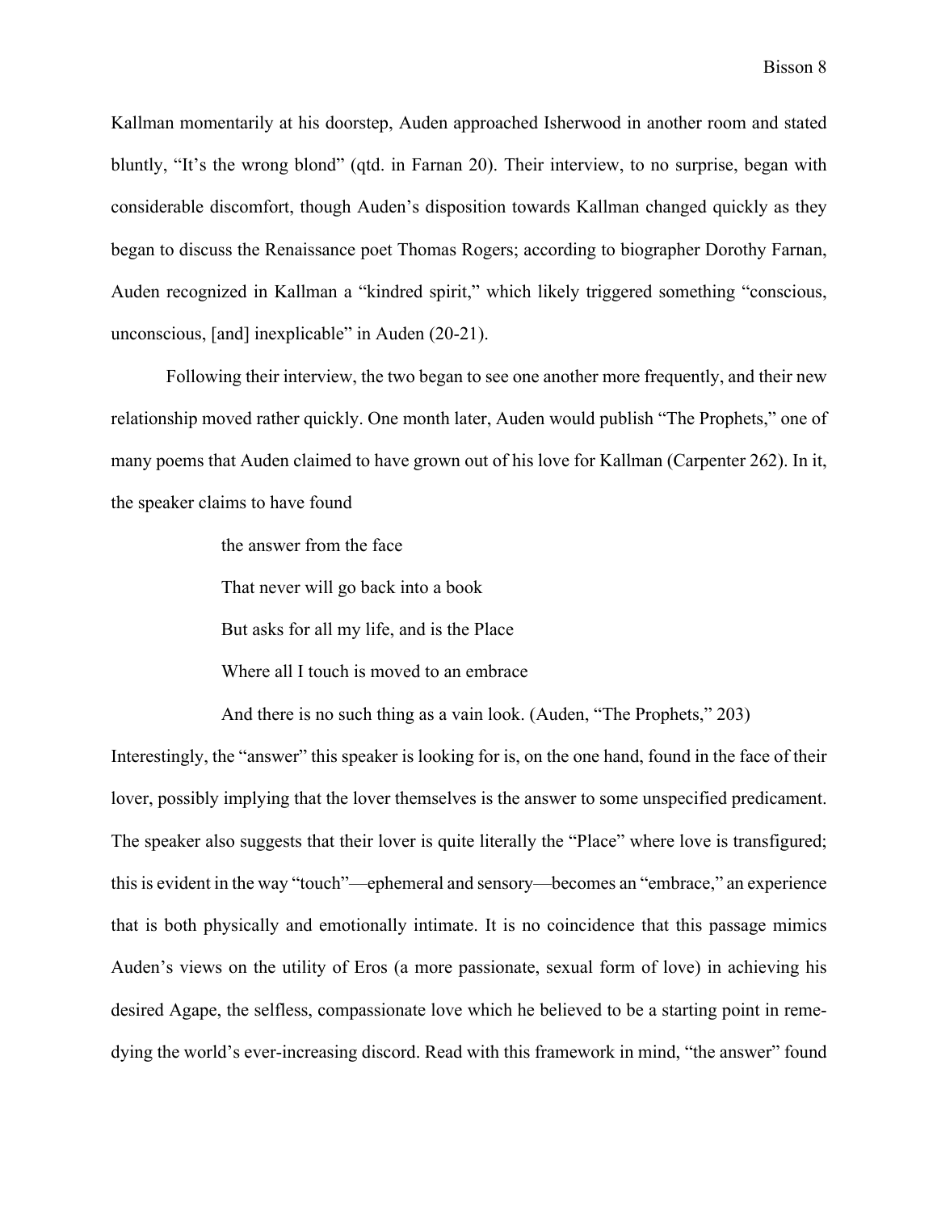Kallman momentarily at his doorstep, Auden approached Isherwood in another room and stated bluntly, "It's the wrong blond" (qtd. in Farnan 20). Their interview, to no surprise, began with considerable discomfort, though Auden's disposition towards Kallman changed quickly as they began to discuss the Renaissance poet Thomas Rogers; according to biographer Dorothy Farnan, Auden recognized in Kallman a "kindred spirit," which likely triggered something "conscious, unconscious, [and] inexplicable" in Auden (20-21).

Following their interview, the two began to see one another more frequently, and their new relationship moved rather quickly. One month later, Auden would publish "The Prophets," one of many poems that Auden claimed to have grown out of his love for Kallman (Carpenter 262). In it, the speaker claims to have found

> the answer from the face
>
> That never will go back into a book
>
> But asks for all my life, and is the Place
>
> Where all I touch is moved to an embrace
>
> And there is no such thing as a vain look. (Auden, "The Prophets," 203)

Interestingly, the "answer" this speaker is looking for is, on the one hand, found in the face of their lover, possibly implying that the lover themselves is the answer to some unspecified predicament. The speaker also suggests that their lover is quite literally the "Place" where love is transfigured; this is evident in the way "touch"—ephemeral and sensory—becomes an "embrace," an experience that is both physically and emotionally intimate. It is no coincidence that this passage mimics Auden's views on the utility of Eros (a more passionate, sexual form of love) in achieving his desired Agape, the selfless, compassionate love which he believed to be a starting point in remedying the world's ever-increasing discord. Read with this framework in mind, "the answer" found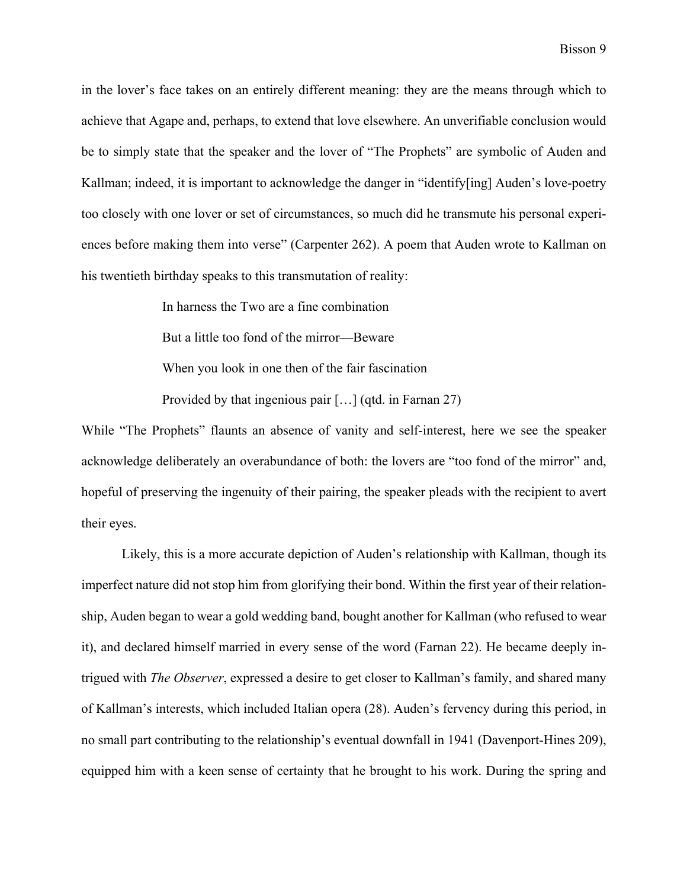in the lover's face takes on an entirely different meaning: they are the means through which to achieve that Agape and, perhaps, to extend that love elsewhere. An unverifiable conclusion would be to simply state that the speaker and the lover of "The Prophets" are symbolic of Auden and Kallman; indeed, it is important to acknowledge the danger in "identify[ing] Auden's love-poetry too closely with one lover or set of circumstances, so much did he transmute his personal experiences before making them into verse" (Carpenter 262). A poem that Auden wrote to Kallman on his twentieth birthday speaks to this transmutation of reality:

> In harness the Two are a fine combination
>
> But a little too fond of the mirror—Beware
>
> When you look in one then of the fair fascination
>
> Provided by that ingenious pair […] (qtd. in Farnan 27)

While "The Prophets" flaunts an absence of vanity and self-interest, here we see the speaker acknowledge deliberately an overabundance of both: the lovers are "too fond of the mirror" and, hopeful of preserving the ingenuity of their pairing, the speaker pleads with the recipient to avert their eyes.

Likely, this is a more accurate depiction of Auden's relationship with Kallman, though its imperfect nature did not stop him from glorifying their bond. Within the first year of their relationship, Auden began to wear a gold wedding band, bought another for Kallman (who refused to wear it), and declared himself married in every sense of the word (Farnan 22). He became deeply intrigued with *The Observer*, expressed a desire to get closer to Kallman's family, and shared many of Kallman's interests, which included Italian opera (28). Auden's fervency during this period, in no small part contributing to the relationship's eventual downfall in 1941 (Davenport-Hines 209), equipped him with a keen sense of certainty that he brought to his work. During the spring and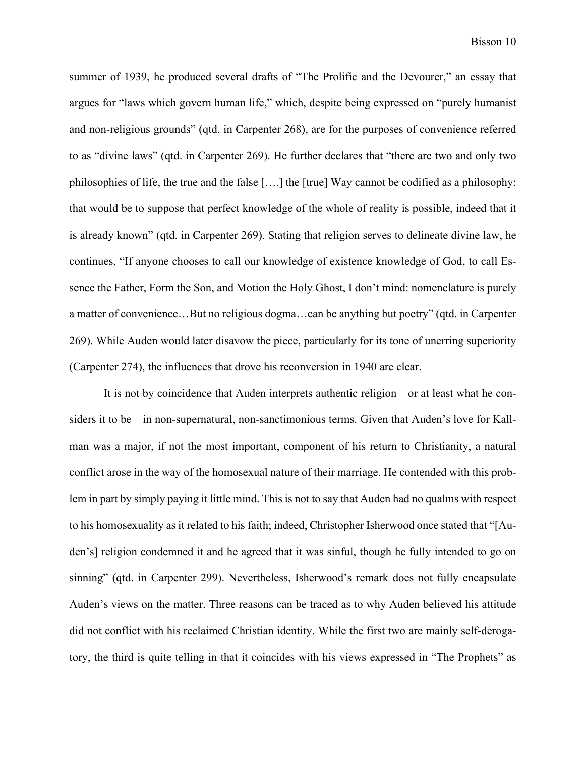summer of 1939, he produced several drafts of "The Prolific and the Devourer," an essay that argues for "laws which govern human life," which, despite being expressed on "purely humanist and non-religious grounds" (qtd. in Carpenter 268), are for the purposes of convenience referred to as "divine laws" (qtd. in Carpenter 269). He further declares that "there are two and only two philosophies of life, the true and the false [….] the [true] Way cannot be codified as a philosophy: that would be to suppose that perfect knowledge of the whole of reality is possible, indeed that it is already known" (qtd. in Carpenter 269). Stating that religion serves to delineate divine law, he continues, "If anyone chooses to call our knowledge of existence knowledge of God, to call Essence the Father, Form the Son, and Motion the Holy Ghost, I don't mind: nomenclature is purely a matter of convenience…But no religious dogma…can be anything but poetry" (qtd. in Carpenter 269). While Auden would later disavow the piece, particularly for its tone of unerring superiority (Carpenter 274), the influences that drove his reconversion in 1940 are clear.

It is not by coincidence that Auden interprets authentic religion—or at least what he considers it to be—in non-supernatural, non-sanctimonious terms. Given that Auden's love for Kallman was a major, if not the most important, component of his return to Christianity, a natural conflict arose in the way of the homosexual nature of their marriage. He contended with this problem in part by simply paying it little mind. This is not to say that Auden had no qualms with respect to his homosexuality as it related to his faith; indeed, Christopher Isherwood once stated that "[Auden's] religion condemned it and he agreed that it was sinful, though he fully intended to go on sinning" (qtd. in Carpenter 299). Nevertheless, Isherwood's remark does not fully encapsulate Auden's views on the matter. Three reasons can be traced as to why Auden believed his attitude did not conflict with his reclaimed Christian identity. While the first two are mainly self-derogatory, the third is quite telling in that it coincides with his views expressed in "The Prophets" as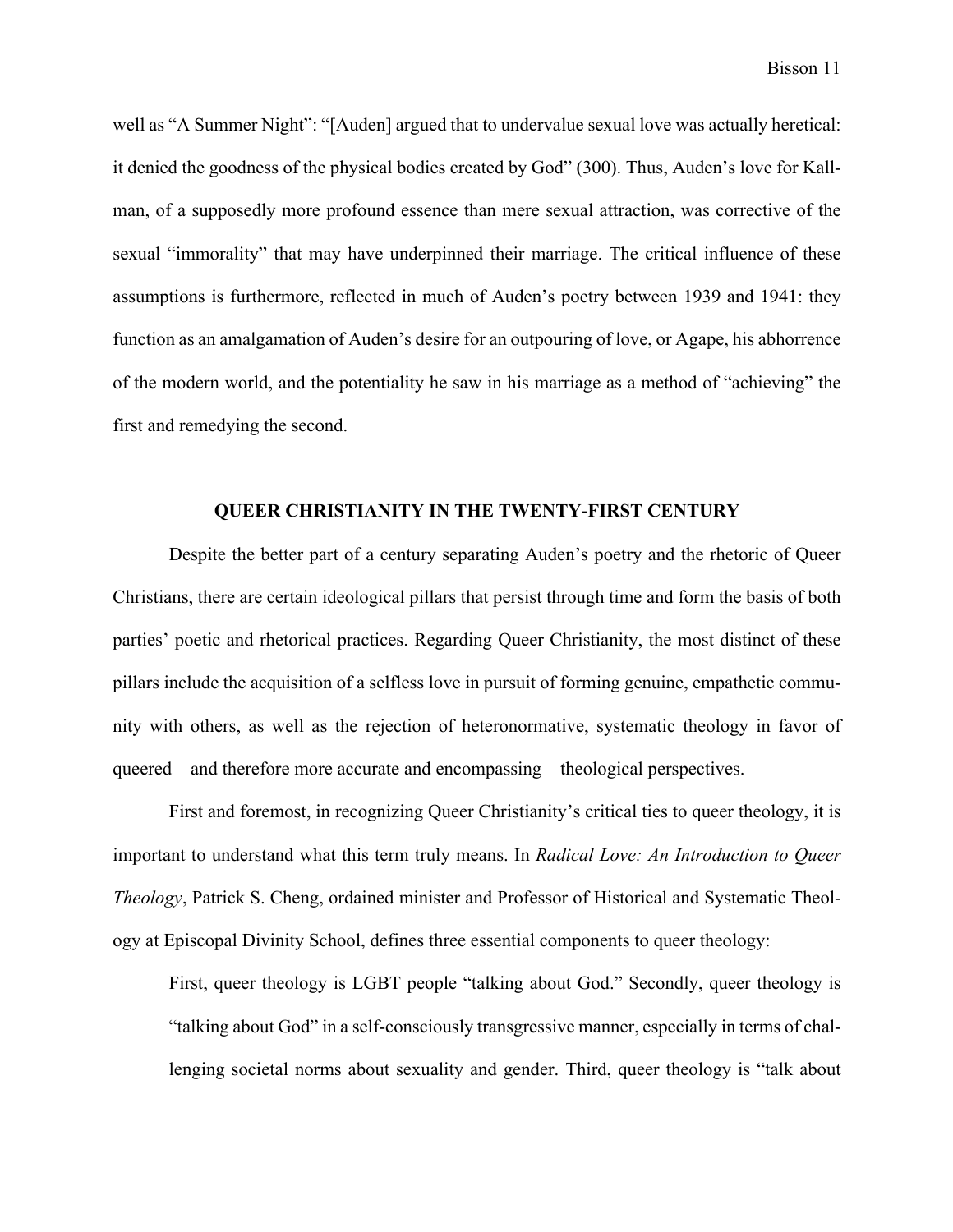well as "A Summer Night": "[Auden] argued that to undervalue sexual love was actually heretical: it denied the goodness of the physical bodies created by God" (300). Thus, Auden's love for Kallman, of a supposedly more profound essence than mere sexual attraction, was corrective of the sexual "immorality" that may have underpinned their marriage. The critical influence of these assumptions is furthermore, reflected in much of Auden's poetry between 1939 and 1941: they function as an amalgamation of Auden's desire for an outpouring of love, or Agape, his abhorrence of the modern world, and the potentiality he saw in his marriage as a method of "achieving" the first and remedying the second.

## QUEER CHRISTIANITY IN THE TWENTY-FIRST CENTURY

Despite the better part of a century separating Auden's poetry and the rhetoric of Queer Christians, there are certain ideological pillars that persist through time and form the basis of both parties' poetic and rhetorical practices. Regarding Queer Christianity, the most distinct of these pillars include the acquisition of a selfless love in pursuit of forming genuine, empathetic community with others, as well as the rejection of heteronormative, systematic theology in favor of queered—and therefore more accurate and encompassing—theological perspectives.

First and foremost, in recognizing Queer Christianity's critical ties to queer theology, it is important to understand what this term truly means. In *Radical Love: An Introduction to Queer Theology*, Patrick S. Cheng, ordained minister and Professor of Historical and Systematic Theology at Episcopal Divinity School, defines three essential components to queer theology:

> First, queer theology is LGBT people "talking about God." Secondly, queer theology is "talking about God" in a self-consciously transgressive manner, especially in terms of challenging societal norms about sexuality and gender. Third, queer theology is "talk about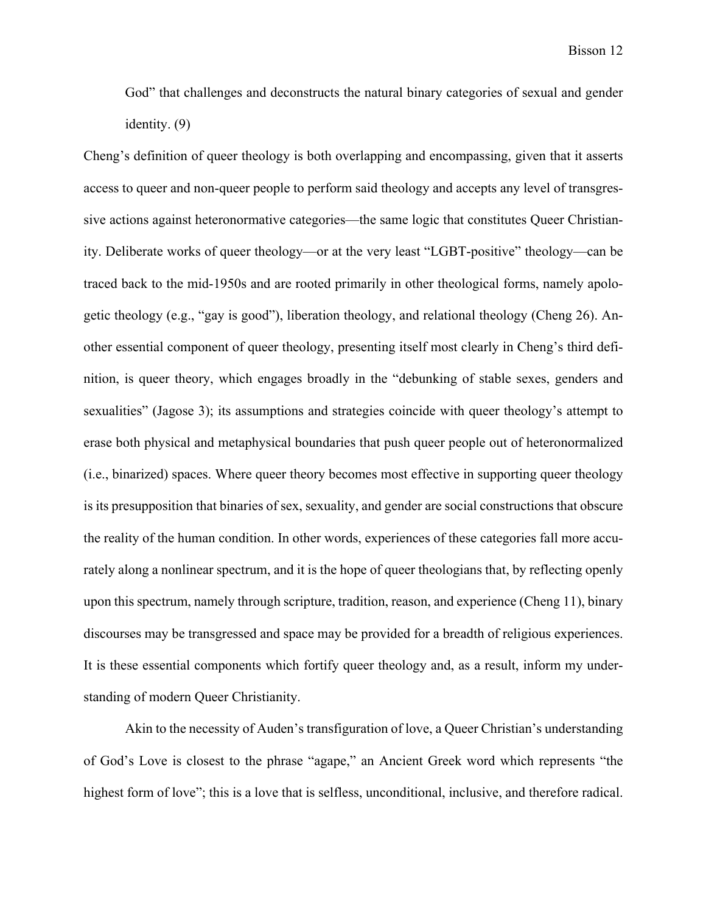> God" that challenges and deconstructs the natural binary categories of sexual and gender identity. (9)

Cheng's definition of queer theology is both overlapping and encompassing, given that it asserts access to queer and non-queer people to perform said theology and accepts any level of transgressive actions against heteronormative categories—the same logic that constitutes Queer Christianity. Deliberate works of queer theology—or at the very least "LGBT-positive" theology—can be traced back to the mid-1950s and are rooted primarily in other theological forms, namely apologetic theology (e.g., "gay is good"), liberation theology, and relational theology (Cheng 26). Another essential component of queer theology, presenting itself most clearly in Cheng's third definition, is queer theory, which engages broadly in the "debunking of stable sexes, genders and sexualities" (Jagose 3); its assumptions and strategies coincide with queer theology's attempt to erase both physical and metaphysical boundaries that push queer people out of heteronormalized (i.e., binarized) spaces. Where queer theory becomes most effective in supporting queer theology is its presupposition that binaries of sex, sexuality, and gender are social constructions that obscure the reality of the human condition. In other words, experiences of these categories fall more accurately along a nonlinear spectrum, and it is the hope of queer theologians that, by reflecting openly upon this spectrum, namely through scripture, tradition, reason, and experience (Cheng 11), binary discourses may be transgressed and space may be provided for a breadth of religious experiences. It is these essential components which fortify queer theology and, as a result, inform my understanding of modern Queer Christianity.

Akin to the necessity of Auden's transfiguration of love, a Queer Christian's understanding of God's Love is closest to the phrase "agape," an Ancient Greek word which represents "the highest form of love"; this is a love that is selfless, unconditional, inclusive, and therefore radical.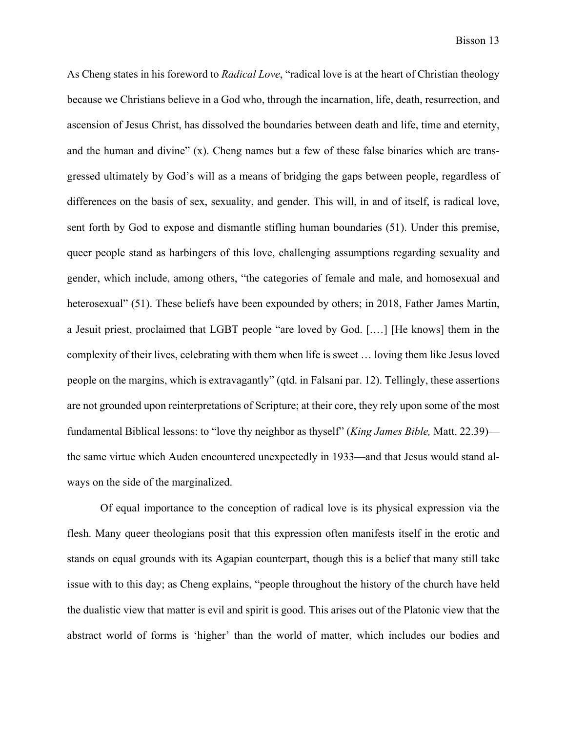As Cheng states in his foreword to *Radical Love*, "radical love is at the heart of Christian theology because we Christians believe in a God who, through the incarnation, life, death, resurrection, and ascension of Jesus Christ, has dissolved the boundaries between death and life, time and eternity, and the human and divine" (x). Cheng names but a few of these false binaries which are transgressed ultimately by God's will as a means of bridging the gaps between people, regardless of differences on the basis of sex, sexuality, and gender. This will, in and of itself, is radical love, sent forth by God to expose and dismantle stifling human boundaries (51). Under this premise, queer people stand as harbingers of this love, challenging assumptions regarding sexuality and gender, which include, among others, "the categories of female and male, and homosexual and heterosexual" (51). These beliefs have been expounded by others; in 2018, Father James Martin, a Jesuit priest, proclaimed that LGBT people "are loved by God. [.…] [He knows] them in the complexity of their lives, celebrating with them when life is sweet … loving them like Jesus loved people on the margins, which is extravagantly" (qtd. in Falsani par. 12). Tellingly, these assertions are not grounded upon reinterpretations of Scripture; at their core, they rely upon some of the most fundamental Biblical lessons: to "love thy neighbor as thyself" (*King James Bible,* Matt. 22.39)—the same virtue which Auden encountered unexpectedly in 1933—and that Jesus would stand always on the side of the marginalized.

Of equal importance to the conception of radical love is its physical expression via the flesh. Many queer theologians posit that this expression often manifests itself in the erotic and stands on equal grounds with its Agapian counterpart, though this is a belief that many still take issue with to this day; as Cheng explains, "people throughout the history of the church have held the dualistic view that matter is evil and spirit is good. This arises out of the Platonic view that the abstract world of forms is 'higher' than the world of matter, which includes our bodies and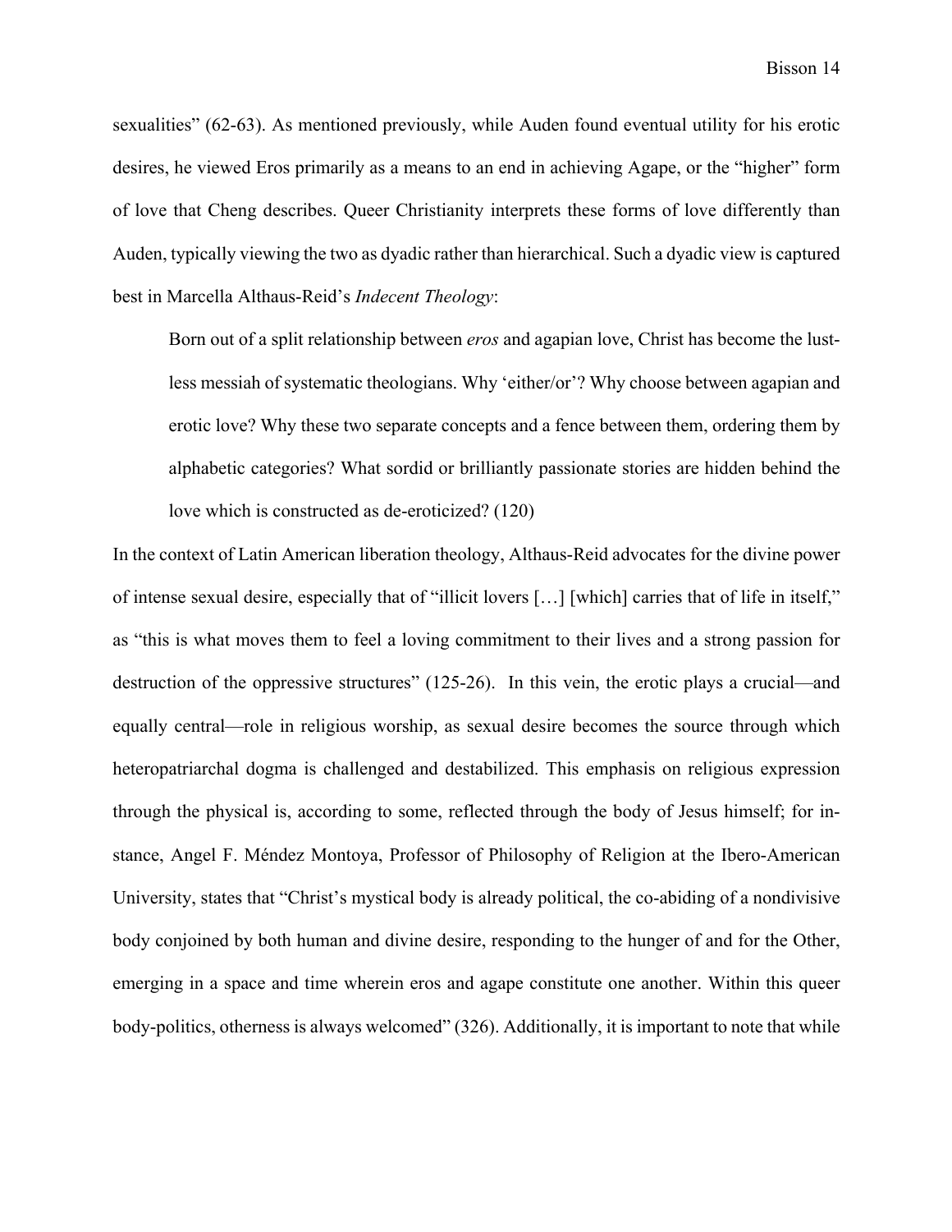sexualities" (62-63). As mentioned previously, while Auden found eventual utility for his erotic desires, he viewed Eros primarily as a means to an end in achieving Agape, or the "higher" form of love that Cheng describes. Queer Christianity interprets these forms of love differently than Auden, typically viewing the two as dyadic rather than hierarchical. Such a dyadic view is captured best in Marcella Althaus-Reid's *Indecent Theology*:

> Born out of a split relationship between *eros* and agapian love, Christ has become the lust-less messiah of systematic theologians. Why 'either/or'? Why choose between agapian and erotic love? Why these two separate concepts and a fence between them, ordering them by alphabetic categories? What sordid or brilliantly passionate stories are hidden behind the love which is constructed as de-eroticized? (120)

In the context of Latin American liberation theology, Althaus-Reid advocates for the divine power of intense sexual desire, especially that of "illicit lovers […] [which] carries that of life in itself," as "this is what moves them to feel a loving commitment to their lives and a strong passion for destruction of the oppressive structures" (125-26). In this vein, the erotic plays a crucial—and equally central—role in religious worship, as sexual desire becomes the source through which heteropatriarchal dogma is challenged and destabilized. This emphasis on religious expression through the physical is, according to some, reflected through the body of Jesus himself; for instance, Angel F. Méndez Montoya, Professor of Philosophy of Religion at the Ibero-American University, states that "Christ's mystical body is already political, the co-abiding of a nondivisive body conjoined by both human and divine desire, responding to the hunger of and for the Other, emerging in a space and time wherein eros and agape constitute one another. Within this queer body-politics, otherness is always welcomed" (326). Additionally, it is important to note that while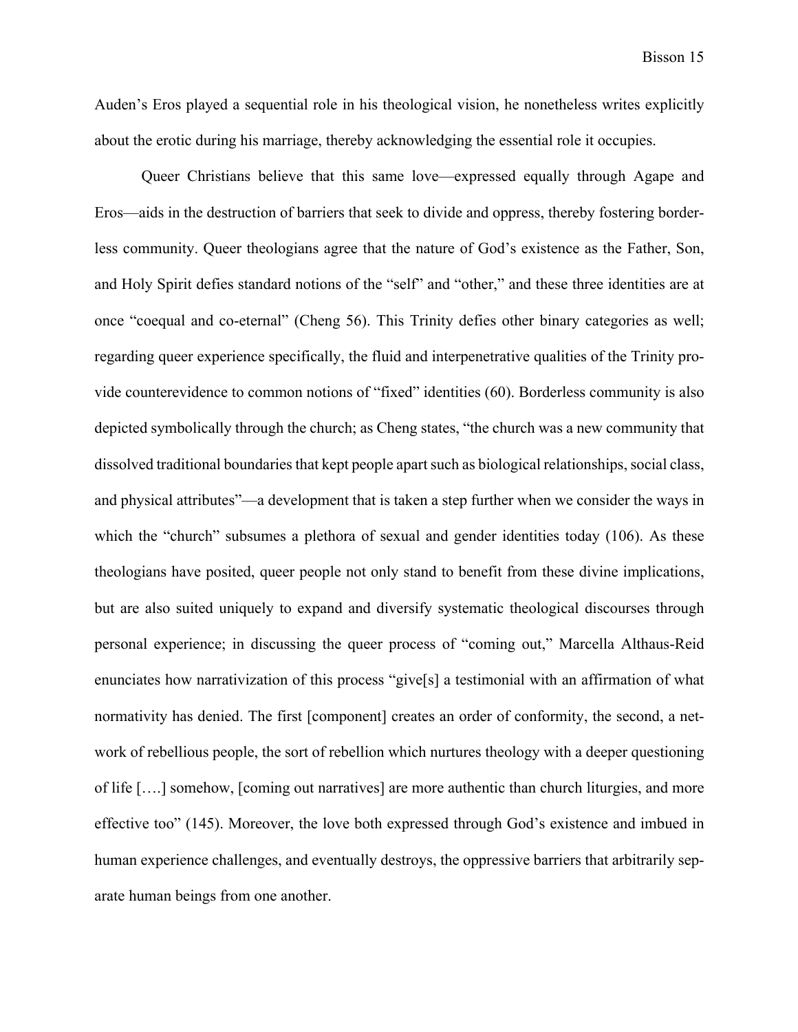Auden's Eros played a sequential role in his theological vision, he nonetheless writes explicitly about the erotic during his marriage, thereby acknowledging the essential role it occupies.

Queer Christians believe that this same love—expressed equally through Agape and Eros—aids in the destruction of barriers that seek to divide and oppress, thereby fostering borderless community. Queer theologians agree that the nature of God's existence as the Father, Son, and Holy Spirit defies standard notions of the "self" and "other," and these three identities are at once "coequal and co-eternal" (Cheng 56). This Trinity defies other binary categories as well; regarding queer experience specifically, the fluid and interpenetrative qualities of the Trinity provide counterevidence to common notions of "fixed" identities (60). Borderless community is also depicted symbolically through the church; as Cheng states, "the church was a new community that dissolved traditional boundaries that kept people apart such as biological relationships, social class, and physical attributes"—a development that is taken a step further when we consider the ways in which the "church" subsumes a plethora of sexual and gender identities today (106). As these theologians have posited, queer people not only stand to benefit from these divine implications, but are also suited uniquely to expand and diversify systematic theological discourses through personal experience; in discussing the queer process of "coming out," Marcella Althaus-Reid enunciates how narrativization of this process "give[s] a testimonial with an affirmation of what normativity has denied. The first [component] creates an order of conformity, the second, a network of rebellious people, the sort of rebellion which nurtures theology with a deeper questioning of life [….] somehow, [coming out narratives] are more authentic than church liturgies, and more effective too" (145). Moreover, the love both expressed through God's existence and imbued in human experience challenges, and eventually destroys, the oppressive barriers that arbitrarily separate human beings from one another.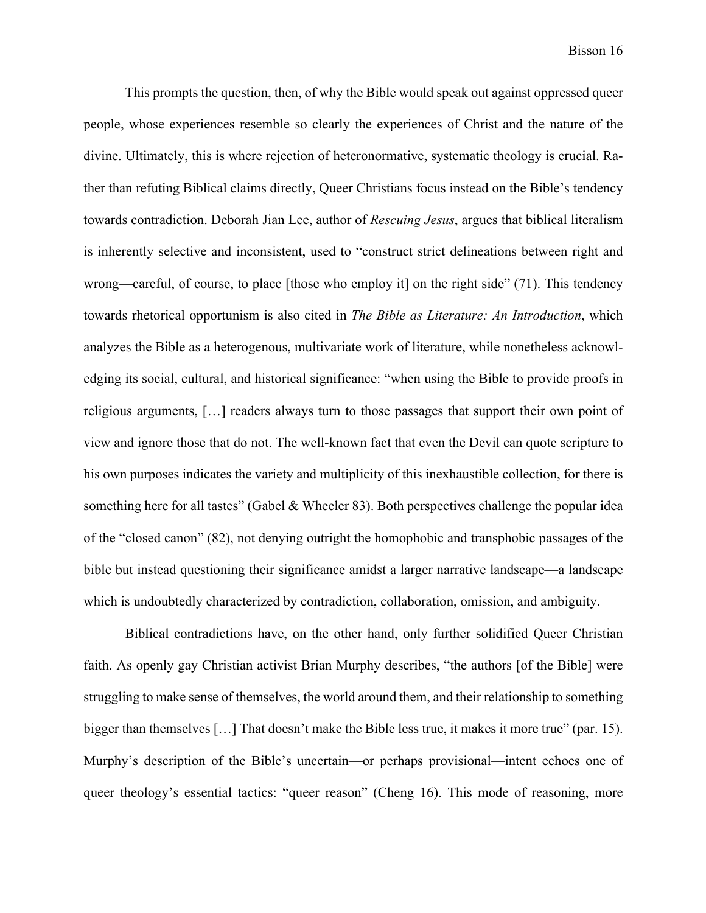This prompts the question, then, of why the Bible would speak out against oppressed queer people, whose experiences resemble so clearly the experiences of Christ and the nature of the divine. Ultimately, this is where rejection of heteronormative, systematic theology is crucial. Rather than refuting Biblical claims directly, Queer Christians focus instead on the Bible's tendency towards contradiction. Deborah Jian Lee, author of *Rescuing Jesus*, argues that biblical literalism is inherently selective and inconsistent, used to "construct strict delineations between right and wrong—careful, of course, to place [those who employ it] on the right side" (71). This tendency towards rhetorical opportunism is also cited in *The Bible as Literature: An Introduction*, which analyzes the Bible as a heterogenous, multivariate work of literature, while nonetheless acknowledging its social, cultural, and historical significance: "when using the Bible to provide proofs in religious arguments, […] readers always turn to those passages that support their own point of view and ignore those that do not. The well-known fact that even the Devil can quote scripture to his own purposes indicates the variety and multiplicity of this inexhaustible collection, for there is something here for all tastes" (Gabel & Wheeler 83). Both perspectives challenge the popular idea of the "closed canon" (82), not denying outright the homophobic and transphobic passages of the bible but instead questioning their significance amidst a larger narrative landscape—a landscape which is undoubtedly characterized by contradiction, collaboration, omission, and ambiguity.

Biblical contradictions have, on the other hand, only further solidified Queer Christian faith. As openly gay Christian activist Brian Murphy describes, "the authors [of the Bible] were struggling to make sense of themselves, the world around them, and their relationship to something bigger than themselves […] That doesn't make the Bible less true, it makes it more true" (par. 15). Murphy's description of the Bible's uncertain—or perhaps provisional—intent echoes one of queer theology's essential tactics: "queer reason" (Cheng 16). This mode of reasoning, more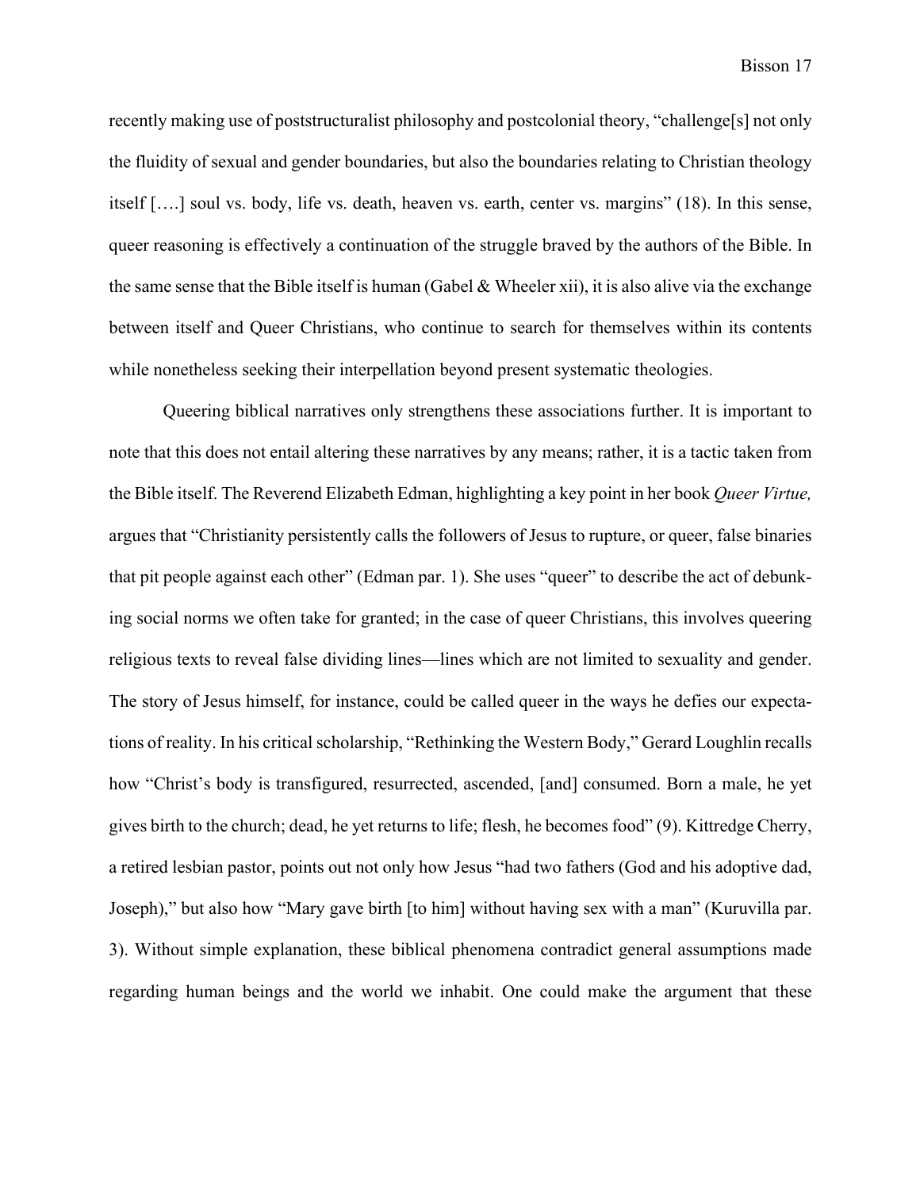recently making use of poststructuralist philosophy and postcolonial theory, "challenge[s] not only the fluidity of sexual and gender boundaries, but also the boundaries relating to Christian theology itself [….] soul vs. body, life vs. death, heaven vs. earth, center vs. margins" (18). In this sense, queer reasoning is effectively a continuation of the struggle braved by the authors of the Bible. In the same sense that the Bible itself is human (Gabel & Wheeler xii), it is also alive via the exchange between itself and Queer Christians, who continue to search for themselves within its contents while nonetheless seeking their interpellation beyond present systematic theologies.

Queering biblical narratives only strengthens these associations further. It is important to note that this does not entail altering these narratives by any means; rather, it is a tactic taken from the Bible itself. The Reverend Elizabeth Edman, highlighting a key point in her book *Queer Virtue,* argues that "Christianity persistently calls the followers of Jesus to rupture, or queer, false binaries that pit people against each other" (Edman par. 1). She uses "queer" to describe the act of debunking social norms we often take for granted; in the case of queer Christians, this involves queering religious texts to reveal false dividing lines—lines which are not limited to sexuality and gender. The story of Jesus himself, for instance, could be called queer in the ways he defies our expectations of reality. In his critical scholarship, "Rethinking the Western Body," Gerard Loughlin recalls how "Christ's body is transfigured, resurrected, ascended, [and] consumed. Born a male, he yet gives birth to the church; dead, he yet returns to life; flesh, he becomes food" (9). Kittredge Cherry, a retired lesbian pastor, points out not only how Jesus "had two fathers (God and his adoptive dad, Joseph)," but also how "Mary gave birth [to him] without having sex with a man" (Kuruvilla par. 3). Without simple explanation, these biblical phenomena contradict general assumptions made regarding human beings and the world we inhabit. One could make the argument that these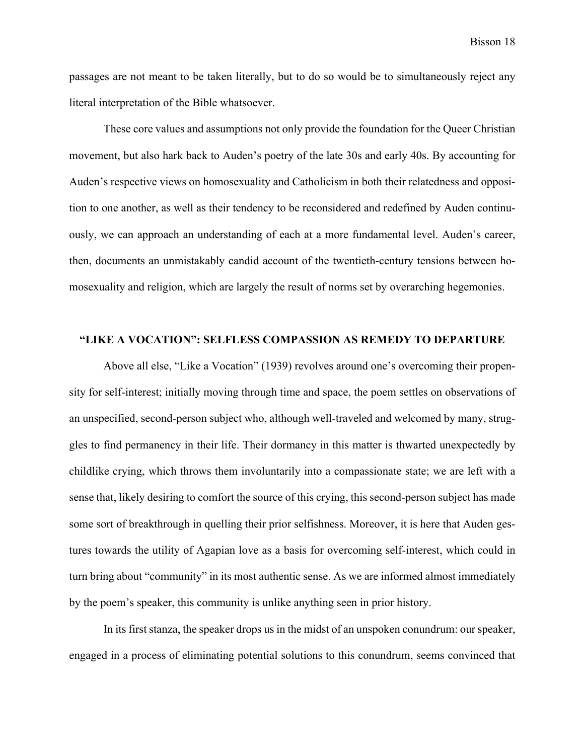passages are not meant to be taken literally, but to do so would be to simultaneously reject any literal interpretation of the Bible whatsoever.

These core values and assumptions not only provide the foundation for the Queer Christian movement, but also hark back to Auden's poetry of the late 30s and early 40s. By accounting for Auden's respective views on homosexuality and Catholicism in both their relatedness and opposition to one another, as well as their tendency to be reconsidered and redefined by Auden continuously, we can approach an understanding of each at a more fundamental level. Auden's career, then, documents an unmistakably candid account of the twentieth-century tensions between homosexuality and religion, which are largely the result of norms set by overarching hegemonies.

## "LIKE A VOCATION": SELFLESS COMPASSION AS REMEDY TO DEPARTURE

Above all else, "Like a Vocation" (1939) revolves around one's overcoming their propensity for self-interest; initially moving through time and space, the poem settles on observations of an unspecified, second-person subject who, although well-traveled and welcomed by many, struggles to find permanency in their life. Their dormancy in this matter is thwarted unexpectedly by childlike crying, which throws them involuntarily into a compassionate state; we are left with a sense that, likely desiring to comfort the source of this crying, this second-person subject has made some sort of breakthrough in quelling their prior selfishness. Moreover, it is here that Auden gestures towards the utility of Agapian love as a basis for overcoming self-interest, which could in turn bring about "community" in its most authentic sense. As we are informed almost immediately by the poem's speaker, this community is unlike anything seen in prior history.

In its first stanza, the speaker drops us in the midst of an unspoken conundrum: our speaker, engaged in a process of eliminating potential solutions to this conundrum, seems convinced that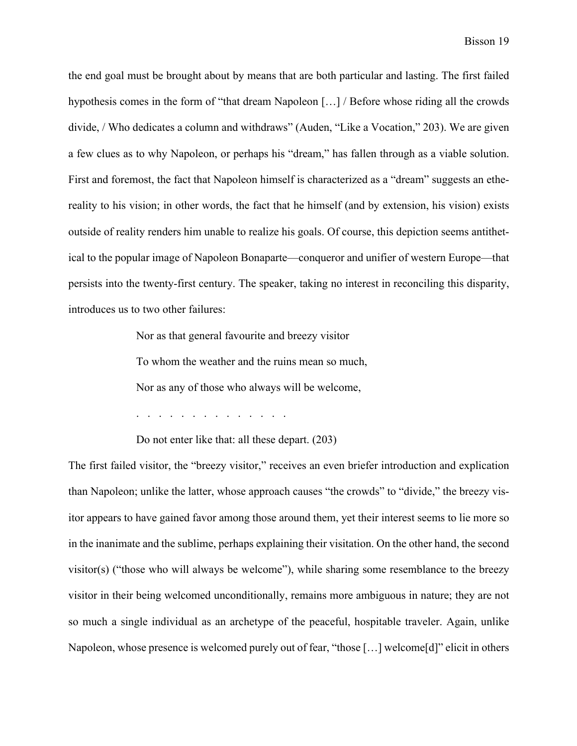the end goal must be brought about by means that are both particular and lasting. The first failed hypothesis comes in the form of "that dream Napoleon […] / Before whose riding all the crowds divide, / Who dedicates a column and withdraws" (Auden, "Like a Vocation," 203). We are given a few clues as to why Napoleon, or perhaps his "dream," has fallen through as a viable solution. First and foremost, the fact that Napoleon himself is characterized as a "dream" suggests an ethereality to his vision; in other words, the fact that he himself (and by extension, his vision) exists outside of reality renders him unable to realize his goals. Of course, this depiction seems antithetical to the popular image of Napoleon Bonaparte—conqueror and unifier of western Europe—that persists into the twenty-first century. The speaker, taking no interest in reconciling this disparity, introduces us to two other failures:

> Nor as that general favourite and breezy visitor
>
> To whom the weather and the ruins mean so much,
>
> Nor as any of those who always will be welcome,
>
> . . . . . . . . . . . . . . .
>
> Do not enter like that: all these depart. (203)

The first failed visitor, the "breezy visitor," receives an even briefer introduction and explication than Napoleon; unlike the latter, whose approach causes "the crowds" to "divide," the breezy visitor appears to have gained favor among those around them, yet their interest seems to lie more so in the inanimate and the sublime, perhaps explaining their visitation. On the other hand, the second visitor(s) ("those who will always be welcome"), while sharing some resemblance to the breezy visitor in their being welcomed unconditionally, remains more ambiguous in nature; they are not so much a single individual as an archetype of the peaceful, hospitable traveler. Again, unlike Napoleon, whose presence is welcomed purely out of fear, "those […] welcome[d]" elicit in others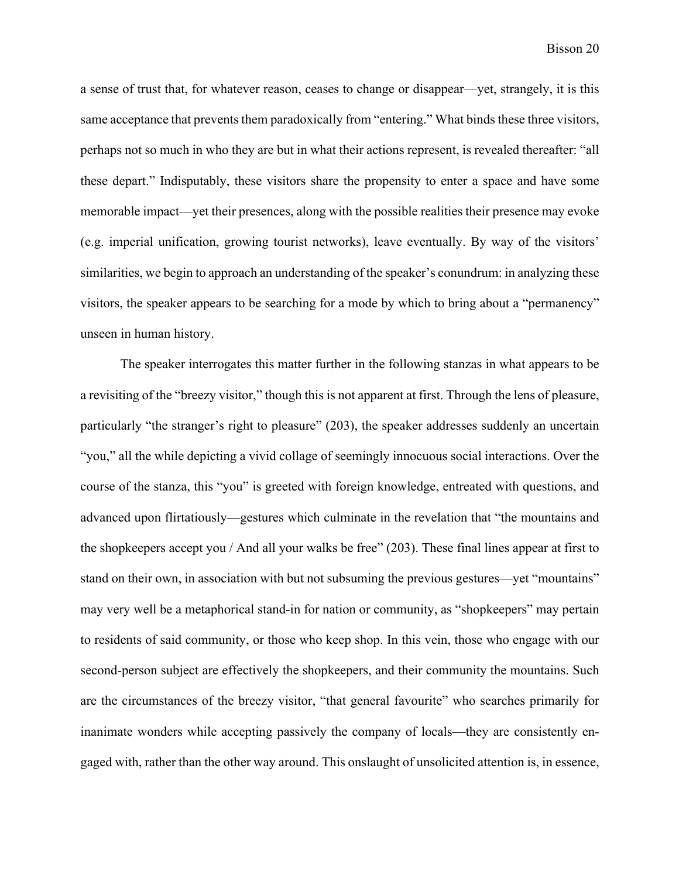a sense of trust that, for whatever reason, ceases to change or disappear—yet, strangely, it is this same acceptance that prevents them paradoxically from "entering." What binds these three visitors, perhaps not so much in who they are but in what their actions represent, is revealed thereafter: "all these depart." Indisputably, these visitors share the propensity to enter a space and have some memorable impact—yet their presences, along with the possible realities their presence may evoke (e.g. imperial unification, growing tourist networks), leave eventually. By way of the visitors' similarities, we begin to approach an understanding of the speaker's conundrum: in analyzing these visitors, the speaker appears to be searching for a mode by which to bring about a "permanency" unseen in human history.

The speaker interrogates this matter further in the following stanzas in what appears to be a revisiting of the "breezy visitor," though this is not apparent at first. Through the lens of pleasure, particularly "the stranger's right to pleasure" (203), the speaker addresses suddenly an uncertain "you," all the while depicting a vivid collage of seemingly innocuous social interactions. Over the course of the stanza, this "you" is greeted with foreign knowledge, entreated with questions, and advanced upon flirtatiously—gestures which culminate in the revelation that "the mountains and the shopkeepers accept you / And all your walks be free" (203). These final lines appear at first to stand on their own, in association with but not subsuming the previous gestures—yet "mountains" may very well be a metaphorical stand-in for nation or community, as "shopkeepers" may pertain to residents of said community, or those who keep shop. In this vein, those who engage with our second-person subject are effectively the shopkeepers, and their community the mountains. Such are the circumstances of the breezy visitor, "that general favourite" who searches primarily for inanimate wonders while accepting passively the company of locals—they are consistently engaged with, rather than the other way around. This onslaught of unsolicited attention is, in essence,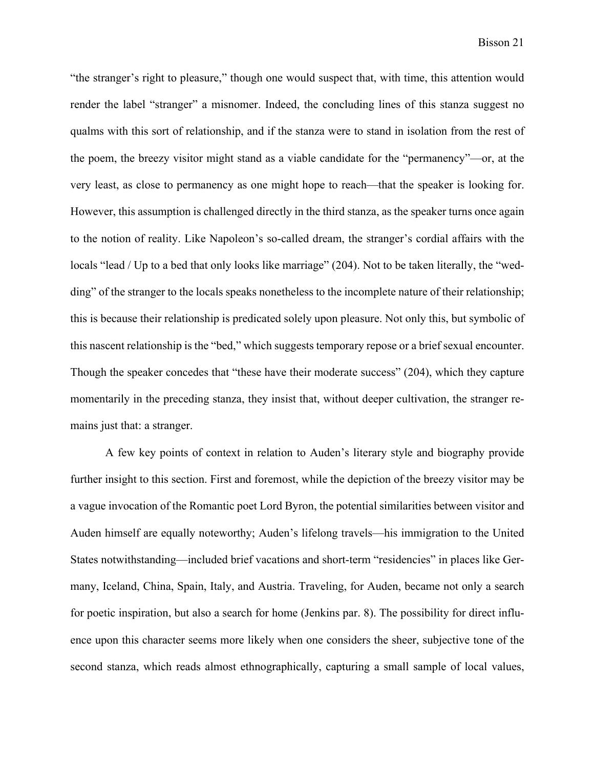"the stranger's right to pleasure," though one would suspect that, with time, this attention would render the label "stranger" a misnomer. Indeed, the concluding lines of this stanza suggest no qualms with this sort of relationship, and if the stanza were to stand in isolation from the rest of the poem, the breezy visitor might stand as a viable candidate for the "permanency"—or, at the very least, as close to permanency as one might hope to reach—that the speaker is looking for. However, this assumption is challenged directly in the third stanza, as the speaker turns once again to the notion of reality. Like Napoleon's so-called dream, the stranger's cordial affairs with the locals "lead / Up to a bed that only looks like marriage" (204). Not to be taken literally, the "wedding" of the stranger to the locals speaks nonetheless to the incomplete nature of their relationship; this is because their relationship is predicated solely upon pleasure. Not only this, but symbolic of this nascent relationship is the "bed," which suggests temporary repose or a brief sexual encounter. Though the speaker concedes that "these have their moderate success" (204), which they capture momentarily in the preceding stanza, they insist that, without deeper cultivation, the stranger remains just that: a stranger.

A few key points of context in relation to Auden's literary style and biography provide further insight to this section. First and foremost, while the depiction of the breezy visitor may be a vague invocation of the Romantic poet Lord Byron, the potential similarities between visitor and Auden himself are equally noteworthy; Auden's lifelong travels—his immigration to the United States notwithstanding—included brief vacations and short-term "residencies" in places like Germany, Iceland, China, Spain, Italy, and Austria. Traveling, for Auden, became not only a search for poetic inspiration, but also a search for home (Jenkins par. 8). The possibility for direct influence upon this character seems more likely when one considers the sheer, subjective tone of the second stanza, which reads almost ethnographically, capturing a small sample of local values,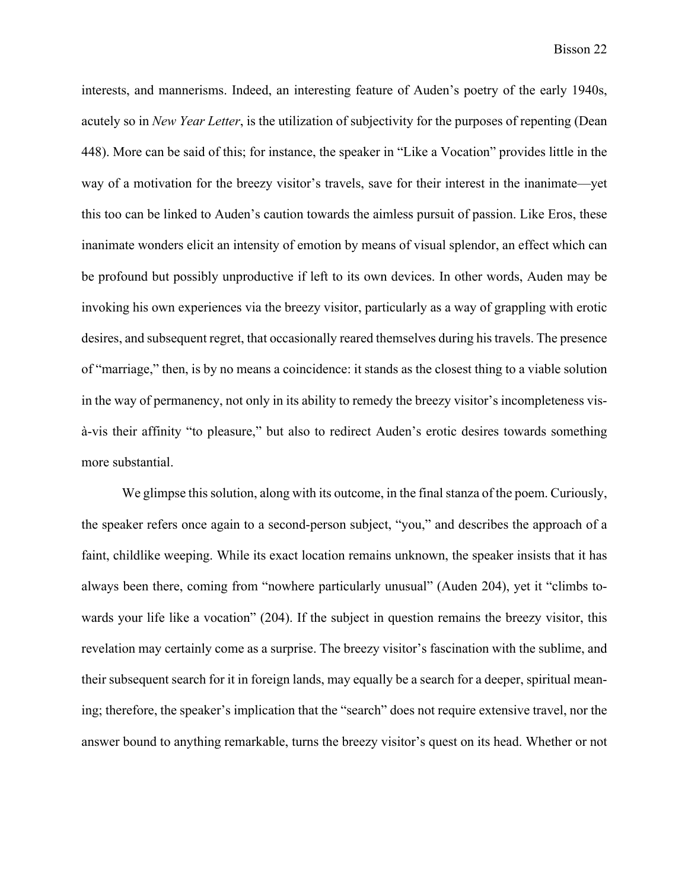interests, and mannerisms. Indeed, an interesting feature of Auden's poetry of the early 1940s, acutely so in *New Year Letter*, is the utilization of subjectivity for the purposes of repenting (Dean 448). More can be said of this; for instance, the speaker in "Like a Vocation" provides little in the way of a motivation for the breezy visitor's travels, save for their interest in the inanimate—yet this too can be linked to Auden's caution towards the aimless pursuit of passion. Like Eros, these inanimate wonders elicit an intensity of emotion by means of visual splendor, an effect which can be profound but possibly unproductive if left to its own devices. In other words, Auden may be invoking his own experiences via the breezy visitor, particularly as a way of grappling with erotic desires, and subsequent regret, that occasionally reared themselves during his travels. The presence of "marriage," then, is by no means a coincidence: it stands as the closest thing to a viable solution in the way of permanency, not only in its ability to remedy the breezy visitor's incompleteness vis-à-vis their affinity "to pleasure," but also to redirect Auden's erotic desires towards something more substantial.

We glimpse this solution, along with its outcome, in the final stanza of the poem. Curiously, the speaker refers once again to a second-person subject, "you," and describes the approach of a faint, childlike weeping. While its exact location remains unknown, the speaker insists that it has always been there, coming from "nowhere particularly unusual" (Auden 204), yet it "climbs towards your life like a vocation" (204). If the subject in question remains the breezy visitor, this revelation may certainly come as a surprise. The breezy visitor's fascination with the sublime, and their subsequent search for it in foreign lands, may equally be a search for a deeper, spiritual meaning; therefore, the speaker's implication that the "search" does not require extensive travel, nor the answer bound to anything remarkable, turns the breezy visitor's quest on its head. Whether or not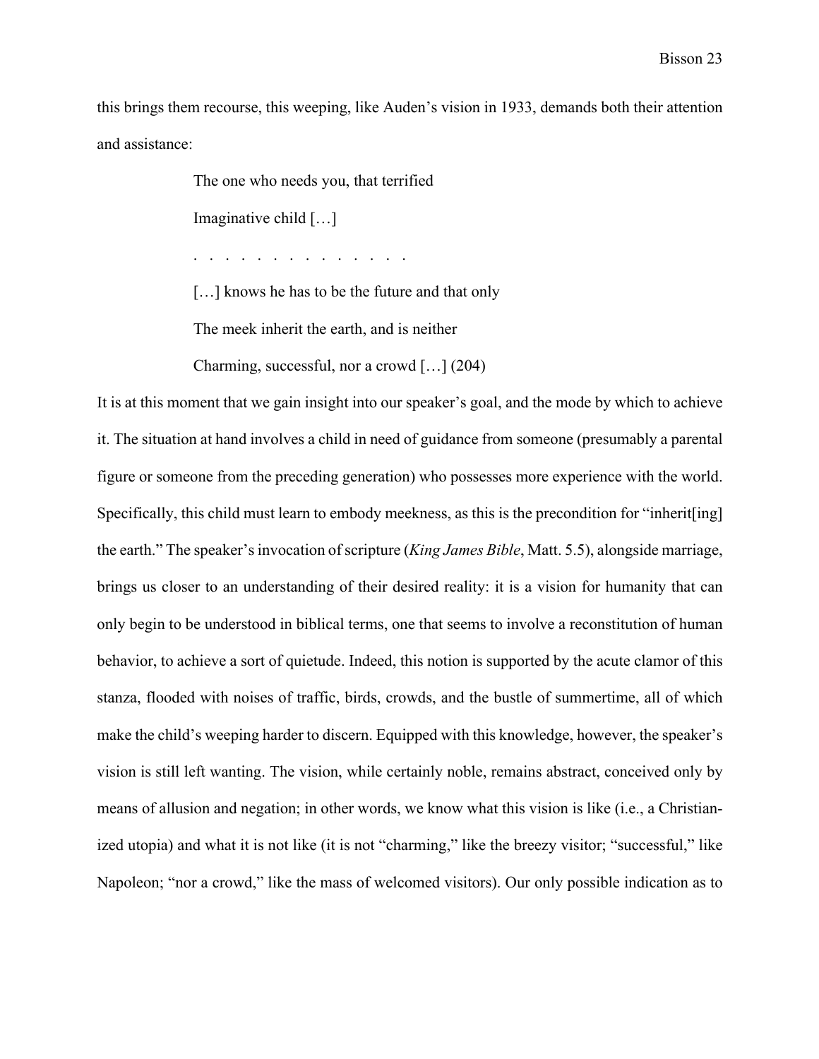this brings them recourse, this weeping, like Auden's vision in 1933, demands both their attention and assistance:

> The one who needs you, that terrified
>
> Imaginative child […]
>
> . . . . . . . . . . . . . .
>
> […] knows he has to be the future and that only
>
> The meek inherit the earth, and is neither
>
> Charming, successful, nor a crowd […] (204)

It is at this moment that we gain insight into our speaker's goal, and the mode by which to achieve it. The situation at hand involves a child in need of guidance from someone (presumably a parental figure or someone from the preceding generation) who possesses more experience with the world. Specifically, this child must learn to embody meekness, as this is the precondition for "inherit[ing] the earth." The speaker's invocation of scripture (*King James Bible*, Matt. 5.5), alongside marriage, brings us closer to an understanding of their desired reality: it is a vision for humanity that can only begin to be understood in biblical terms, one that seems to involve a reconstitution of human behavior, to achieve a sort of quietude. Indeed, this notion is supported by the acute clamor of this stanza, flooded with noises of traffic, birds, crowds, and the bustle of summertime, all of which make the child's weeping harder to discern. Equipped with this knowledge, however, the speaker's vision is still left wanting. The vision, while certainly noble, remains abstract, conceived only by means of allusion and negation; in other words, we know what this vision is like (i.e., a Christian-ized utopia) and what it is not like (it is not "charming," like the breezy visitor; "successful," like Napoleon; "nor a crowd," like the mass of welcomed visitors). Our only possible indication as to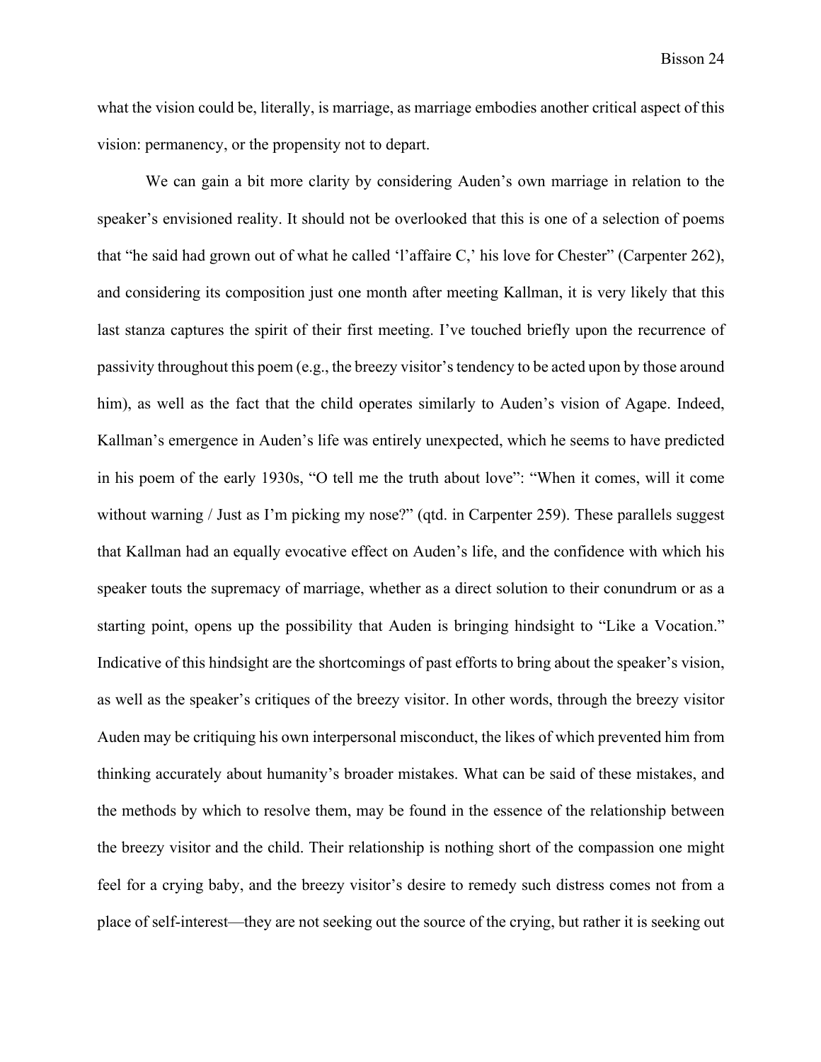what the vision could be, literally, is marriage, as marriage embodies another critical aspect of this vision: permanency, or the propensity not to depart.

We can gain a bit more clarity by considering Auden's own marriage in relation to the speaker's envisioned reality. It should not be overlooked that this is one of a selection of poems that "he said had grown out of what he called 'l'affaire C,' his love for Chester" (Carpenter 262), and considering its composition just one month after meeting Kallman, it is very likely that this last stanza captures the spirit of their first meeting. I've touched briefly upon the recurrence of passivity throughout this poem (e.g., the breezy visitor's tendency to be acted upon by those around him), as well as the fact that the child operates similarly to Auden's vision of Agape. Indeed, Kallman's emergence in Auden's life was entirely unexpected, which he seems to have predicted in his poem of the early 1930s, "O tell me the truth about love": "When it comes, will it come without warning / Just as I'm picking my nose?" (qtd. in Carpenter 259). These parallels suggest that Kallman had an equally evocative effect on Auden's life, and the confidence with which his speaker touts the supremacy of marriage, whether as a direct solution to their conundrum or as a starting point, opens up the possibility that Auden is bringing hindsight to "Like a Vocation." Indicative of this hindsight are the shortcomings of past efforts to bring about the speaker's vision, as well as the speaker's critiques of the breezy visitor. In other words, through the breezy visitor Auden may be critiquing his own interpersonal misconduct, the likes of which prevented him from thinking accurately about humanity's broader mistakes. What can be said of these mistakes, and the methods by which to resolve them, may be found in the essence of the relationship between the breezy visitor and the child. Their relationship is nothing short of the compassion one might feel for a crying baby, and the breezy visitor's desire to remedy such distress comes not from a place of self-interest—they are not seeking out the source of the crying, but rather it is seeking out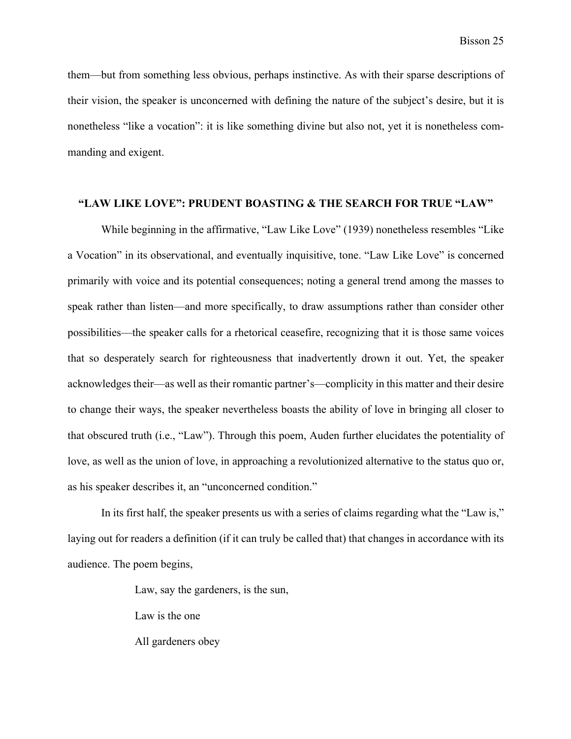them—but from something less obvious, perhaps instinctive. As with their sparse descriptions of their vision, the speaker is unconcerned with defining the nature of the subject's desire, but it is nonetheless "like a vocation": it is like something divine but also not, yet it is nonetheless commanding and exigent.

### "LAW LIKE LOVE": PRUDENT BOASTING & THE SEARCH FOR TRUE "LAW"

While beginning in the affirmative, "Law Like Love" (1939) nonetheless resembles "Like a Vocation" in its observational, and eventually inquisitive, tone. "Law Like Love" is concerned primarily with voice and its potential consequences; noting a general trend among the masses to speak rather than listen—and more specifically, to draw assumptions rather than consider other possibilities—the speaker calls for a rhetorical ceasefire, recognizing that it is those same voices that so desperately search for righteousness that inadvertently drown it out. Yet, the speaker acknowledges their—as well as their romantic partner's—complicity in this matter and their desire to change their ways, the speaker nevertheless boasts the ability of love in bringing all closer to that obscured truth (i.e., "Law"). Through this poem, Auden further elucidates the potentiality of love, as well as the union of love, in approaching a revolutionized alternative to the status quo or, as his speaker describes it, an "unconcerned condition."

In its first half, the speaker presents us with a series of claims regarding what the "Law is," laying out for readers a definition (if it can truly be called that) that changes in accordance with its audience. The poem begins,

> Law, say the gardeners, is the sun,
>
> Law is the one
>
> All gardeners obey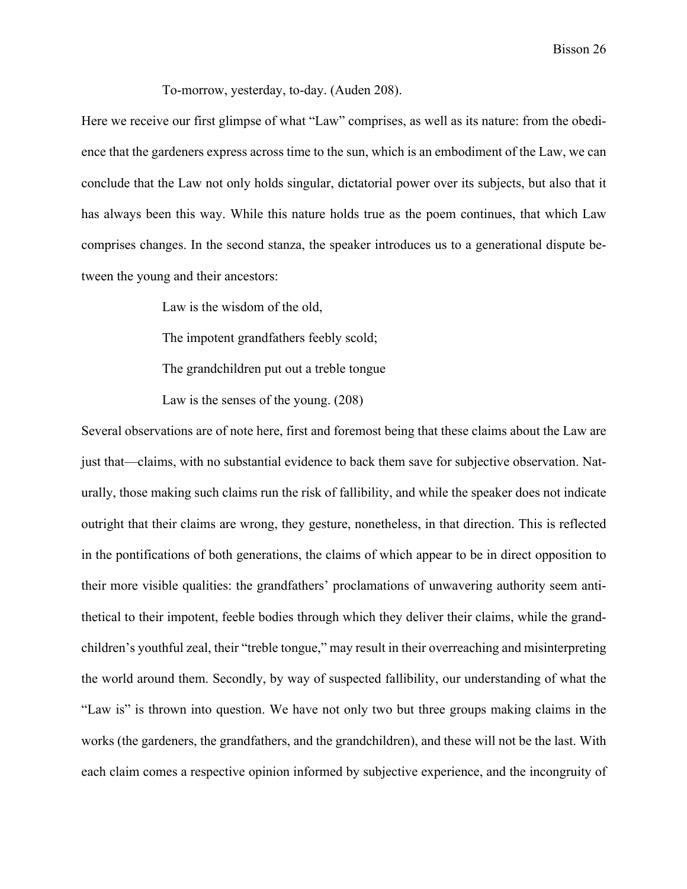To-morrow, yesterday, to-day. (Auden 208).

Here we receive our first glimpse of what "Law" comprises, as well as its nature: from the obedience that the gardeners express across time to the sun, which is an embodiment of the Law, we can conclude that the Law not only holds singular, dictatorial power over its subjects, but also that it has always been this way. While this nature holds true as the poem continues, that which Law comprises changes. In the second stanza, the speaker introduces us to a generational dispute between the young and their ancestors:

> Law is the wisdom of the old,
>
> The impotent grandfathers feebly scold;
>
> The grandchildren put out a treble tongue
>
> Law is the senses of the young. (208)

Several observations are of note here, first and foremost being that these claims about the Law are just that—claims, with no substantial evidence to back them save for subjective observation. Naturally, those making such claims run the risk of fallibility, and while the speaker does not indicate outright that their claims are wrong, they gesture, nonetheless, in that direction. This is reflected in the pontifications of both generations, the claims of which appear to be in direct opposition to their more visible qualities: the grandfathers' proclamations of unwavering authority seem antithetical to their impotent, feeble bodies through which they deliver their claims, while the grandchildren's youthful zeal, their "treble tongue," may result in their overreaching and misinterpreting the world around them. Secondly, by way of suspected fallibility, our understanding of what the "Law is" is thrown into question. We have not only two but three groups making claims in the works (the gardeners, the grandfathers, and the grandchildren), and these will not be the last. With each claim comes a respective opinion informed by subjective experience, and the incongruity of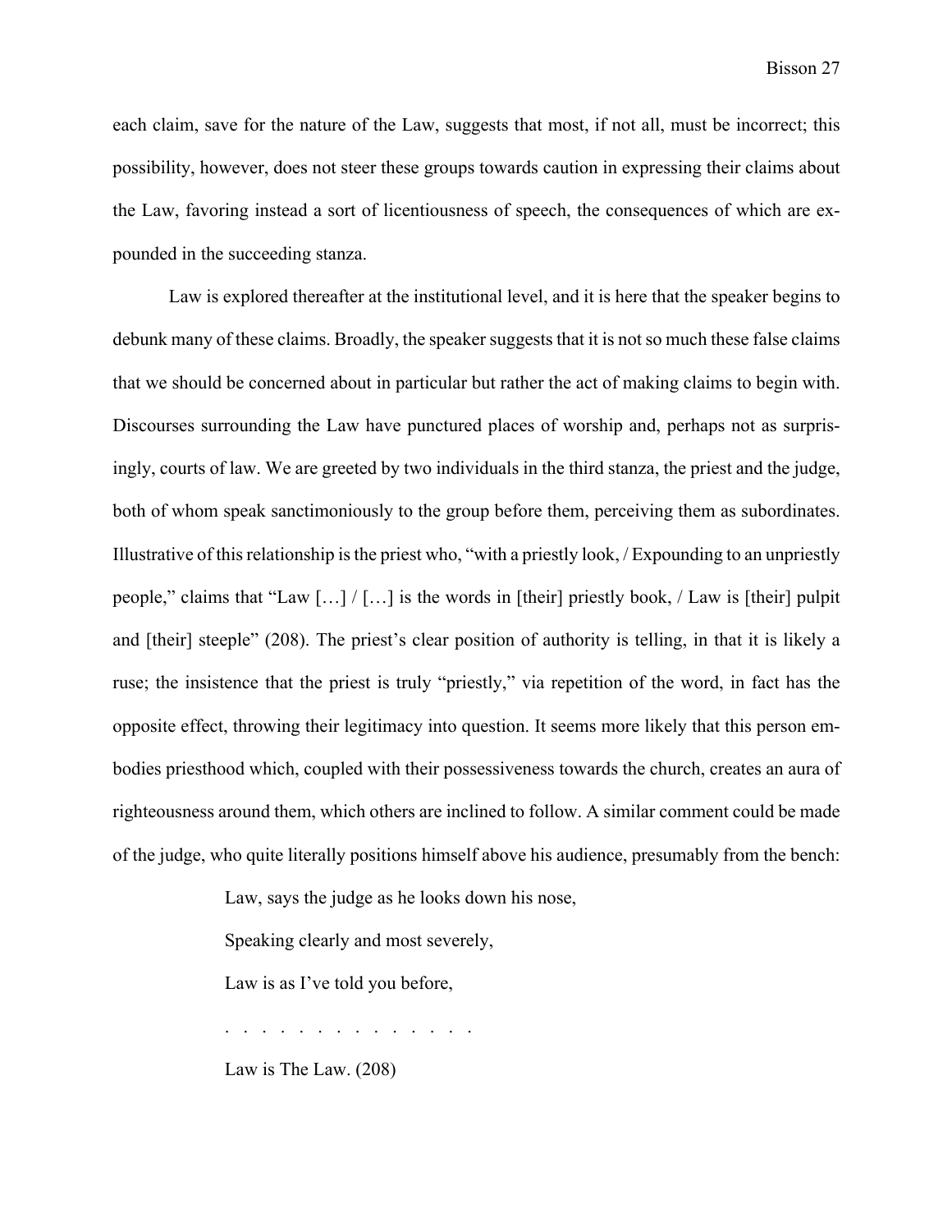each claim, save for the nature of the Law, suggests that most, if not all, must be incorrect; this possibility, however, does not steer these groups towards caution in expressing their claims about the Law, favoring instead a sort of licentiousness of speech, the consequences of which are expounded in the succeeding stanza.

Law is explored thereafter at the institutional level, and it is here that the speaker begins to debunk many of these claims. Broadly, the speaker suggests that it is not so much these false claims that we should be concerned about in particular but rather the act of making claims to begin with. Discourses surrounding the Law have punctured places of worship and, perhaps not as surprisingly, courts of law. We are greeted by two individuals in the third stanza, the priest and the judge, both of whom speak sanctimoniously to the group before them, perceiving them as subordinates. Illustrative of this relationship is the priest who, "with a priestly look, / Expounding to an unpriestly people," claims that "Law […] / […] is the words in [their] priestly book, / Law is [their] pulpit and [their] steeple" (208). The priest's clear position of authority is telling, in that it is likely a ruse; the insistence that the priest is truly "priestly," via repetition of the word, in fact has the opposite effect, throwing their legitimacy into question. It seems more likely that this person embodies priesthood which, coupled with their possessiveness towards the church, creates an aura of righteousness around them, which others are inclined to follow. A similar comment could be made of the judge, who quite literally positions himself above his audience, presumably from the bench:

> Law, says the judge as he looks down his nose,
>
> Speaking clearly and most severely,
>
> Law is as I've told you before,
>
> . . . . . . . . . . . . . .
>
> Law is The Law. (208)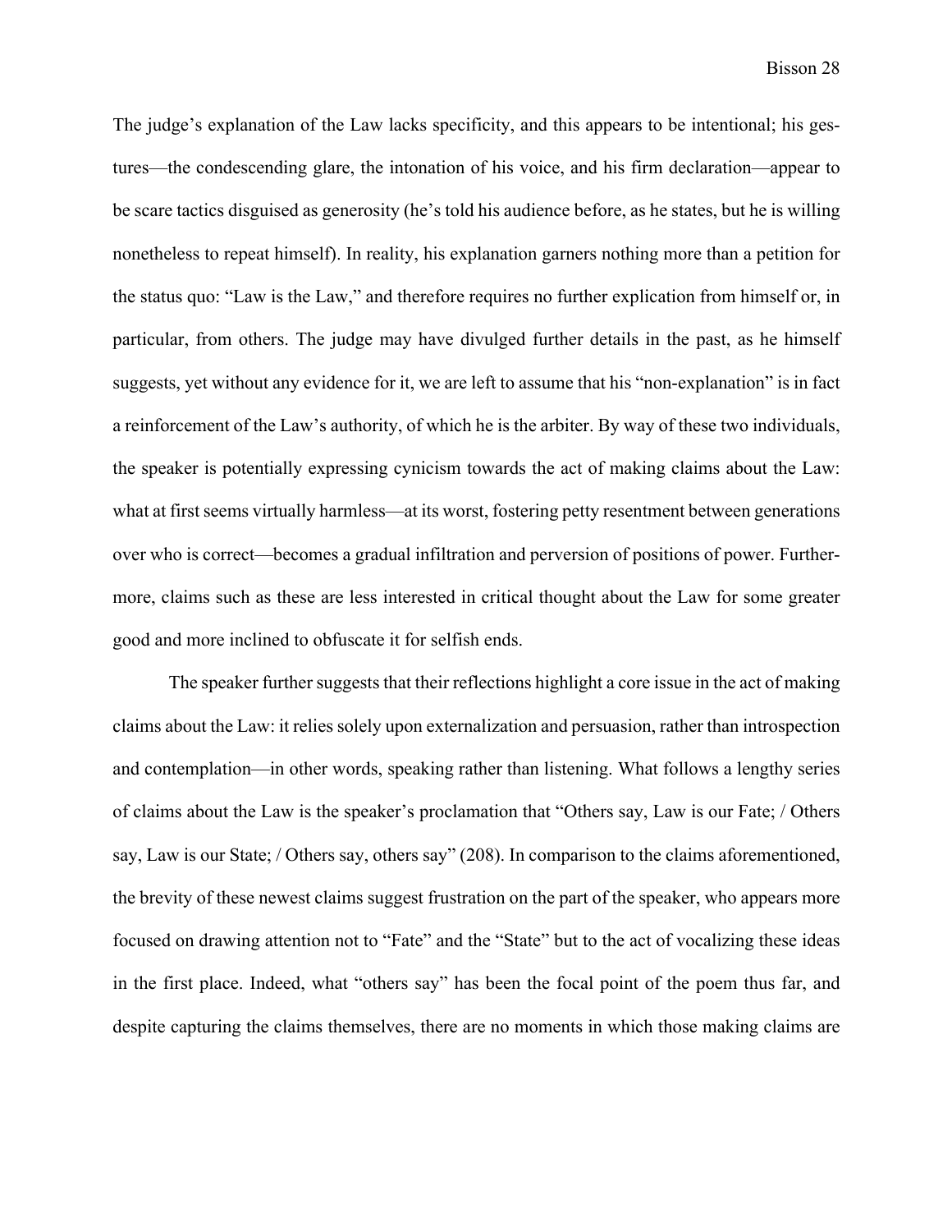The judge's explanation of the Law lacks specificity, and this appears to be intentional; his gestures—the condescending glare, the intonation of his voice, and his firm declaration—appear to be scare tactics disguised as generosity (he's told his audience before, as he states, but he is willing nonetheless to repeat himself). In reality, his explanation garners nothing more than a petition for the status quo: "Law is the Law," and therefore requires no further explication from himself or, in particular, from others. The judge may have divulged further details in the past, as he himself suggests, yet without any evidence for it, we are left to assume that his "non-explanation" is in fact a reinforcement of the Law's authority, of which he is the arbiter. By way of these two individuals, the speaker is potentially expressing cynicism towards the act of making claims about the Law: what at first seems virtually harmless—at its worst, fostering petty resentment between generations over who is correct—becomes a gradual infiltration and perversion of positions of power. Furthermore, claims such as these are less interested in critical thought about the Law for some greater good and more inclined to obfuscate it for selfish ends.

The speaker further suggests that their reflections highlight a core issue in the act of making claims about the Law: it relies solely upon externalization and persuasion, rather than introspection and contemplation—in other words, speaking rather than listening. What follows a lengthy series of claims about the Law is the speaker's proclamation that "Others say, Law is our Fate; / Others say, Law is our State; / Others say, others say" (208). In comparison to the claims aforementioned, the brevity of these newest claims suggest frustration on the part of the speaker, who appears more focused on drawing attention not to "Fate" and the "State" but to the act of vocalizing these ideas in the first place. Indeed, what "others say" has been the focal point of the poem thus far, and despite capturing the claims themselves, there are no moments in which those making claims are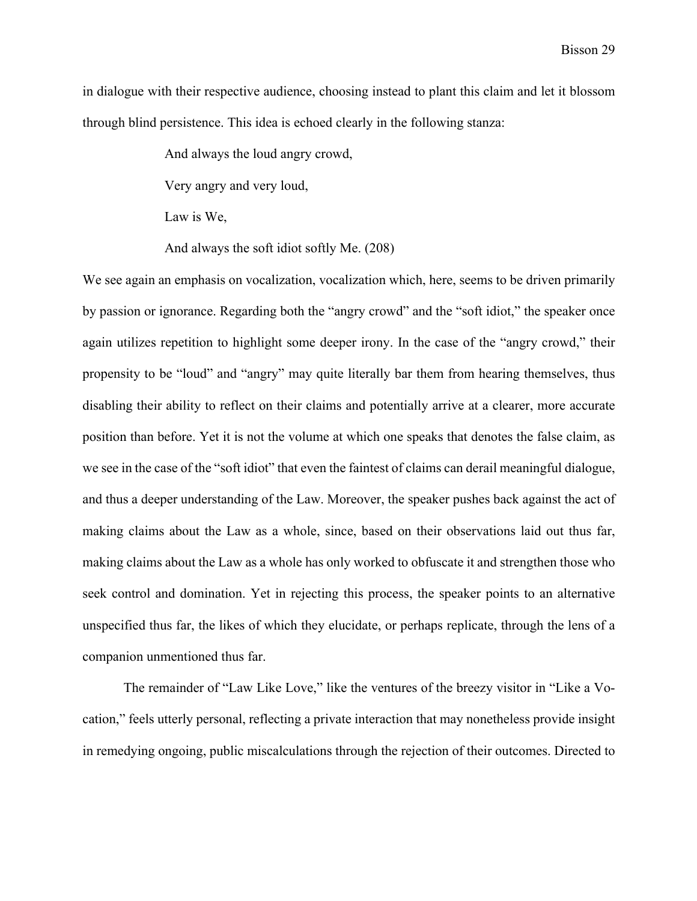in dialogue with their respective audience, choosing instead to plant this claim and let it blossom through blind persistence. This idea is echoed clearly in the following stanza:

> And always the loud angry crowd,
>
> Very angry and very loud,
>
> Law is We,
>
> And always the soft idiot softly Me. (208)

We see again an emphasis on vocalization, vocalization which, here, seems to be driven primarily by passion or ignorance. Regarding both the "angry crowd" and the "soft idiot," the speaker once again utilizes repetition to highlight some deeper irony. In the case of the "angry crowd," their propensity to be "loud" and "angry" may quite literally bar them from hearing themselves, thus disabling their ability to reflect on their claims and potentially arrive at a clearer, more accurate position than before. Yet it is not the volume at which one speaks that denotes the false claim, as we see in the case of the "soft idiot" that even the faintest of claims can derail meaningful dialogue, and thus a deeper understanding of the Law. Moreover, the speaker pushes back against the act of making claims about the Law as a whole, since, based on their observations laid out thus far, making claims about the Law as a whole has only worked to obfuscate it and strengthen those who seek control and domination. Yet in rejecting this process, the speaker points to an alternative unspecified thus far, the likes of which they elucidate, or perhaps replicate, through the lens of a companion unmentioned thus far.

The remainder of "Law Like Love," like the ventures of the breezy visitor in "Like a Vocation," feels utterly personal, reflecting a private interaction that may nonetheless provide insight in remedying ongoing, public miscalculations through the rejection of their outcomes. Directed to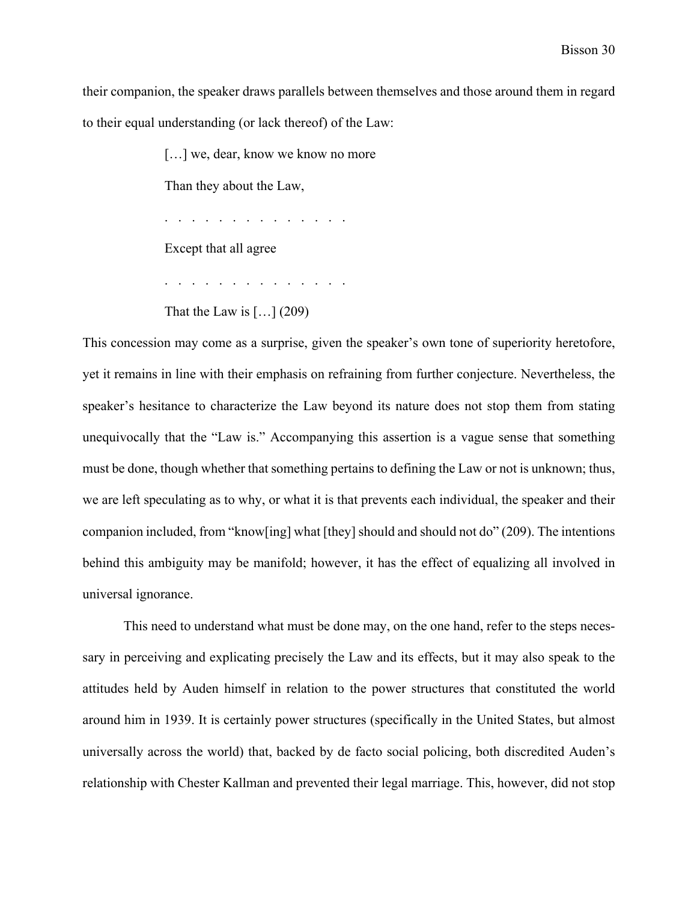their companion, the speaker draws parallels between themselves and those around them in regard to their equal understanding (or lack thereof) of the Law:

> […] we, dear, know we know no more
>
> Than they about the Law,
>
> . . . . . . . . . . . . . .
>
> Except that all agree
>
> . . . . . . . . . . . . . .
>
> That the Law is […] (209)

This concession may come as a surprise, given the speaker's own tone of superiority heretofore, yet it remains in line with their emphasis on refraining from further conjecture. Nevertheless, the speaker's hesitance to characterize the Law beyond its nature does not stop them from stating unequivocally that the "Law is." Accompanying this assertion is a vague sense that something must be done, though whether that something pertains to defining the Law or not is unknown; thus, we are left speculating as to why, or what it is that prevents each individual, the speaker and their companion included, from "know[ing] what [they] should and should not do" (209). The intentions behind this ambiguity may be manifold; however, it has the effect of equalizing all involved in universal ignorance.

This need to understand what must be done may, on the one hand, refer to the steps necessary in perceiving and explicating precisely the Law and its effects, but it may also speak to the attitudes held by Auden himself in relation to the power structures that constituted the world around him in 1939. It is certainly power structures (specifically in the United States, but almost universally across the world) that, backed by de facto social policing, both discredited Auden's relationship with Chester Kallman and prevented their legal marriage. This, however, did not stop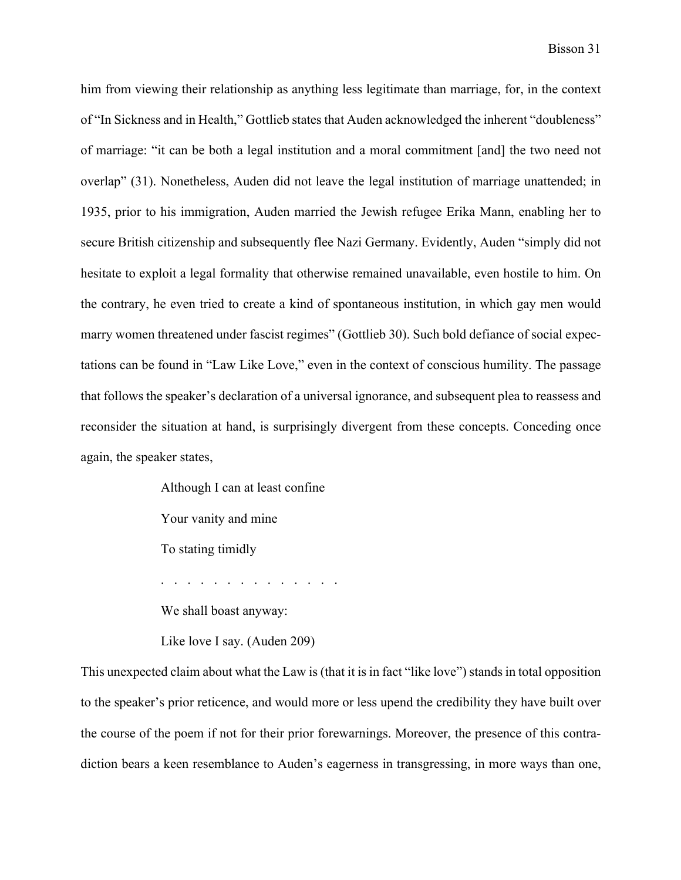him from viewing their relationship as anything less legitimate than marriage, for, in the context of "In Sickness and in Health," Gottlieb states that Auden acknowledged the inherent "doubleness" of marriage: "it can be both a legal institution and a moral commitment [and] the two need not overlap" (31). Nonetheless, Auden did not leave the legal institution of marriage unattended; in 1935, prior to his immigration, Auden married the Jewish refugee Erika Mann, enabling her to secure British citizenship and subsequently flee Nazi Germany. Evidently, Auden "simply did not hesitate to exploit a legal formality that otherwise remained unavailable, even hostile to him. On the contrary, he even tried to create a kind of spontaneous institution, in which gay men would marry women threatened under fascist regimes" (Gottlieb 30). Such bold defiance of social expectations can be found in "Law Like Love," even in the context of conscious humility. The passage that follows the speaker's declaration of a universal ignorance, and subsequent plea to reassess and reconsider the situation at hand, is surprisingly divergent from these concepts. Conceding once again, the speaker states,

> Although I can at least confine
>
> Your vanity and mine
>
> To stating timidly
>
> . . . . . . . . . . . . . . .
>
> We shall boast anyway:
>
> Like love I say. (Auden 209)

This unexpected claim about what the Law is (that it is in fact "like love") stands in total opposition to the speaker's prior reticence, and would more or less upend the credibility they have built over the course of the poem if not for their prior forewarnings. Moreover, the presence of this contradiction bears a keen resemblance to Auden's eagerness in transgressing, in more ways than one,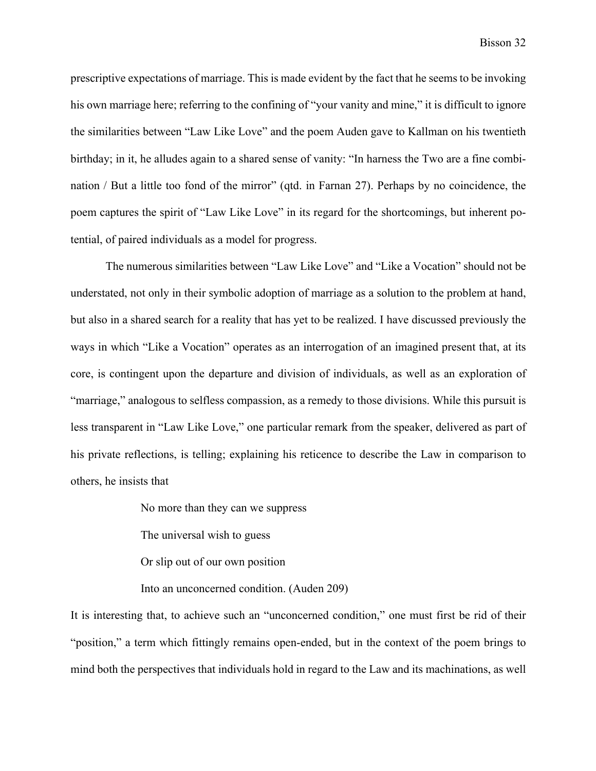prescriptive expectations of marriage. This is made evident by the fact that he seems to be invoking his own marriage here; referring to the confining of "your vanity and mine," it is difficult to ignore the similarities between "Law Like Love" and the poem Auden gave to Kallman on his twentieth birthday; in it, he alludes again to a shared sense of vanity: "In harness the Two are a fine combination / But a little too fond of the mirror" (qtd. in Farnan 27). Perhaps by no coincidence, the poem captures the spirit of "Law Like Love" in its regard for the shortcomings, but inherent potential, of paired individuals as a model for progress.

The numerous similarities between "Law Like Love" and "Like a Vocation" should not be understated, not only in their symbolic adoption of marriage as a solution to the problem at hand, but also in a shared search for a reality that has yet to be realized. I have discussed previously the ways in which "Like a Vocation" operates as an interrogation of an imagined present that, at its core, is contingent upon the departure and division of individuals, as well as an exploration of "marriage," analogous to selfless compassion, as a remedy to those divisions. While this pursuit is less transparent in "Law Like Love," one particular remark from the speaker, delivered as part of his private reflections, is telling; explaining his reticence to describe the Law in comparison to others, he insists that

> No more than they can we suppress
>
> The universal wish to guess
>
> Or slip out of our own position
>
> Into an unconcerned condition. (Auden 209)

It is interesting that, to achieve such an "unconcerned condition," one must first be rid of their "position," a term which fittingly remains open-ended, but in the context of the poem brings to mind both the perspectives that individuals hold in regard to the Law and its machinations, as well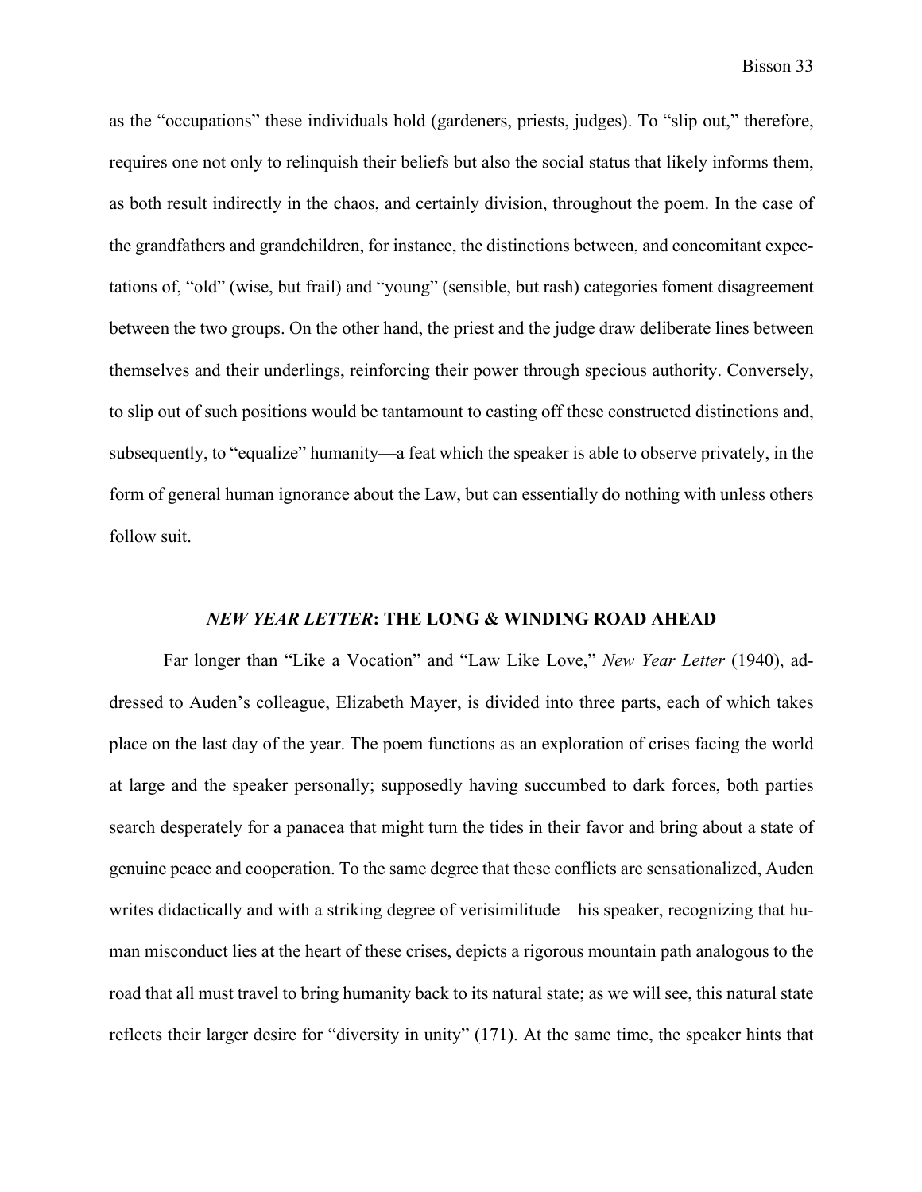as the "occupations" these individuals hold (gardeners, priests, judges). To "slip out," therefore, requires one not only to relinquish their beliefs but also the social status that likely informs them, as both result indirectly in the chaos, and certainly division, throughout the poem. In the case of the grandfathers and grandchildren, for instance, the distinctions between, and concomitant expectations of, "old" (wise, but frail) and "young" (sensible, but rash) categories foment disagreement between the two groups. On the other hand, the priest and the judge draw deliberate lines between themselves and their underlings, reinforcing their power through specious authority. Conversely, to slip out of such positions would be tantamount to casting off these constructed distinctions and, subsequently, to "equalize" humanity—a feat which the speaker is able to observe privately, in the form of general human ignorance about the Law, but can essentially do nothing with unless others follow suit.

## ***NEW YEAR LETTER*: THE LONG & WINDING ROAD AHEAD**

Far longer than "Like a Vocation" and "Law Like Love," *New Year Letter* (1940), addressed to Auden's colleague, Elizabeth Mayer, is divided into three parts, each of which takes place on the last day of the year. The poem functions as an exploration of crises facing the world at large and the speaker personally; supposedly having succumbed to dark forces, both parties search desperately for a panacea that might turn the tides in their favor and bring about a state of genuine peace and cooperation. To the same degree that these conflicts are sensationalized, Auden writes didactically and with a striking degree of verisimilitude—his speaker, recognizing that human misconduct lies at the heart of these crises, depicts a rigorous mountain path analogous to the road that all must travel to bring humanity back to its natural state; as we will see, this natural state reflects their larger desire for "diversity in unity" (171). At the same time, the speaker hints that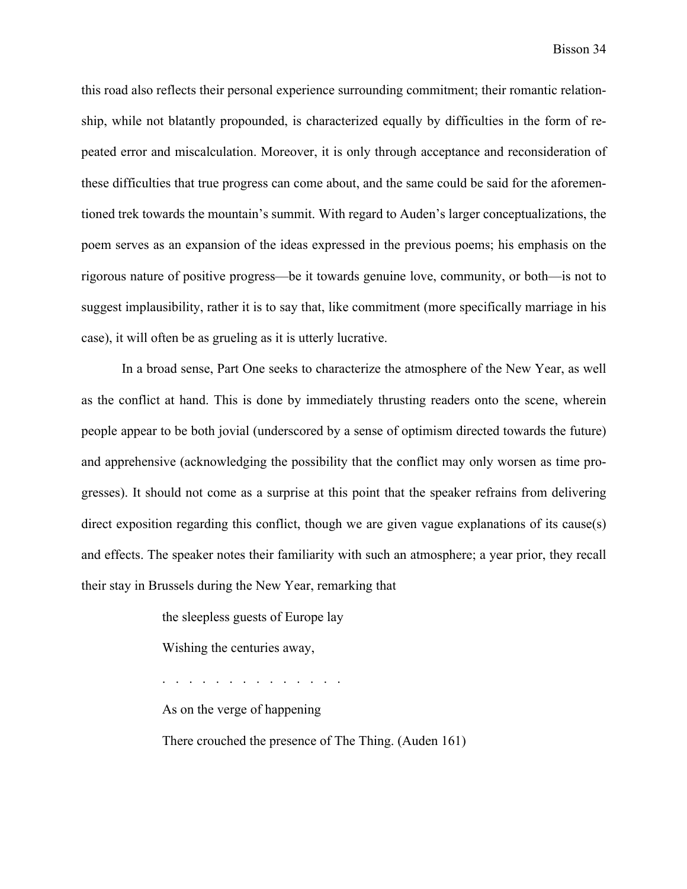this road also reflects their personal experience surrounding commitment; their romantic relationship, while not blatantly propounded, is characterized equally by difficulties in the form of repeated error and miscalculation. Moreover, it is only through acceptance and reconsideration of these difficulties that true progress can come about, and the same could be said for the aforementioned trek towards the mountain's summit. With regard to Auden's larger conceptualizations, the poem serves as an expansion of the ideas expressed in the previous poems; his emphasis on the rigorous nature of positive progress—be it towards genuine love, community, or both—is not to suggest implausibility, rather it is to say that, like commitment (more specifically marriage in his case), it will often be as grueling as it is utterly lucrative.

In a broad sense, Part One seeks to characterize the atmosphere of the New Year, as well as the conflict at hand. This is done by immediately thrusting readers onto the scene, wherein people appear to be both jovial (underscored by a sense of optimism directed towards the future) and apprehensive (acknowledging the possibility that the conflict may only worsen as time progresses). It should not come as a surprise at this point that the speaker refrains from delivering direct exposition regarding this conflict, though we are given vague explanations of its cause(s) and effects. The speaker notes their familiarity with such an atmosphere; a year prior, they recall their stay in Brussels during the New Year, remarking that

> the sleepless guests of Europe lay
>
> Wishing the centuries away,
>
> . . . . . . . . . . . . . .
>
> As on the verge of happening
>
> There crouched the presence of The Thing. (Auden 161)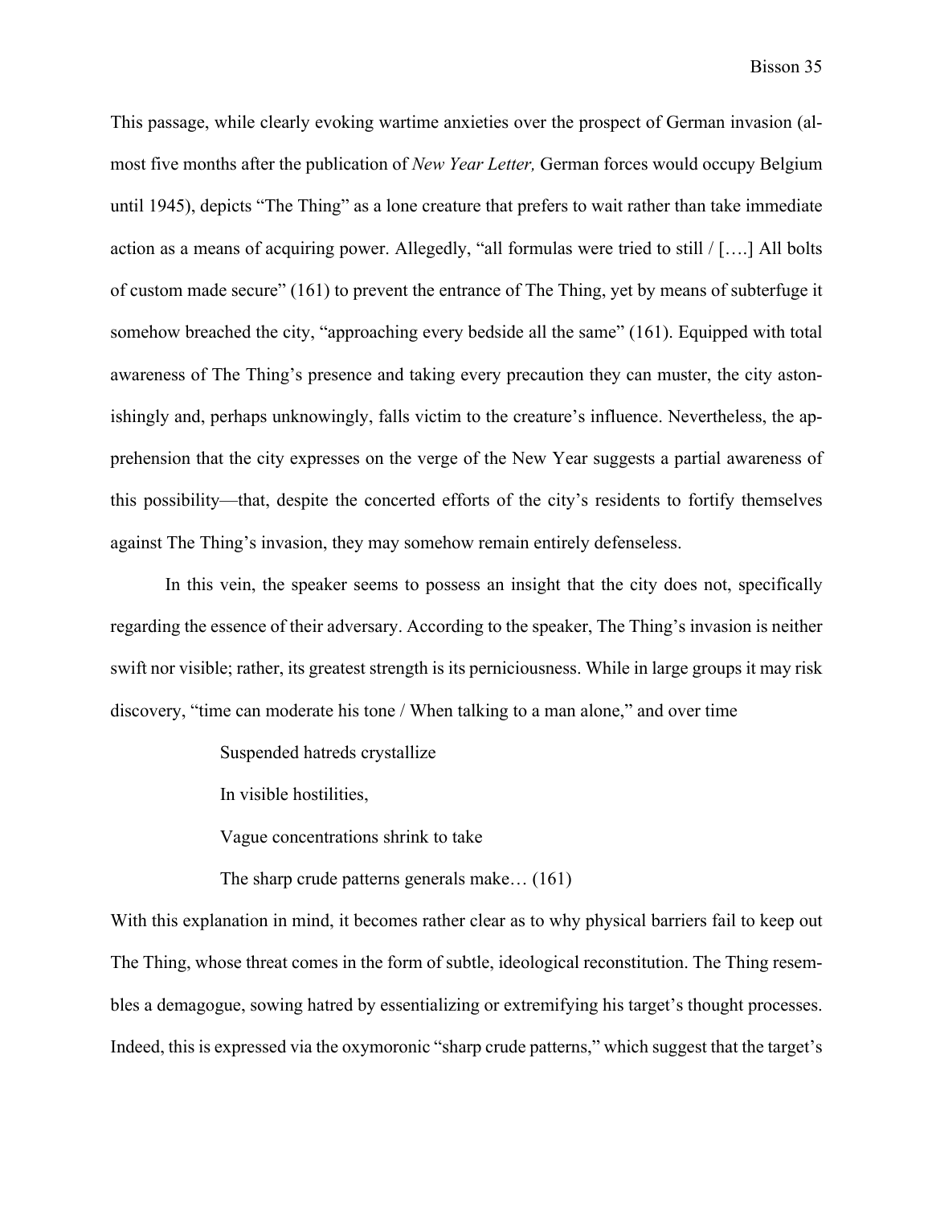This passage, while clearly evoking wartime anxieties over the prospect of German invasion (almost five months after the publication of *New Year Letter,* German forces would occupy Belgium until 1945), depicts "The Thing" as a lone creature that prefers to wait rather than take immediate action as a means of acquiring power. Allegedly, "all formulas were tried to still / [….] All bolts of custom made secure" (161) to prevent the entrance of The Thing, yet by means of subterfuge it somehow breached the city, "approaching every bedside all the same" (161). Equipped with total awareness of The Thing's presence and taking every precaution they can muster, the city astonishingly and, perhaps unknowingly, falls victim to the creature's influence. Nevertheless, the apprehension that the city expresses on the verge of the New Year suggests a partial awareness of this possibility—that, despite the concerted efforts of the city's residents to fortify themselves against The Thing's invasion, they may somehow remain entirely defenseless.

In this vein, the speaker seems to possess an insight that the city does not, specifically regarding the essence of their adversary. According to the speaker, The Thing's invasion is neither swift nor visible; rather, its greatest strength is its perniciousness. While in large groups it may risk discovery, "time can moderate his tone / When talking to a man alone," and over time

> Suspended hatreds crystallize
>
> In visible hostilities,
>
> Vague concentrations shrink to take
>
> The sharp crude patterns generals make… (161)

With this explanation in mind, it becomes rather clear as to why physical barriers fail to keep out The Thing, whose threat comes in the form of subtle, ideological reconstitution. The Thing resembles a demagogue, sowing hatred by essentializing or extremifying his target's thought processes. Indeed, this is expressed via the oxymoronic "sharp crude patterns," which suggest that the target's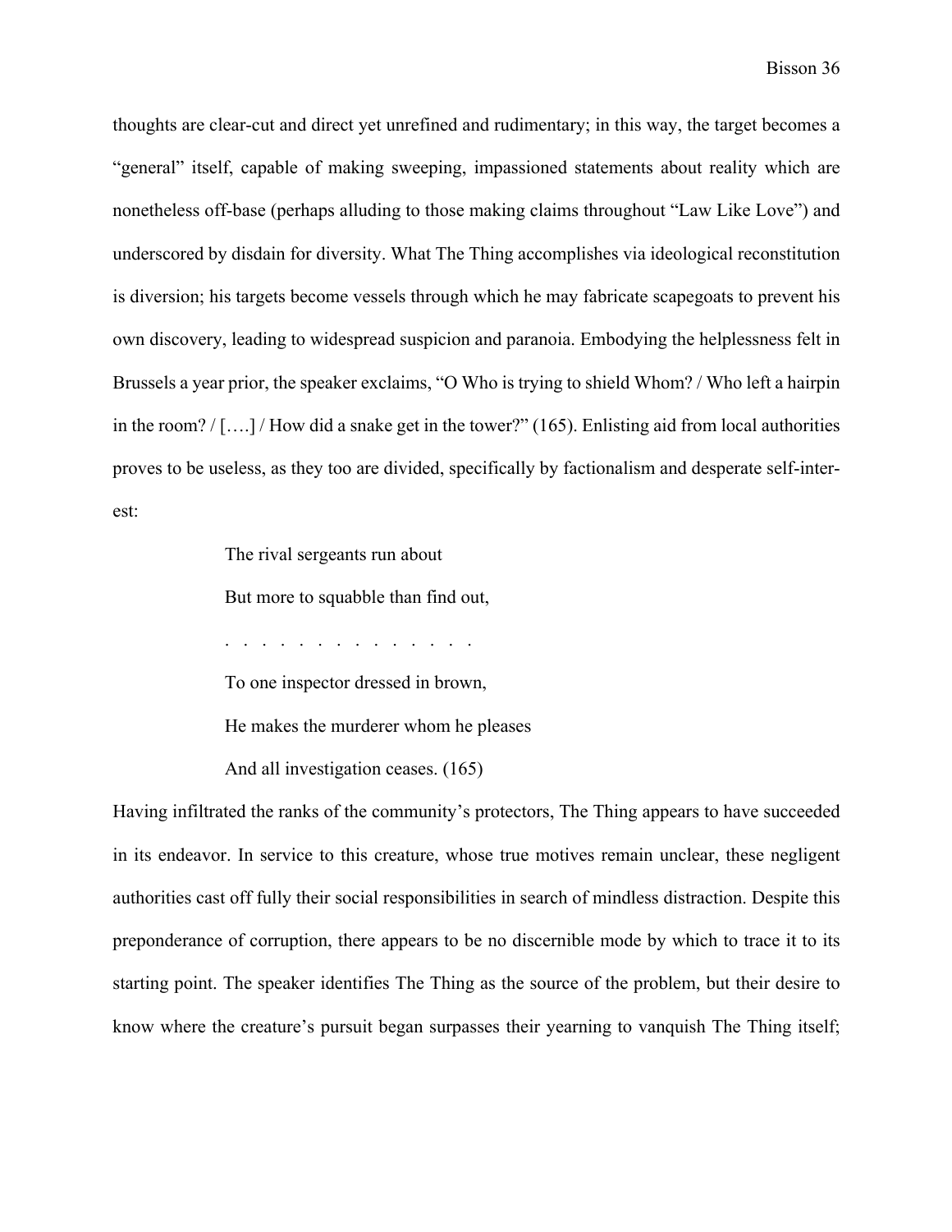thoughts are clear-cut and direct yet unrefined and rudimentary; in this way, the target becomes a "general" itself, capable of making sweeping, impassioned statements about reality which are nonetheless off-base (perhaps alluding to those making claims throughout "Law Like Love") and underscored by disdain for diversity. What The Thing accomplishes via ideological reconstitution is diversion; his targets become vessels through which he may fabricate scapegoats to prevent his own discovery, leading to widespread suspicion and paranoia. Embodying the helplessness felt in Brussels a year prior, the speaker exclaims, "O Who is trying to shield Whom? / Who left a hairpin in the room? / [….] / How did a snake get in the tower?" (165). Enlisting aid from local authorities proves to be useless, as they too are divided, specifically by factionalism and desperate self-interest:

> The rival sergeants run about
>
> But more to squabble than find out,
>
> . . . . . . . . . . . . . .
>
> To one inspector dressed in brown,
>
> He makes the murderer whom he pleases
>
> And all investigation ceases. (165)

Having infiltrated the ranks of the community's protectors, The Thing appears to have succeeded in its endeavor. In service to this creature, whose true motives remain unclear, these negligent authorities cast off fully their social responsibilities in search of mindless distraction. Despite this preponderance of corruption, there appears to be no discernible mode by which to trace it to its starting point. The speaker identifies The Thing as the source of the problem, but their desire to know where the creature's pursuit began surpasses their yearning to vanquish The Thing itself;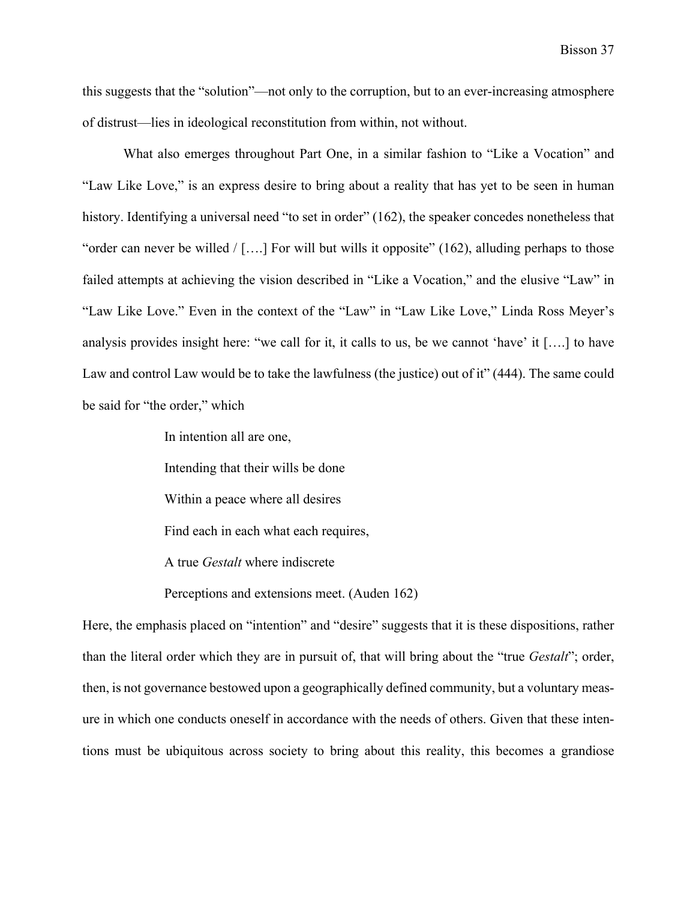this suggests that the "solution"—not only to the corruption, but to an ever-increasing atmosphere of distrust—lies in ideological reconstitution from within, not without.

What also emerges throughout Part One, in a similar fashion to "Like a Vocation" and "Law Like Love," is an express desire to bring about a reality that has yet to be seen in human history. Identifying a universal need "to set in order" (162), the speaker concedes nonetheless that "order can never be willed / [….] For will but wills it opposite" (162), alluding perhaps to those failed attempts at achieving the vision described in "Like a Vocation," and the elusive "Law" in "Law Like Love." Even in the context of the "Law" in "Law Like Love," Linda Ross Meyer's analysis provides insight here: "we call for it, it calls to us, be we cannot 'have' it [….] to have Law and control Law would be to take the lawfulness (the justice) out of it" (444). The same could be said for "the order," which

> In intention all are one,
>
> Intending that their wills be done
>
> Within a peace where all desires
>
> Find each in each what each requires,
>
> A true *Gestalt* where indiscrete
>
> Perceptions and extensions meet. (Auden 162)

Here, the emphasis placed on "intention" and "desire" suggests that it is these dispositions, rather than the literal order which they are in pursuit of, that will bring about the "true *Gestalt*"; order, then, is not governance bestowed upon a geographically defined community, but a voluntary measure in which one conducts oneself in accordance with the needs of others. Given that these intentions must be ubiquitous across society to bring about this reality, this becomes a grandiose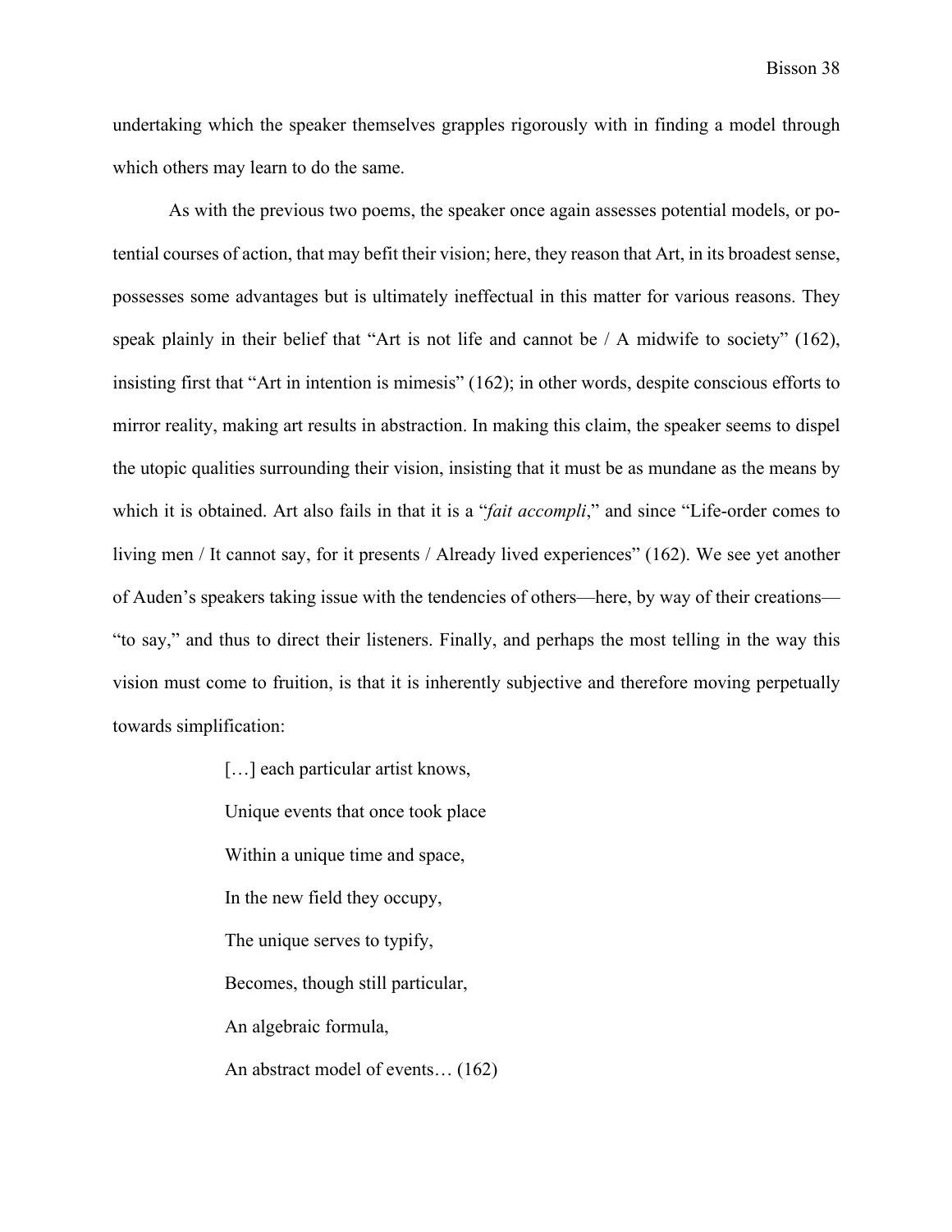undertaking which the speaker themselves grapples rigorously with in finding a model through which others may learn to do the same.

As with the previous two poems, the speaker once again assesses potential models, or potential courses of action, that may befit their vision; here, they reason that Art, in its broadest sense, possesses some advantages but is ultimately ineffectual in this matter for various reasons. They speak plainly in their belief that "Art is not life and cannot be / A midwife to society" (162), insisting first that "Art in intention is mimesis" (162); in other words, despite conscious efforts to mirror reality, making art results in abstraction. In making this claim, the speaker seems to dispel the utopic qualities surrounding their vision, insisting that it must be as mundane as the means by which it is obtained. Art also fails in that it is a "*fait accompli*," and since "Life-order comes to living men / It cannot say, for it presents / Already lived experiences" (162). We see yet another of Auden's speakers taking issue with the tendencies of others—here, by way of their creations—"to say," and thus to direct their listeners. Finally, and perhaps the most telling in the way this vision must come to fruition, is that it is inherently subjective and therefore moving perpetually towards simplification:

> […] each particular artist knows,
> Unique events that once took place
> Within a unique time and space,
> In the new field they occupy,
> The unique serves to typify,
> Becomes, though still particular,
> An algebraic formula,
> An abstract model of events… (162)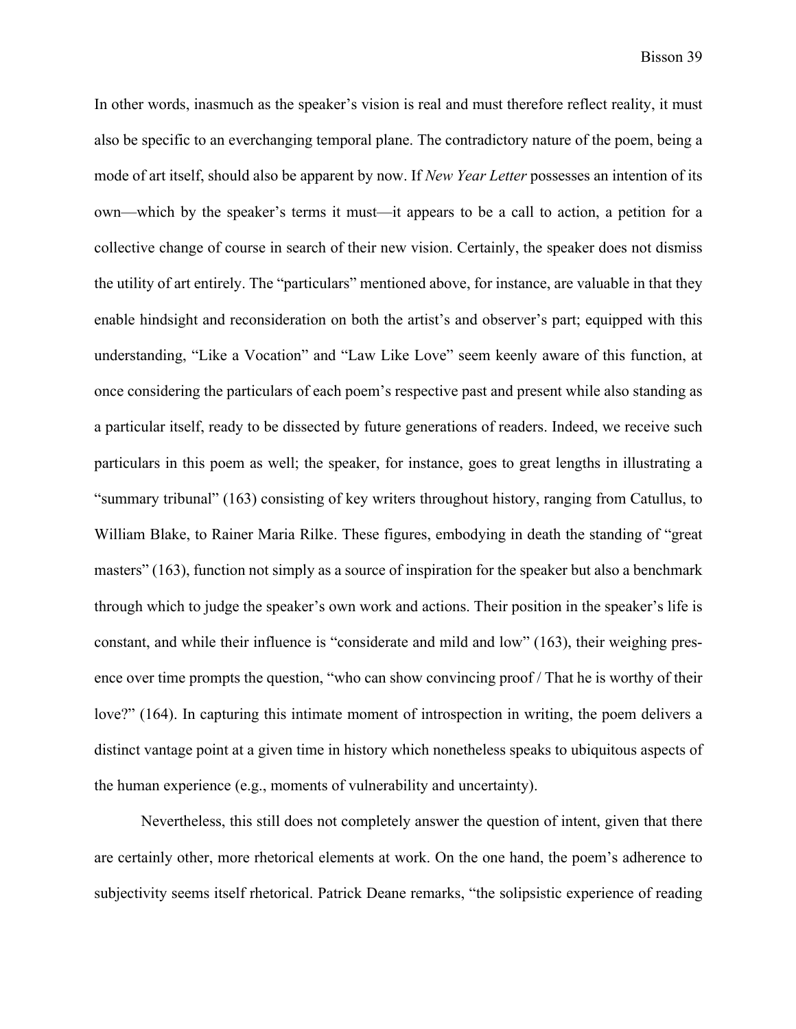In other words, inasmuch as the speaker's vision is real and must therefore reflect reality, it must also be specific to an everchanging temporal plane. The contradictory nature of the poem, being a mode of art itself, should also be apparent by now. If *New Year Letter* possesses an intention of its own—which by the speaker's terms it must—it appears to be a call to action, a petition for a collective change of course in search of their new vision. Certainly, the speaker does not dismiss the utility of art entirely. The "particulars" mentioned above, for instance, are valuable in that they enable hindsight and reconsideration on both the artist's and observer's part; equipped with this understanding, "Like a Vocation" and "Law Like Love" seem keenly aware of this function, at once considering the particulars of each poem's respective past and present while also standing as a particular itself, ready to be dissected by future generations of readers. Indeed, we receive such particulars in this poem as well; the speaker, for instance, goes to great lengths in illustrating a "summary tribunal" (163) consisting of key writers throughout history, ranging from Catullus, to William Blake, to Rainer Maria Rilke. These figures, embodying in death the standing of "great masters" (163), function not simply as a source of inspiration for the speaker but also a benchmark through which to judge the speaker's own work and actions. Their position in the speaker's life is constant, and while their influence is "considerate and mild and low" (163), their weighing presence over time prompts the question, "who can show convincing proof / That he is worthy of their love?" (164). In capturing this intimate moment of introspection in writing, the poem delivers a distinct vantage point at a given time in history which nonetheless speaks to ubiquitous aspects of the human experience (e.g., moments of vulnerability and uncertainty).

Nevertheless, this still does not completely answer the question of intent, given that there are certainly other, more rhetorical elements at work. On the one hand, the poem's adherence to subjectivity seems itself rhetorical. Patrick Deane remarks, "the solipsistic experience of reading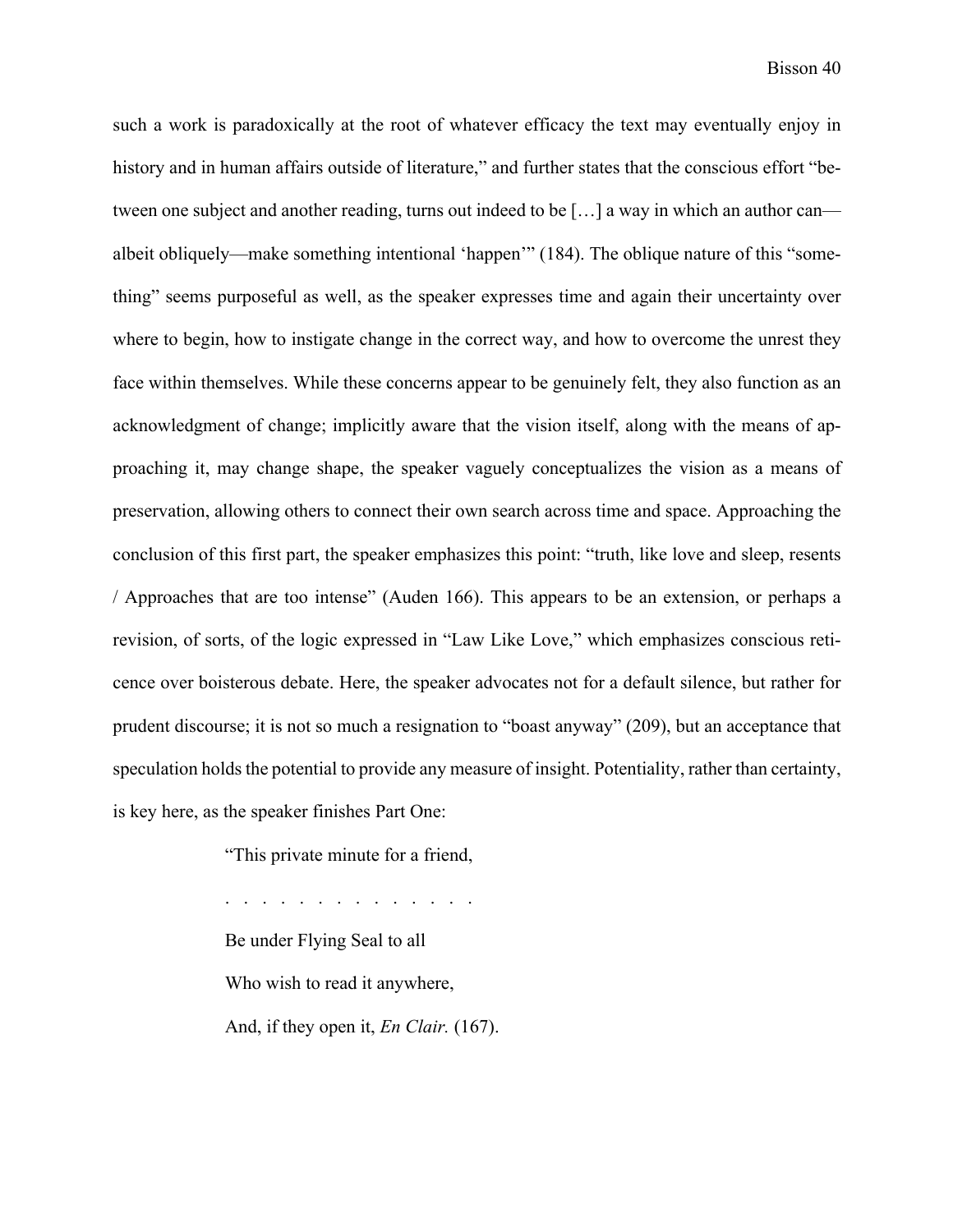such a work is paradoxically at the root of whatever efficacy the text may eventually enjoy in history and in human affairs outside of literature," and further states that the conscious effort "between one subject and another reading, turns out indeed to be […] a way in which an author can—albeit obliquely—make something intentional 'happen'" (184). The oblique nature of this "something" seems purposeful as well, as the speaker expresses time and again their uncertainty over where to begin, how to instigate change in the correct way, and how to overcome the unrest they face within themselves. While these concerns appear to be genuinely felt, they also function as an acknowledgment of change; implicitly aware that the vision itself, along with the means of approaching it, may change shape, the speaker vaguely conceptualizes the vision as a means of preservation, allowing others to connect their own search across time and space. Approaching the conclusion of this first part, the speaker emphasizes this point: "truth, like love and sleep, resents / Approaches that are too intense" (Auden 166). This appears to be an extension, or perhaps a revision, of sorts, of the logic expressed in "Law Like Love," which emphasizes conscious reticence over boisterous debate. Here, the speaker advocates not for a default silence, but rather for prudent discourse; it is not so much a resignation to "boast anyway" (209), but an acceptance that speculation holds the potential to provide any measure of insight. Potentiality, rather than certainty, is key here, as the speaker finishes Part One:

> "This private minute for a friend,
>
> . . . . . . . . . . . . . .
>
> Be under Flying Seal to all
>
> Who wish to read it anywhere,
>
> And, if they open it, *En Clair.* (167).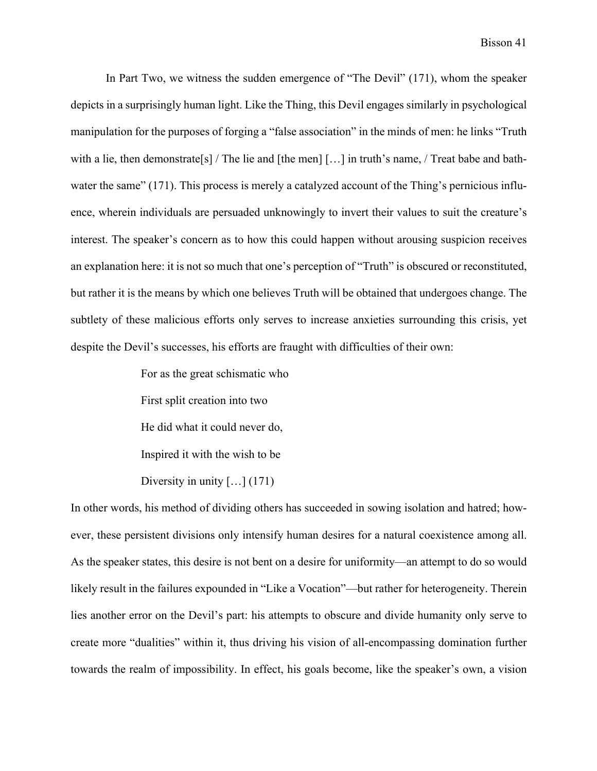In Part Two, we witness the sudden emergence of "The Devil" (171), whom the speaker depicts in a surprisingly human light. Like the Thing, this Devil engages similarly in psychological manipulation for the purposes of forging a "false association" in the minds of men: he links "Truth with a lie, then demonstrate[s] / The lie and [the men] […] in truth's name, / Treat babe and bath-water the same" (171). This process is merely a catalyzed account of the Thing's pernicious influence, wherein individuals are persuaded unknowingly to invert their values to suit the creature's interest. The speaker's concern as to how this could happen without arousing suspicion receives an explanation here: it is not so much that one's perception of "Truth" is obscured or reconstituted, but rather it is the means by which one believes Truth will be obtained that undergoes change. The subtlety of these malicious efforts only serves to increase anxieties surrounding this crisis, yet despite the Devil's successes, his efforts are fraught with difficulties of their own:

> For as the great schismatic who
>
> First split creation into two
>
> He did what it could never do,
>
> Inspired it with the wish to be
>
> Diversity in unity […] (171)

In other words, his method of dividing others has succeeded in sowing isolation and hatred; however, these persistent divisions only intensify human desires for a natural coexistence among all. As the speaker states, this desire is not bent on a desire for uniformity—an attempt to do so would likely result in the failures expounded in "Like a Vocation"—but rather for heterogeneity. Therein lies another error on the Devil's part: his attempts to obscure and divide humanity only serve to create more "dualities" within it, thus driving his vision of all-encompassing domination further towards the realm of impossibility. In effect, his goals become, like the speaker's own, a vision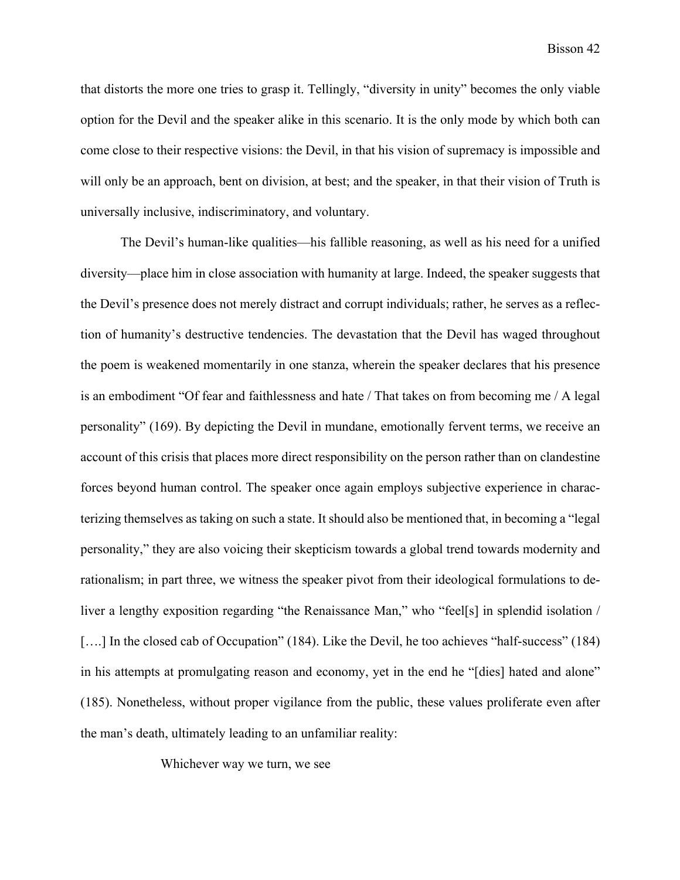that distorts the more one tries to grasp it. Tellingly, "diversity in unity" becomes the only viable option for the Devil and the speaker alike in this scenario. It is the only mode by which both can come close to their respective visions: the Devil, in that his vision of supremacy is impossible and will only be an approach, bent on division, at best; and the speaker, in that their vision of Truth is universally inclusive, indiscriminatory, and voluntary.

The Devil's human-like qualities—his fallible reasoning, as well as his need for a unified diversity—place him in close association with humanity at large. Indeed, the speaker suggests that the Devil's presence does not merely distract and corrupt individuals; rather, he serves as a reflection of humanity's destructive tendencies. The devastation that the Devil has waged throughout the poem is weakened momentarily in one stanza, wherein the speaker declares that his presence is an embodiment "Of fear and faithlessness and hate / That takes on from becoming me / A legal personality" (169). By depicting the Devil in mundane, emotionally fervent terms, we receive an account of this crisis that places more direct responsibility on the person rather than on clandestine forces beyond human control. The speaker once again employs subjective experience in characterizing themselves as taking on such a state. It should also be mentioned that, in becoming a "legal personality," they are also voicing their skepticism towards a global trend towards modernity and rationalism; in part three, we witness the speaker pivot from their ideological formulations to deliver a lengthy exposition regarding "the Renaissance Man," who "feel[s] in splendid isolation / [….] In the closed cab of Occupation" (184). Like the Devil, he too achieves "half-success" (184) in his attempts at promulgating reason and economy, yet in the end he "[dies] hated and alone" (185). Nonetheless, without proper vigilance from the public, these values proliferate even after the man's death, ultimately leading to an unfamiliar reality:

> Whichever way we turn, we see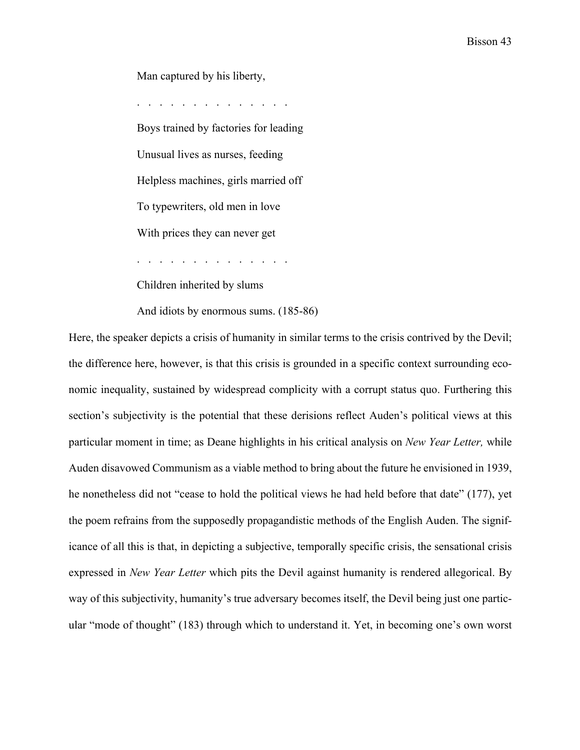> Man captured by his liberty,
>
> . . . . . . . . . . . . . .
>
> Boys trained by factories for leading
>
> Unusual lives as nurses, feeding
>
> Helpless machines, girls married off
>
> To typewriters, old men in love
>
> With prices they can never get
>
> . . . . . . . . . . . . . .
>
> Children inherited by slums
>
> And idiots by enormous sums. (185-86)

Here, the speaker depicts a crisis of humanity in similar terms to the crisis contrived by the Devil; the difference here, however, is that this crisis is grounded in a specific context surrounding economic inequality, sustained by widespread complicity with a corrupt status quo. Furthering this section's subjectivity is the potential that these derisions reflect Auden's political views at this particular moment in time; as Deane highlights in his critical analysis on *New Year Letter,* while Auden disavowed Communism as a viable method to bring about the future he envisioned in 1939, he nonetheless did not "cease to hold the political views he had held before that date" (177), yet the poem refrains from the supposedly propagandistic methods of the English Auden. The significance of all this is that, in depicting a subjective, temporally specific crisis, the sensational crisis expressed in *New Year Letter* which pits the Devil against humanity is rendered allegorical. By way of this subjectivity, humanity's true adversary becomes itself, the Devil being just one particular "mode of thought" (183) through which to understand it. Yet, in becoming one's own worst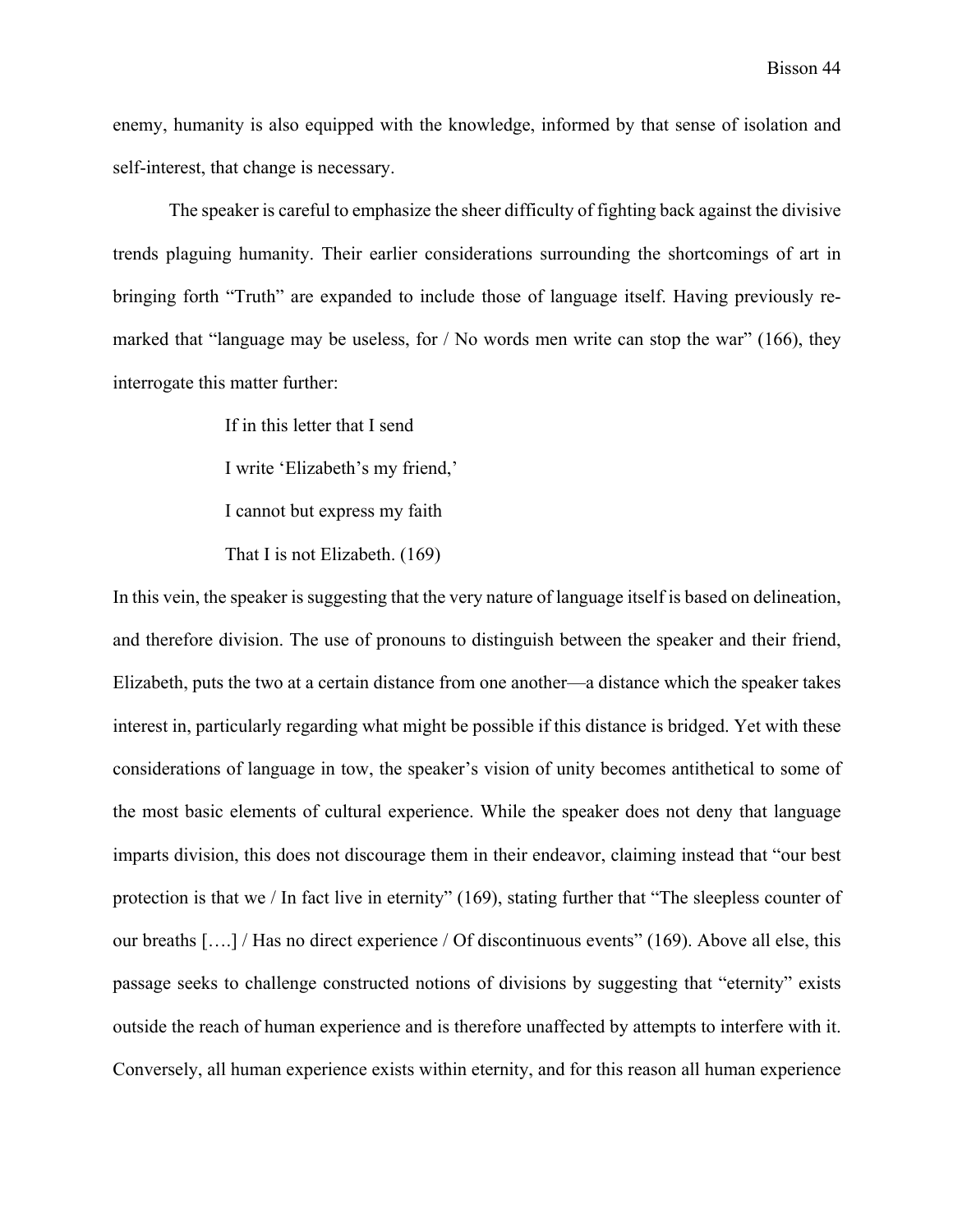enemy, humanity is also equipped with the knowledge, informed by that sense of isolation and self-interest, that change is necessary.

The speaker is careful to emphasize the sheer difficulty of fighting back against the divisive trends plaguing humanity. Their earlier considerations surrounding the shortcomings of art in bringing forth "Truth" are expanded to include those of language itself. Having previously remarked that "language may be useless, for / No words men write can stop the war" (166), they interrogate this matter further:

> If in this letter that I send
>
> I write 'Elizabeth's my friend,'
>
> I cannot but express my faith
>
> That I is not Elizabeth. (169)

In this vein, the speaker is suggesting that the very nature of language itself is based on delineation, and therefore division. The use of pronouns to distinguish between the speaker and their friend, Elizabeth, puts the two at a certain distance from one another—a distance which the speaker takes interest in, particularly regarding what might be possible if this distance is bridged. Yet with these considerations of language in tow, the speaker's vision of unity becomes antithetical to some of the most basic elements of cultural experience. While the speaker does not deny that language imparts division, this does not discourage them in their endeavor, claiming instead that "our best protection is that we / In fact live in eternity" (169), stating further that "The sleepless counter of our breaths [….] / Has no direct experience / Of discontinuous events" (169). Above all else, this passage seeks to challenge constructed notions of divisions by suggesting that "eternity" exists outside the reach of human experience and is therefore unaffected by attempts to interfere with it. Conversely, all human experience exists within eternity, and for this reason all human experience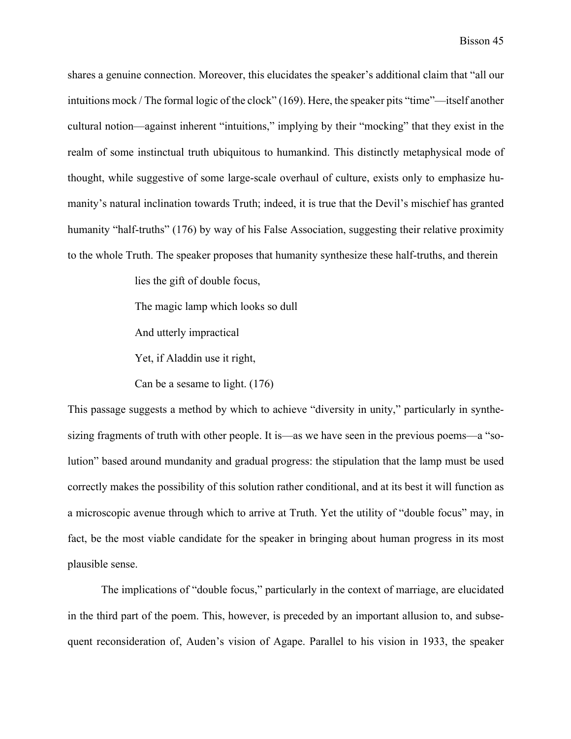shares a genuine connection. Moreover, this elucidates the speaker's additional claim that "all our intuitions mock / The formal logic of the clock" (169). Here, the speaker pits "time"—itself another cultural notion—against inherent "intuitions," implying by their "mocking" that they exist in the realm of some instinctual truth ubiquitous to humankind. This distinctly metaphysical mode of thought, while suggestive of some large-scale overhaul of culture, exists only to emphasize humanity's natural inclination towards Truth; indeed, it is true that the Devil's mischief has granted humanity "half-truths" (176) by way of his False Association, suggesting their relative proximity to the whole Truth. The speaker proposes that humanity synthesize these half-truths, and therein

> lies the gift of double focus,
> The magic lamp which looks so dull
> And utterly impractical
> Yet, if Aladdin use it right,
> Can be a sesame to light. (176)

This passage suggests a method by which to achieve "diversity in unity," particularly in synthesizing fragments of truth with other people. It is—as we have seen in the previous poems—a "solution" based around mundanity and gradual progress: the stipulation that the lamp must be used correctly makes the possibility of this solution rather conditional, and at its best it will function as a microscopic avenue through which to arrive at Truth. Yet the utility of "double focus" may, in fact, be the most viable candidate for the speaker in bringing about human progress in its most plausible sense.

The implications of "double focus," particularly in the context of marriage, are elucidated in the third part of the poem. This, however, is preceded by an important allusion to, and subsequent reconsideration of, Auden's vision of Agape. Parallel to his vision in 1933, the speaker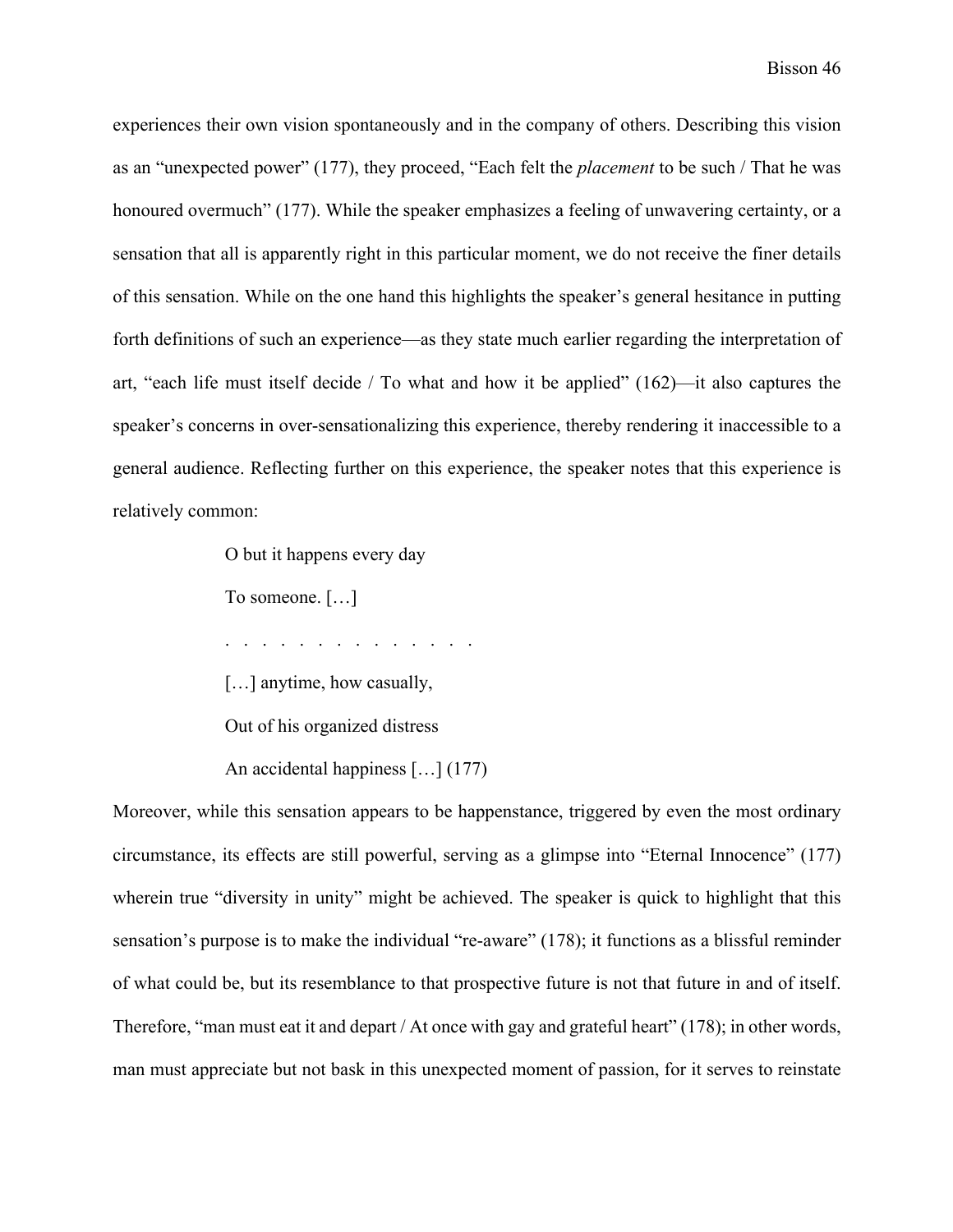experiences their own vision spontaneously and in the company of others. Describing this vision as an "unexpected power" (177), they proceed, "Each felt the *placement* to be such / That he was honoured overmuch" (177). While the speaker emphasizes a feeling of unwavering certainty, or a sensation that all is apparently right in this particular moment, we do not receive the finer details of this sensation. While on the one hand this highlights the speaker's general hesitance in putting forth definitions of such an experience—as they state much earlier regarding the interpretation of art, "each life must itself decide / To what and how it be applied" (162)—it also captures the speaker's concerns in over-sensationalizing this experience, thereby rendering it inaccessible to a general audience. Reflecting further on this experience, the speaker notes that this experience is relatively common:

> O but it happens every day
>
> To someone. […]
>
> . . . . . . . . . . . . . .
>
> […] anytime, how casually,
>
> Out of his organized distress
>
> An accidental happiness […] (177)

Moreover, while this sensation appears to be happenstance, triggered by even the most ordinary circumstance, its effects are still powerful, serving as a glimpse into "Eternal Innocence" (177) wherein true "diversity in unity" might be achieved. The speaker is quick to highlight that this sensation's purpose is to make the individual "re-aware" (178); it functions as a blissful reminder of what could be, but its resemblance to that prospective future is not that future in and of itself. Therefore, "man must eat it and depart / At once with gay and grateful heart" (178); in other words, man must appreciate but not bask in this unexpected moment of passion, for it serves to reinstate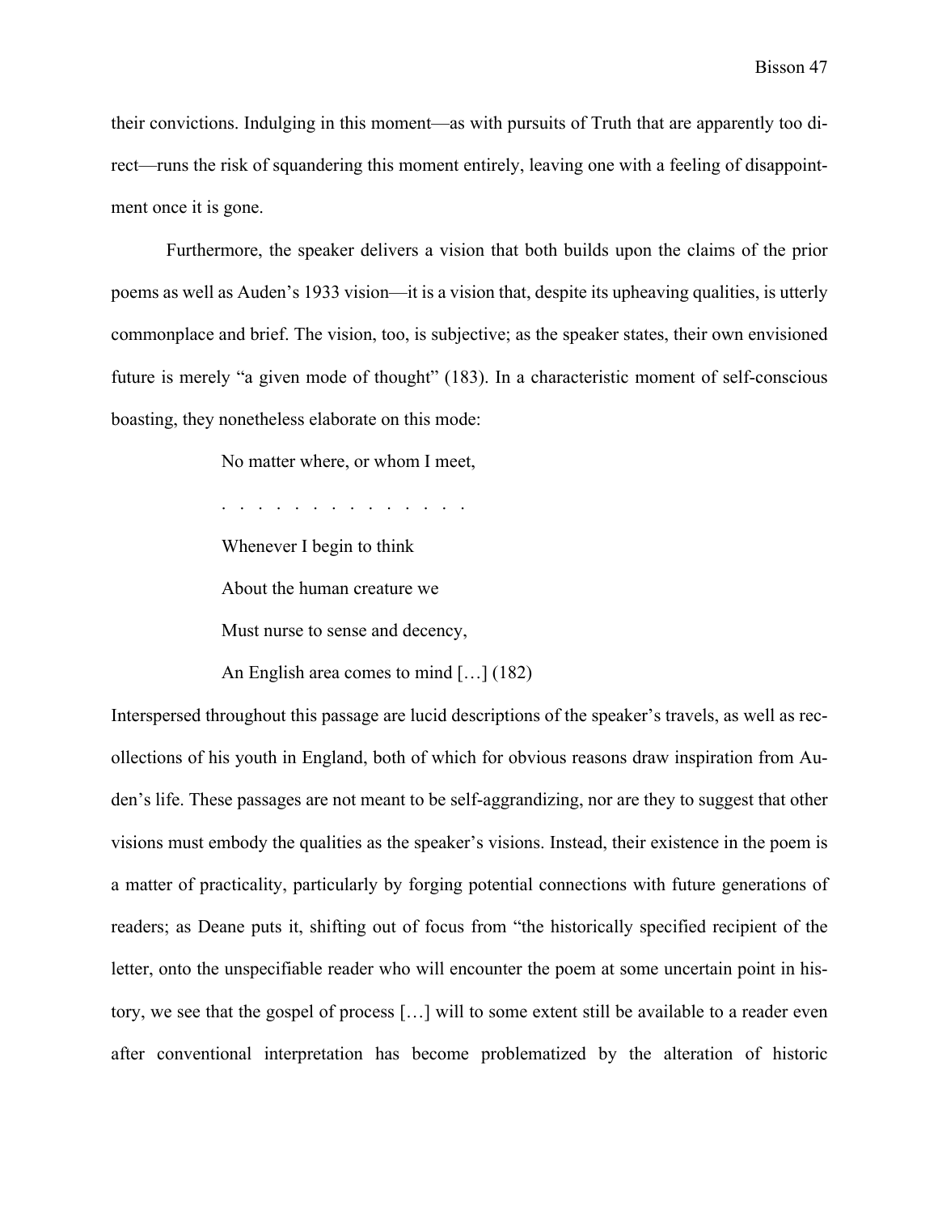their convictions. Indulging in this moment—as with pursuits of Truth that are apparently too direct—runs the risk of squandering this moment entirely, leaving one with a feeling of disappointment once it is gone.

Furthermore, the speaker delivers a vision that both builds upon the claims of the prior poems as well as Auden's 1933 vision—it is a vision that, despite its upheaving qualities, is utterly commonplace and brief. The vision, too, is subjective; as the speaker states, their own envisioned future is merely "a given mode of thought" (183). In a characteristic moment of self-conscious boasting, they nonetheless elaborate on this mode:

> No matter where, or whom I meet,
>
> . . . . . . . . . . . . . . .
>
> Whenever I begin to think
>
> About the human creature we
>
> Must nurse to sense and decency,
>
> An English area comes to mind […] (182)

Interspersed throughout this passage are lucid descriptions of the speaker's travels, as well as recollections of his youth in England, both of which for obvious reasons draw inspiration from Auden's life. These passages are not meant to be self-aggrandizing, nor are they to suggest that other visions must embody the qualities as the speaker's visions. Instead, their existence in the poem is a matter of practicality, particularly by forging potential connections with future generations of readers; as Deane puts it, shifting out of focus from "the historically specified recipient of the letter, onto the unspecifiable reader who will encounter the poem at some uncertain point in history, we see that the gospel of process […] will to some extent still be available to a reader even after conventional interpretation has become problematized by the alteration of historic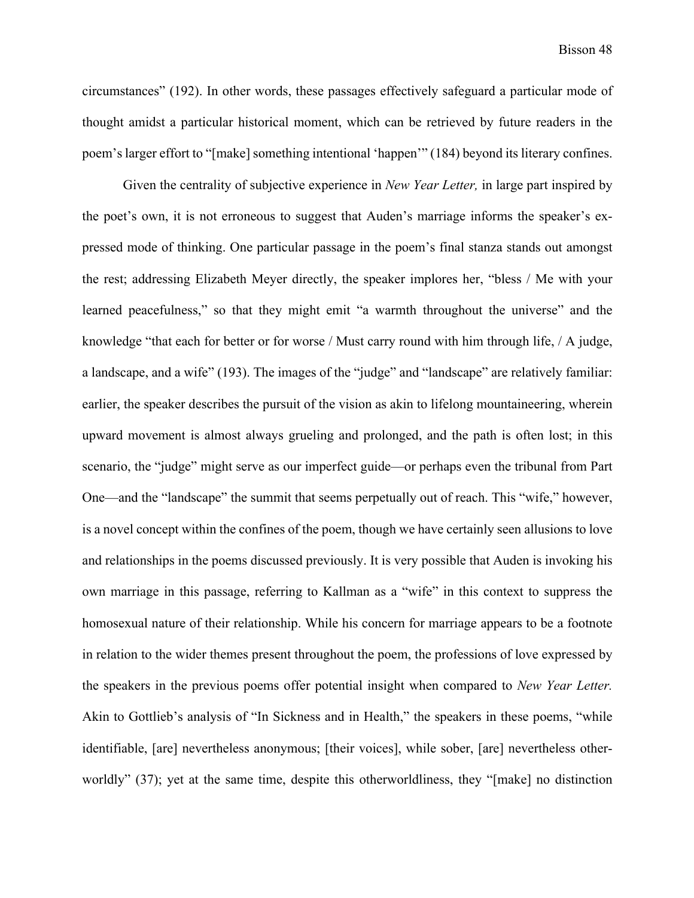circumstances" (192). In other words, these passages effectively safeguard a particular mode of thought amidst a particular historical moment, which can be retrieved by future readers in the poem's larger effort to "[make] something intentional 'happen'" (184) beyond its literary confines.

Given the centrality of subjective experience in *New Year Letter,* in large part inspired by the poet's own, it is not erroneous to suggest that Auden's marriage informs the speaker's expressed mode of thinking. One particular passage in the poem's final stanza stands out amongst the rest; addressing Elizabeth Meyer directly, the speaker implores her, "bless / Me with your learned peacefulness," so that they might emit "a warmth throughout the universe" and the knowledge "that each for better or for worse / Must carry round with him through life, / A judge, a landscape, and a wife" (193). The images of the "judge" and "landscape" are relatively familiar: earlier, the speaker describes the pursuit of the vision as akin to lifelong mountaineering, wherein upward movement is almost always grueling and prolonged, and the path is often lost; in this scenario, the "judge" might serve as our imperfect guide—or perhaps even the tribunal from Part One—and the "landscape" the summit that seems perpetually out of reach. This "wife," however, is a novel concept within the confines of the poem, though we have certainly seen allusions to love and relationships in the poems discussed previously. It is very possible that Auden is invoking his own marriage in this passage, referring to Kallman as a "wife" in this context to suppress the homosexual nature of their relationship. While his concern for marriage appears to be a footnote in relation to the wider themes present throughout the poem, the professions of love expressed by the speakers in the previous poems offer potential insight when compared to *New Year Letter.* Akin to Gottlieb's analysis of "In Sickness and in Health," the speakers in these poems, "while identifiable, [are] nevertheless anonymous; [their voices], while sober, [are] nevertheless otherworldly" (37); yet at the same time, despite this otherworldliness, they "[make] no distinction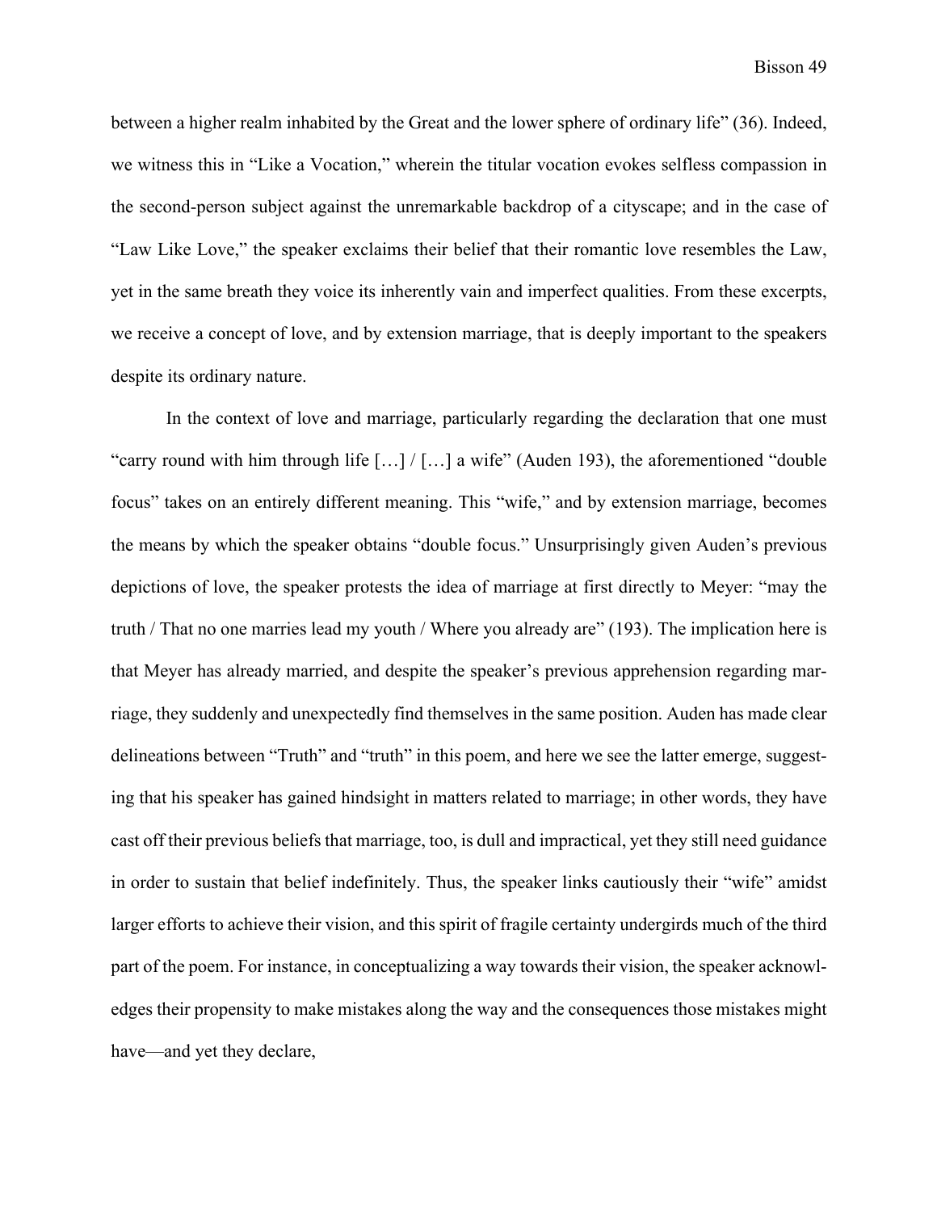between a higher realm inhabited by the Great and the lower sphere of ordinary life" (36). Indeed, we witness this in "Like a Vocation," wherein the titular vocation evokes selfless compassion in the second-person subject against the unremarkable backdrop of a cityscape; and in the case of "Law Like Love," the speaker exclaims their belief that their romantic love resembles the Law, yet in the same breath they voice its inherently vain and imperfect qualities. From these excerpts, we receive a concept of love, and by extension marriage, that is deeply important to the speakers despite its ordinary nature.

In the context of love and marriage, particularly regarding the declaration that one must "carry round with him through life […] / […] a wife" (Auden 193), the aforementioned "double focus" takes on an entirely different meaning. This "wife," and by extension marriage, becomes the means by which the speaker obtains "double focus." Unsurprisingly given Auden's previous depictions of love, the speaker protests the idea of marriage at first directly to Meyer: "may the truth / That no one marries lead my youth / Where you already are" (193). The implication here is that Meyer has already married, and despite the speaker's previous apprehension regarding marriage, they suddenly and unexpectedly find themselves in the same position. Auden has made clear delineations between "Truth" and "truth" in this poem, and here we see the latter emerge, suggesting that his speaker has gained hindsight in matters related to marriage; in other words, they have cast off their previous beliefs that marriage, too, is dull and impractical, yet they still need guidance in order to sustain that belief indefinitely. Thus, the speaker links cautiously their "wife" amidst larger efforts to achieve their vision, and this spirit of fragile certainty undergirds much of the third part of the poem. For instance, in conceptualizing a way towards their vision, the speaker acknowledges their propensity to make mistakes along the way and the consequences those mistakes might have—and yet they declare,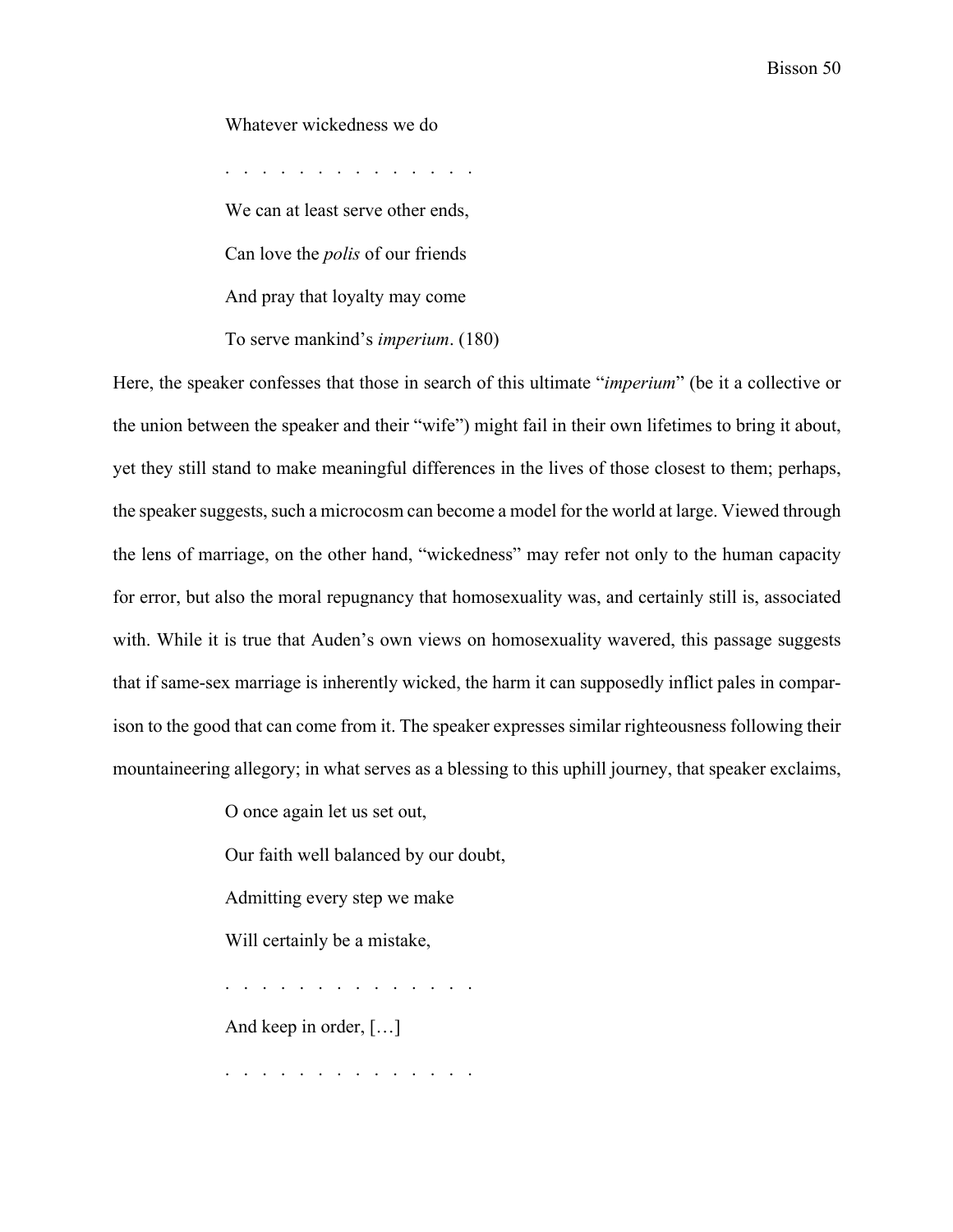> Whatever wickedness we do
>
> . . . . . . . . . . . . . .
>
> We can at least serve other ends,
>
> Can love the *polis* of our friends
>
> And pray that loyalty may come
>
> To serve mankind's *imperium*. (180)

Here, the speaker confesses that those in search of this ultimate "*imperium*" (be it a collective or the union between the speaker and their "wife") might fail in their own lifetimes to bring it about, yet they still stand to make meaningful differences in the lives of those closest to them; perhaps, the speaker suggests, such a microcosm can become a model for the world at large. Viewed through the lens of marriage, on the other hand, "wickedness" may refer not only to the human capacity for error, but also the moral repugnancy that homosexuality was, and certainly still is, associated with. While it is true that Auden's own views on homosexuality wavered, this passage suggests that if same-sex marriage is inherently wicked, the harm it can supposedly inflict pales in comparison to the good that can come from it. The speaker expresses similar righteousness following their mountaineering allegory; in what serves as a blessing to this uphill journey, that speaker exclaims,

> O once again let us set out,
>
> Our faith well balanced by our doubt,
>
> Admitting every step we make
>
> Will certainly be a mistake,
>
> . . . . . . . . . . . . . .
>
> And keep in order, […]
>
> . . . . . . . . . . . . . .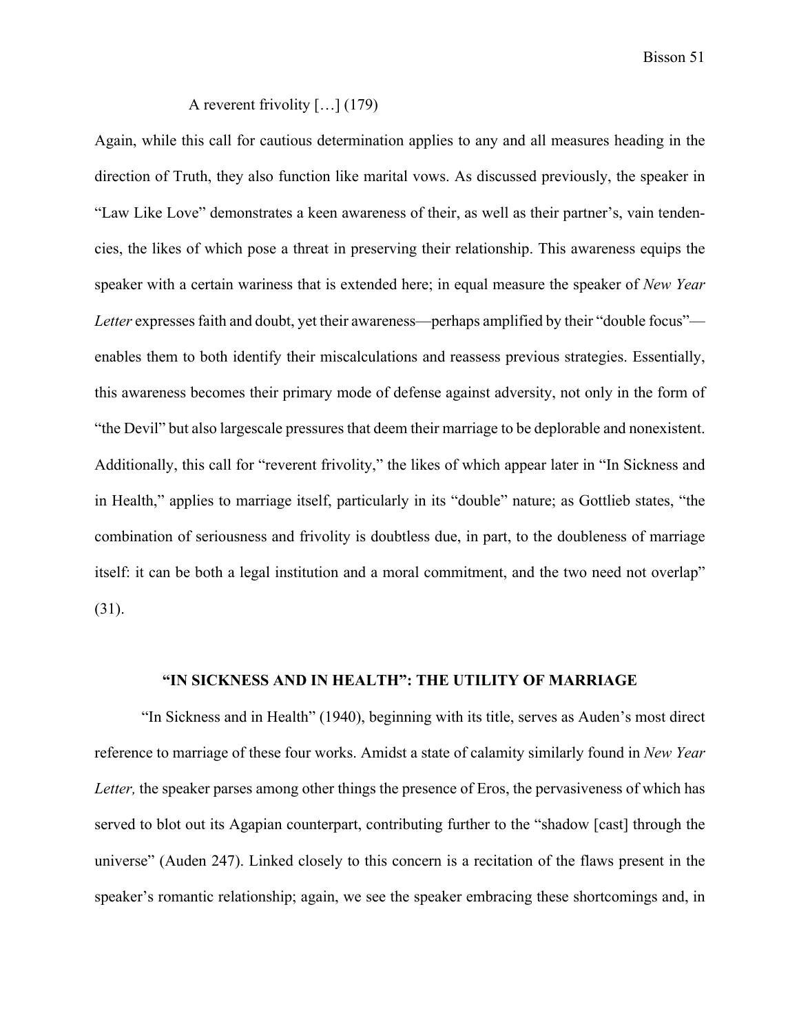A reverent frivolity […] (179)

Again, while this call for cautious determination applies to any and all measures heading in the direction of Truth, they also function like marital vows. As discussed previously, the speaker in "Law Like Love" demonstrates a keen awareness of their, as well as their partner's, vain tendencies, the likes of which pose a threat in preserving their relationship. This awareness equips the speaker with a certain wariness that is extended here; in equal measure the speaker of *New Year Letter* expresses faith and doubt, yet their awareness—perhaps amplified by their "double focus"—enables them to both identify their miscalculations and reassess previous strategies. Essentially, this awareness becomes their primary mode of defense against adversity, not only in the form of "the Devil" but also largescale pressures that deem their marriage to be deplorable and nonexistent. Additionally, this call for "reverent frivolity," the likes of which appear later in "In Sickness and in Health," applies to marriage itself, particularly in its "double" nature; as Gottlieb states, "the combination of seriousness and frivolity is doubtless due, in part, to the doubleness of marriage itself: it can be both a legal institution and a moral commitment, and the two need not overlap" (31).

## "IN SICKNESS AND IN HEALTH": THE UTILITY OF MARRIAGE

"In Sickness and in Health" (1940), beginning with its title, serves as Auden's most direct reference to marriage of these four works. Amidst a state of calamity similarly found in *New Year Letter,* the speaker parses among other things the presence of Eros, the pervasiveness of which has served to blot out its Agapian counterpart, contributing further to the "shadow [cast] through the universe" (Auden 247). Linked closely to this concern is a recitation of the flaws present in the speaker's romantic relationship; again, we see the speaker embracing these shortcomings and, in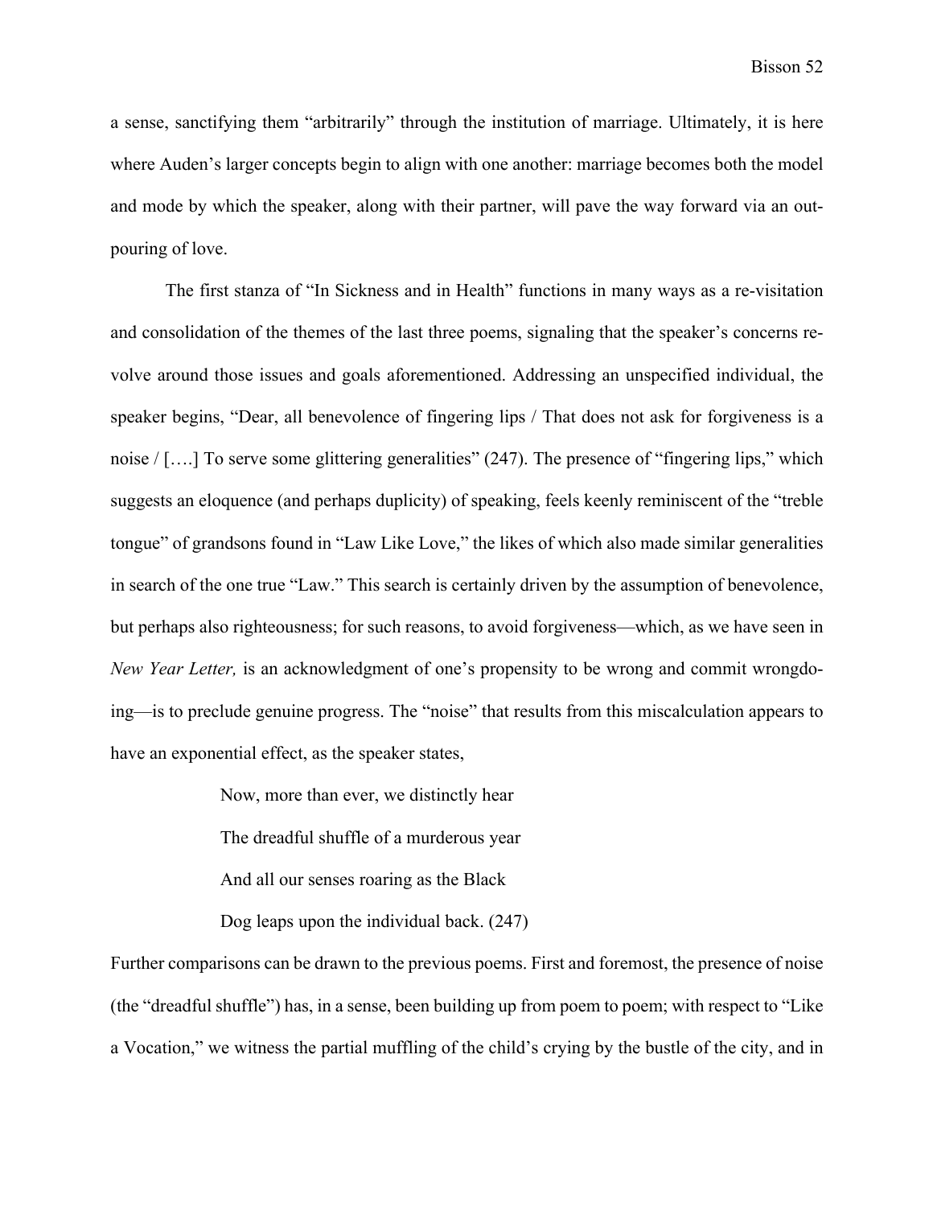a sense, sanctifying them "arbitrarily" through the institution of marriage. Ultimately, it is here where Auden's larger concepts begin to align with one another: marriage becomes both the model and mode by which the speaker, along with their partner, will pave the way forward via an out-pouring of love.

The first stanza of "In Sickness and in Health" functions in many ways as a re-visitation and consolidation of the themes of the last three poems, signaling that the speaker's concerns revolve around those issues and goals aforementioned. Addressing an unspecified individual, the speaker begins, "Dear, all benevolence of fingering lips / That does not ask for forgiveness is a noise / [….] To serve some glittering generalities" (247). The presence of "fingering lips," which suggests an eloquence (and perhaps duplicity) of speaking, feels keenly reminiscent of the "treble tongue" of grandsons found in "Law Like Love," the likes of which also made similar generalities in search of the one true "Law." This search is certainly driven by the assumption of benevolence, but perhaps also righteousness; for such reasons, to avoid forgiveness—which, as we have seen in *New Year Letter,* is an acknowledgment of one's propensity to be wrong and commit wrongdoing—is to preclude genuine progress. The "noise" that results from this miscalculation appears to have an exponential effect, as the speaker states,

> Now, more than ever, we distinctly hear
>
> The dreadful shuffle of a murderous year
>
> And all our senses roaring as the Black
>
> Dog leaps upon the individual back. (247)

Further comparisons can be drawn to the previous poems. First and foremost, the presence of noise (the "dreadful shuffle") has, in a sense, been building up from poem to poem; with respect to "Like a Vocation," we witness the partial muffling of the child's crying by the bustle of the city, and in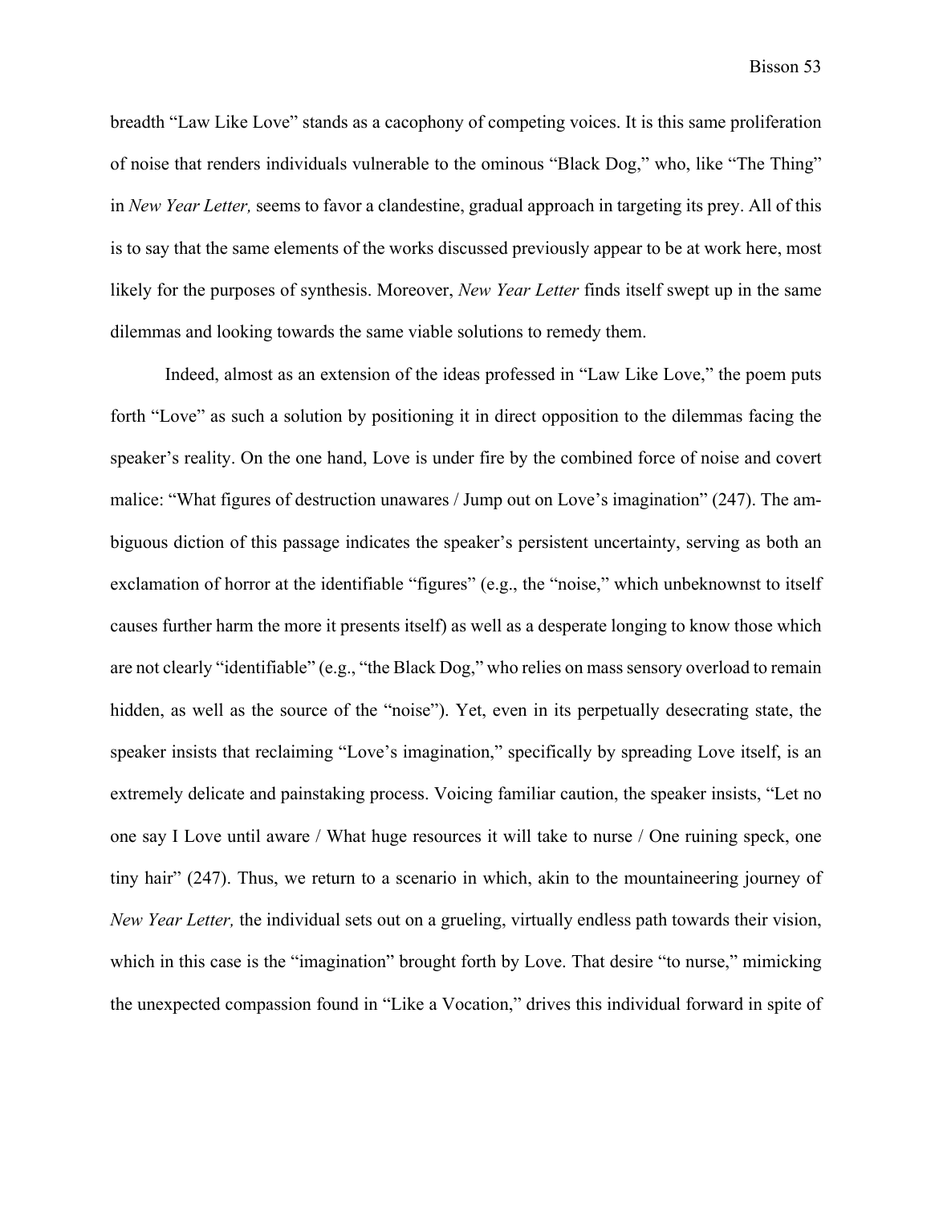breadth "Law Like Love" stands as a cacophony of competing voices. It is this same proliferation of noise that renders individuals vulnerable to the ominous "Black Dog," who, like "The Thing" in *New Year Letter,* seems to favor a clandestine, gradual approach in targeting its prey. All of this is to say that the same elements of the works discussed previously appear to be at work here, most likely for the purposes of synthesis. Moreover, *New Year Letter* finds itself swept up in the same dilemmas and looking towards the same viable solutions to remedy them.

Indeed, almost as an extension of the ideas professed in "Law Like Love," the poem puts forth "Love" as such a solution by positioning it in direct opposition to the dilemmas facing the speaker's reality. On the one hand, Love is under fire by the combined force of noise and covert malice: "What figures of destruction unawares / Jump out on Love's imagination" (247). The ambiguous diction of this passage indicates the speaker's persistent uncertainty, serving as both an exclamation of horror at the identifiable "figures" (e.g., the "noise," which unbeknownst to itself causes further harm the more it presents itself) as well as a desperate longing to know those which are not clearly "identifiable" (e.g., "the Black Dog," who relies on mass sensory overload to remain hidden, as well as the source of the "noise"). Yet, even in its perpetually desecrating state, the speaker insists that reclaiming "Love's imagination," specifically by spreading Love itself, is an extremely delicate and painstaking process. Voicing familiar caution, the speaker insists, "Let no one say I Love until aware / What huge resources it will take to nurse / One ruining speck, one tiny hair" (247). Thus, we return to a scenario in which, akin to the mountaineering journey of *New Year Letter,* the individual sets out on a grueling, virtually endless path towards their vision, which in this case is the "imagination" brought forth by Love. That desire "to nurse," mimicking the unexpected compassion found in "Like a Vocation," drives this individual forward in spite of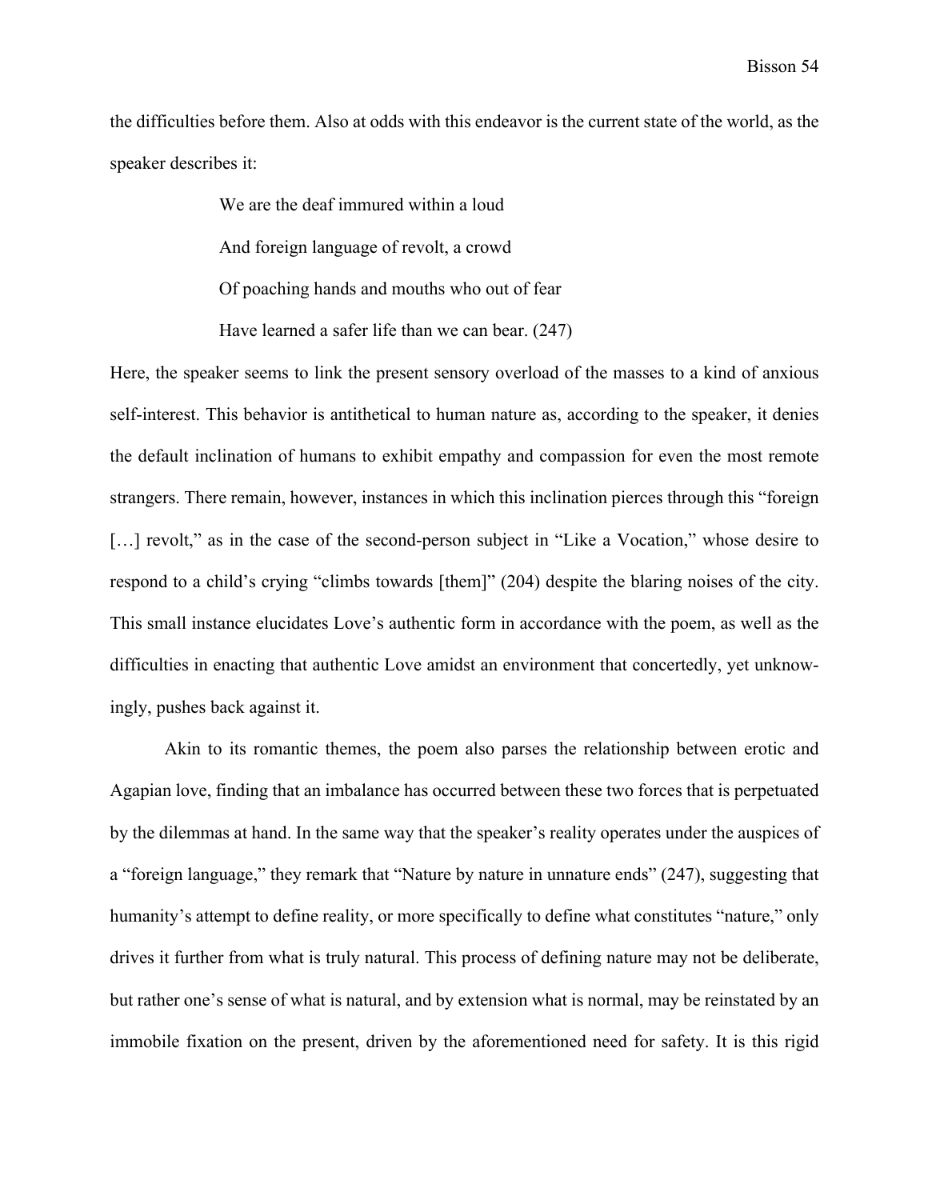the difficulties before them. Also at odds with this endeavor is the current state of the world, as the speaker describes it:

> We are the deaf immured within a loud
>
> And foreign language of revolt, a crowd
>
> Of poaching hands and mouths who out of fear
>
> Have learned a safer life than we can bear. (247)

Here, the speaker seems to link the present sensory overload of the masses to a kind of anxious self-interest. This behavior is antithetical to human nature as, according to the speaker, it denies the default inclination of humans to exhibit empathy and compassion for even the most remote strangers. There remain, however, instances in which this inclination pierces through this "foreign […] revolt," as in the case of the second-person subject in "Like a Vocation," whose desire to respond to a child's crying "climbs towards [them]" (204) despite the blaring noises of the city. This small instance elucidates Love's authentic form in accordance with the poem, as well as the difficulties in enacting that authentic Love amidst an environment that concertedly, yet unknowingly, pushes back against it.

Akin to its romantic themes, the poem also parses the relationship between erotic and Agapian love, finding that an imbalance has occurred between these two forces that is perpetuated by the dilemmas at hand. In the same way that the speaker's reality operates under the auspices of a "foreign language," they remark that "Nature by nature in unnature ends" (247), suggesting that humanity's attempt to define reality, or more specifically to define what constitutes "nature," only drives it further from what is truly natural. This process of defining nature may not be deliberate, but rather one's sense of what is natural, and by extension what is normal, may be reinstated by an immobile fixation on the present, driven by the aforementioned need for safety. It is this rigid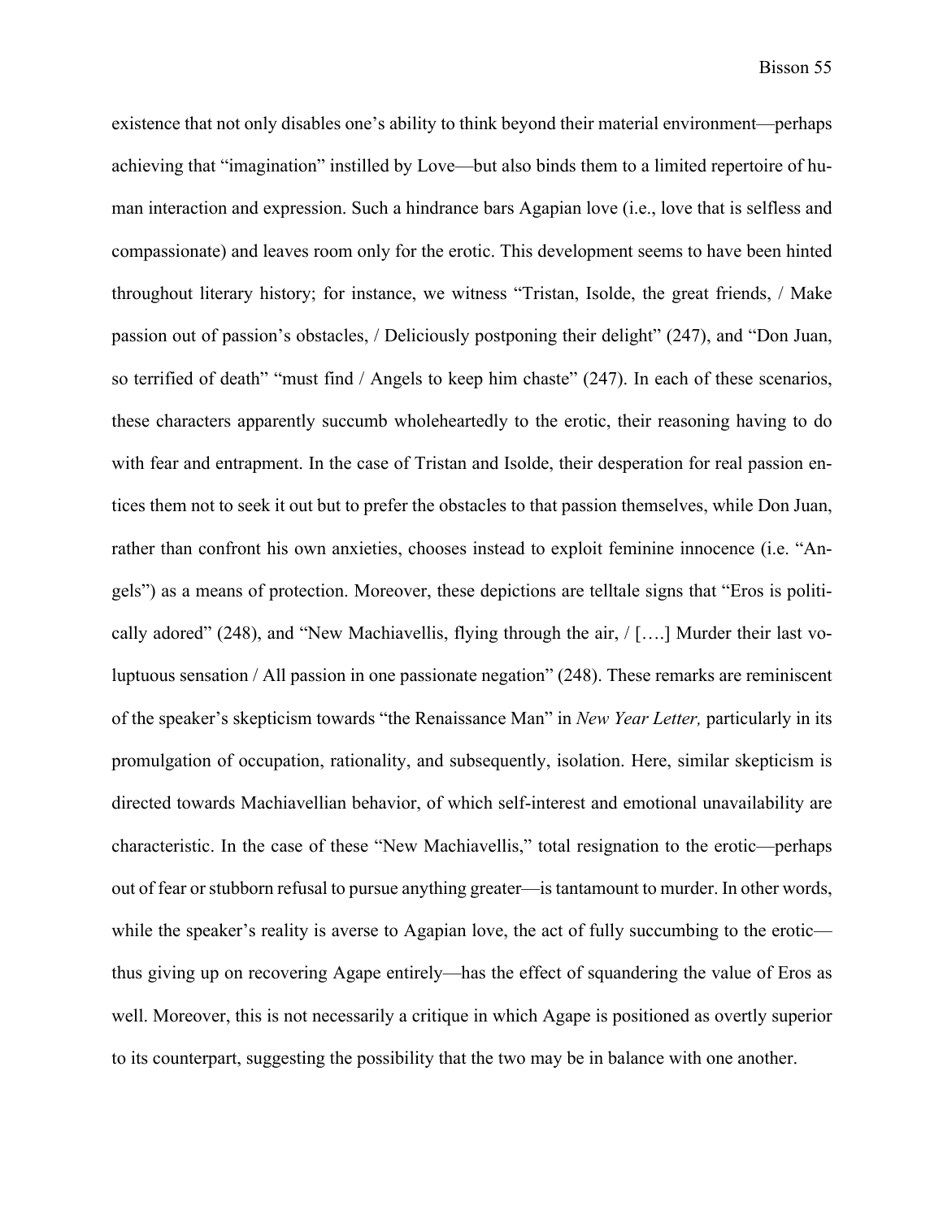existence that not only disables one's ability to think beyond their material environment—perhaps achieving that "imagination" instilled by Love—but also binds them to a limited repertoire of human interaction and expression. Such a hindrance bars Agapian love (i.e., love that is selfless and compassionate) and leaves room only for the erotic. This development seems to have been hinted throughout literary history; for instance, we witness "Tristan, Isolde, the great friends, / Make passion out of passion's obstacles, / Deliciously postponing their delight" (247), and "Don Juan, so terrified of death" "must find / Angels to keep him chaste" (247). In each of these scenarios, these characters apparently succumb wholeheartedly to the erotic, their reasoning having to do with fear and entrapment. In the case of Tristan and Isolde, their desperation for real passion entices them not to seek it out but to prefer the obstacles to that passion themselves, while Don Juan, rather than confront his own anxieties, chooses instead to exploit feminine innocence (i.e. "Angels") as a means of protection. Moreover, these depictions are telltale signs that "Eros is politically adored" (248), and "New Machiavellis, flying through the air, / [….] Murder their last voluptuous sensation / All passion in one passionate negation" (248). These remarks are reminiscent of the speaker's skepticism towards "the Renaissance Man" in *New Year Letter,* particularly in its promulgation of occupation, rationality, and subsequently, isolation. Here, similar skepticism is directed towards Machiavellian behavior, of which self-interest and emotional unavailability are characteristic. In the case of these "New Machiavellis," total resignation to the erotic—perhaps out of fear or stubborn refusal to pursue anything greater—is tantamount to murder. In other words, while the speaker's reality is averse to Agapian love, the act of fully succumbing to the erotic—thus giving up on recovering Agape entirely—has the effect of squandering the value of Eros as well. Moreover, this is not necessarily a critique in which Agape is positioned as overtly superior to its counterpart, suggesting the possibility that the two may be in balance with one another.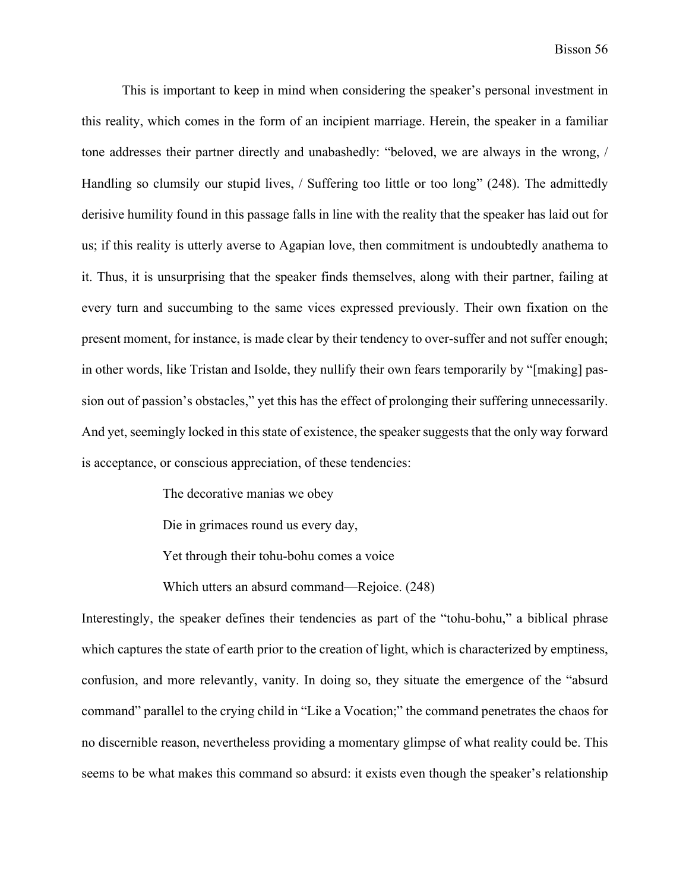This is important to keep in mind when considering the speaker's personal investment in this reality, which comes in the form of an incipient marriage. Herein, the speaker in a familiar tone addresses their partner directly and unabashedly: "beloved, we are always in the wrong, / Handling so clumsily our stupid lives, / Suffering too little or too long" (248). The admittedly derisive humility found in this passage falls in line with the reality that the speaker has laid out for us; if this reality is utterly averse to Agapian love, then commitment is undoubtedly anathema to it. Thus, it is unsurprising that the speaker finds themselves, along with their partner, failing at every turn and succumbing to the same vices expressed previously. Their own fixation on the present moment, for instance, is made clear by their tendency to over-suffer and not suffer enough; in other words, like Tristan and Isolde, they nullify their own fears temporarily by "[making] passion out of passion's obstacles," yet this has the effect of prolonging their suffering unnecessarily. And yet, seemingly locked in this state of existence, the speaker suggests that the only way forward is acceptance, or conscious appreciation, of these tendencies:

> The decorative manias we obey
>
> Die in grimaces round us every day,
>
> Yet through their tohu-bohu comes a voice
>
> Which utters an absurd command—Rejoice. (248)

Interestingly, the speaker defines their tendencies as part of the "tohu-bohu," a biblical phrase which captures the state of earth prior to the creation of light, which is characterized by emptiness, confusion, and more relevantly, vanity. In doing so, they situate the emergence of the "absurd command" parallel to the crying child in "Like a Vocation;" the command penetrates the chaos for no discernible reason, nevertheless providing a momentary glimpse of what reality could be. This seems to be what makes this command so absurd: it exists even though the speaker's relationship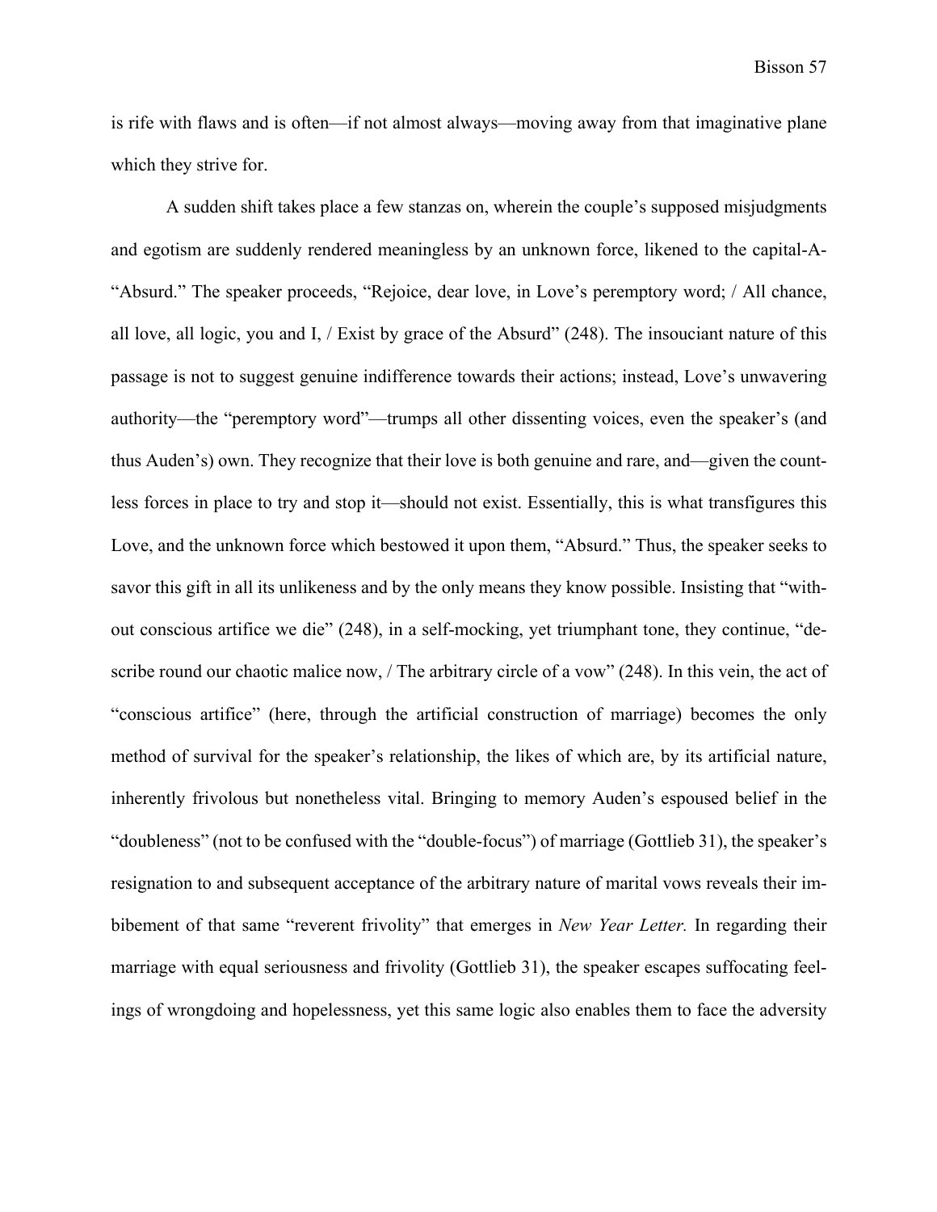is rife with flaws and is often—if not almost always—moving away from that imaginative plane which they strive for.

A sudden shift takes place a few stanzas on, wherein the couple's supposed misjudgments and egotism are suddenly rendered meaningless by an unknown force, likened to the capital-A-"Absurd." The speaker proceeds, "Rejoice, dear love, in Love's peremptory word; / All chance, all love, all logic, you and I, / Exist by grace of the Absurd" (248). The insouciant nature of this passage is not to suggest genuine indifference towards their actions; instead, Love's unwavering authority—the "peremptory word"—trumps all other dissenting voices, even the speaker's (and thus Auden's) own. They recognize that their love is both genuine and rare, and—given the countless forces in place to try and stop it—should not exist. Essentially, this is what transfigures this Love, and the unknown force which bestowed it upon them, "Absurd." Thus, the speaker seeks to savor this gift in all its unlikeness and by the only means they know possible. Insisting that "without conscious artifice we die" (248), in a self-mocking, yet triumphant tone, they continue, "describe round our chaotic malice now, / The arbitrary circle of a vow" (248). In this vein, the act of "conscious artifice" (here, through the artificial construction of marriage) becomes the only method of survival for the speaker's relationship, the likes of which are, by its artificial nature, inherently frivolous but nonetheless vital. Bringing to memory Auden's espoused belief in the "doubleness" (not to be confused with the "double-focus") of marriage (Gottlieb 31), the speaker's resignation to and subsequent acceptance of the arbitrary nature of marital vows reveals their imbibement of that same "reverent frivolity" that emerges in *New Year Letter.* In regarding their marriage with equal seriousness and frivolity (Gottlieb 31), the speaker escapes suffocating feelings of wrongdoing and hopelessness, yet this same logic also enables them to face the adversity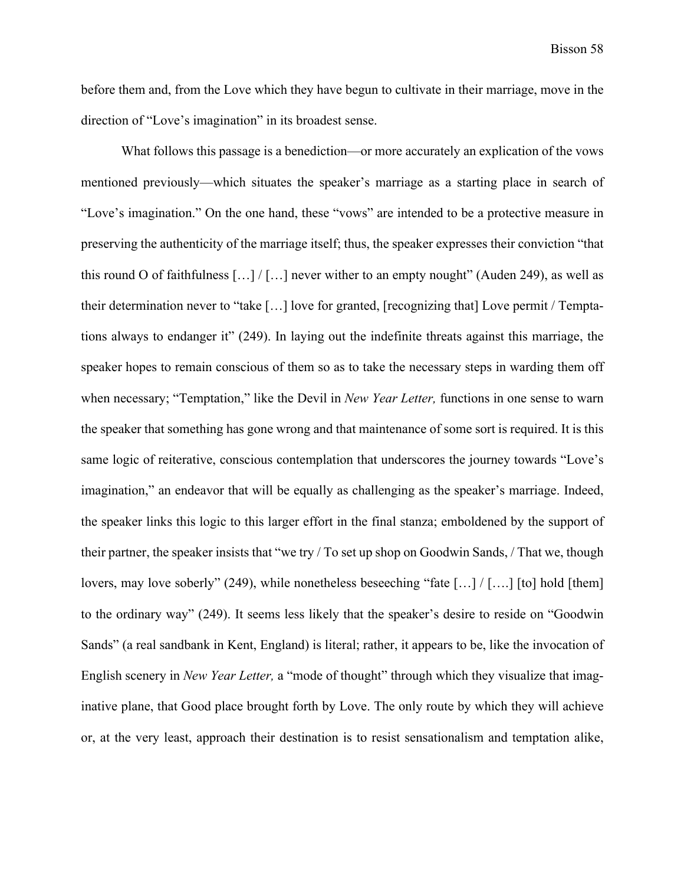before them and, from the Love which they have begun to cultivate in their marriage, move in the direction of "Love's imagination" in its broadest sense.

What follows this passage is a benediction—or more accurately an explication of the vows mentioned previously—which situates the speaker's marriage as a starting place in search of "Love's imagination." On the one hand, these "vows" are intended to be a protective measure in preserving the authenticity of the marriage itself; thus, the speaker expresses their conviction "that this round O of faithfulness […] / […] never wither to an empty nought" (Auden 249), as well as their determination never to "take […] love for granted, [recognizing that] Love permit / Temptations always to endanger it" (249). In laying out the indefinite threats against this marriage, the speaker hopes to remain conscious of them so as to take the necessary steps in warding them off when necessary; "Temptation," like the Devil in *New Year Letter,* functions in one sense to warn the speaker that something has gone wrong and that maintenance of some sort is required. It is this same logic of reiterative, conscious contemplation that underscores the journey towards "Love's imagination," an endeavor that will be equally as challenging as the speaker's marriage. Indeed, the speaker links this logic to this larger effort in the final stanza; emboldened by the support of their partner, the speaker insists that "we try / To set up shop on Goodwin Sands, / That we, though lovers, may love soberly" (249), while nonetheless beseeching "fate […] / [….] [to] hold [them] to the ordinary way" (249). It seems less likely that the speaker's desire to reside on "Goodwin Sands" (a real sandbank in Kent, England) is literal; rather, it appears to be, like the invocation of English scenery in *New Year Letter,* a "mode of thought" through which they visualize that imaginative plane, that Good place brought forth by Love. The only route by which they will achieve or, at the very least, approach their destination is to resist sensationalism and temptation alike,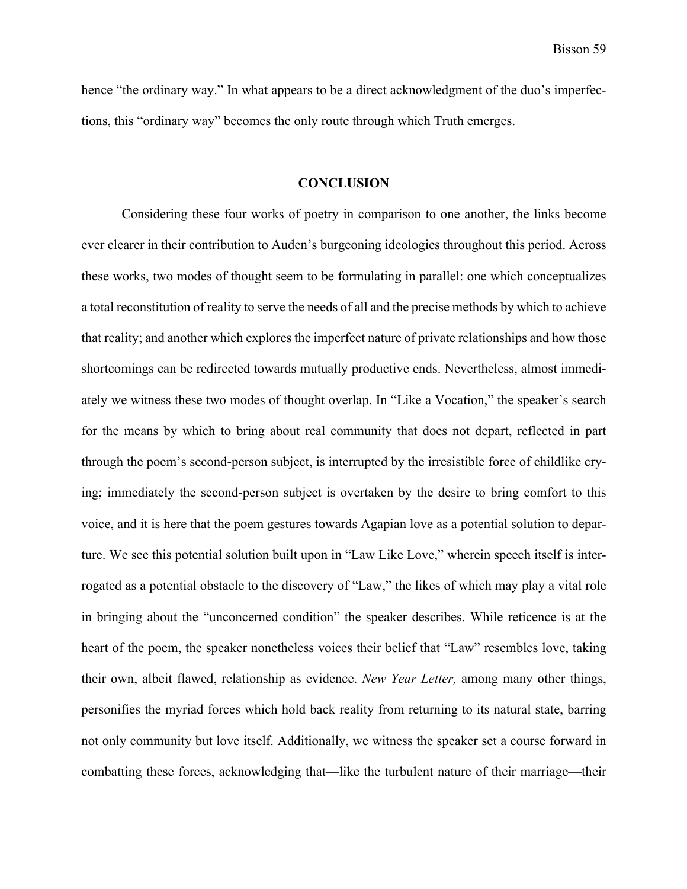hence “the ordinary way.” In what appears to be a direct acknowledgment of the duo’s imperfections, this “ordinary way” becomes the only route through which Truth emerges.

## CONCLUSION

Considering these four works of poetry in comparison to one another, the links become ever clearer in their contribution to Auden’s burgeoning ideologies throughout this period. Across these works, two modes of thought seem to be formulating in parallel: one which conceptualizes a total reconstitution of reality to serve the needs of all and the precise methods by which to achieve that reality; and another which explores the imperfect nature of private relationships and how those shortcomings can be redirected towards mutually productive ends. Nevertheless, almost immediately we witness these two modes of thought overlap. In “Like a Vocation,” the speaker’s search for the means by which to bring about real community that does not depart, reflected in part through the poem’s second-person subject, is interrupted by the irresistible force of childlike crying; immediately the second-person subject is overtaken by the desire to bring comfort to this voice, and it is here that the poem gestures towards Agapian love as a potential solution to departure. We see this potential solution built upon in “Law Like Love,” wherein speech itself is interrogated as a potential obstacle to the discovery of “Law,” the likes of which may play a vital role in bringing about the “unconcerned condition” the speaker describes. While reticence is at the heart of the poem, the speaker nonetheless voices their belief that “Law” resembles love, taking their own, albeit flawed, relationship as evidence. *New Year Letter,* among many other things, personifies the myriad forces which hold back reality from returning to its natural state, barring not only community but love itself. Additionally, we witness the speaker set a course forward in combatting these forces, acknowledging that—like the turbulent nature of their marriage—their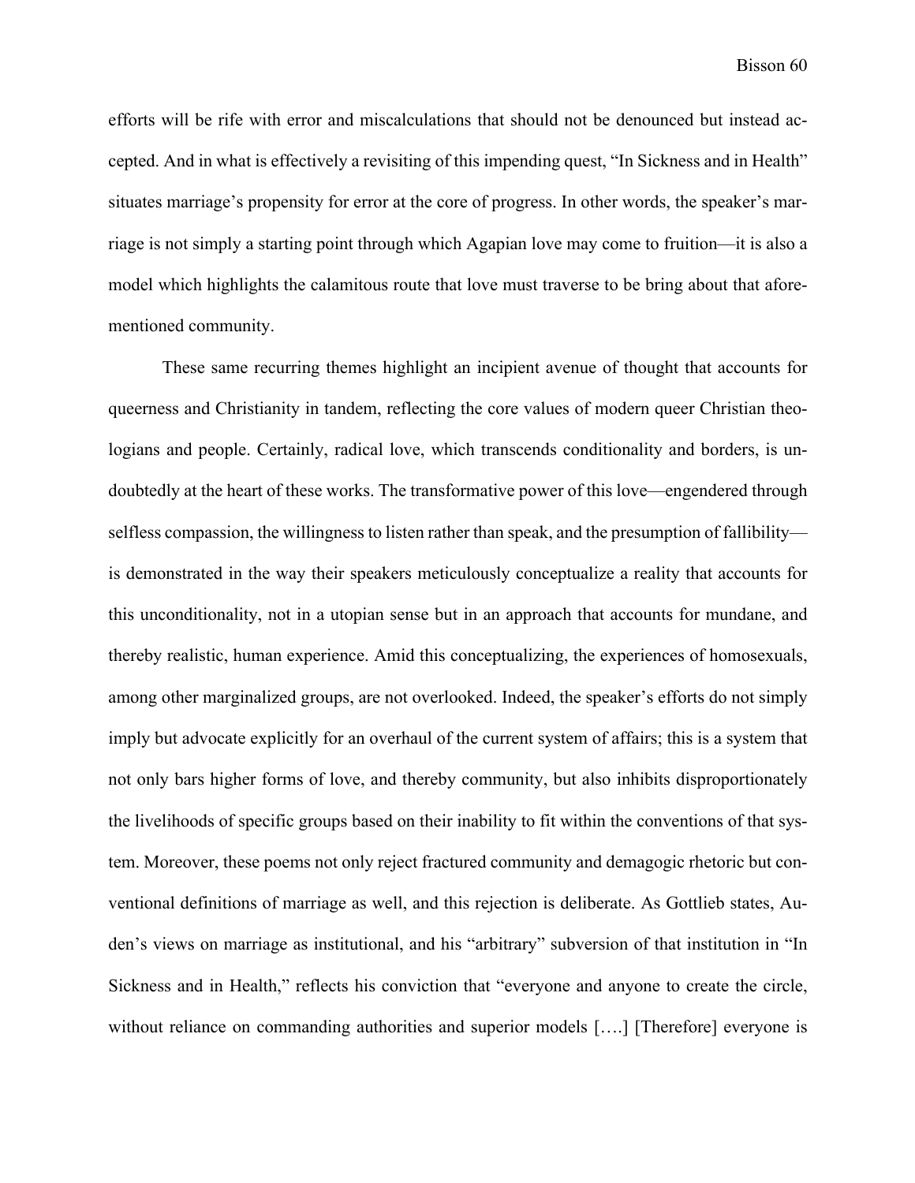efforts will be rife with error and miscalculations that should not be denounced but instead accepted. And in what is effectively a revisiting of this impending quest, "In Sickness and in Health" situates marriage's propensity for error at the core of progress. In other words, the speaker's marriage is not simply a starting point through which Agapian love may come to fruition—it is also a model which highlights the calamitous route that love must traverse to be bring about that aforementioned community.

These same recurring themes highlight an incipient avenue of thought that accounts for queerness and Christianity in tandem, reflecting the core values of modern queer Christian theologians and people. Certainly, radical love, which transcends conditionality and borders, is undoubtedly at the heart of these works. The transformative power of this love—engendered through selfless compassion, the willingness to listen rather than speak, and the presumption of fallibility—is demonstrated in the way their speakers meticulously conceptualize a reality that accounts for this unconditionality, not in a utopian sense but in an approach that accounts for mundane, and thereby realistic, human experience. Amid this conceptualizing, the experiences of homosexuals, among other marginalized groups, are not overlooked. Indeed, the speaker's efforts do not simply imply but advocate explicitly for an overhaul of the current system of affairs; this is a system that not only bars higher forms of love, and thereby community, but also inhibits disproportionately the livelihoods of specific groups based on their inability to fit within the conventions of that system. Moreover, these poems not only reject fractured community and demagogic rhetoric but conventional definitions of marriage as well, and this rejection is deliberate. As Gottlieb states, Auden's views on marriage as institutional, and his "arbitrary" subversion of that institution in "In Sickness and in Health," reflects his conviction that "everyone and anyone to create the circle, without reliance on commanding authorities and superior models [….] [Therefore] everyone is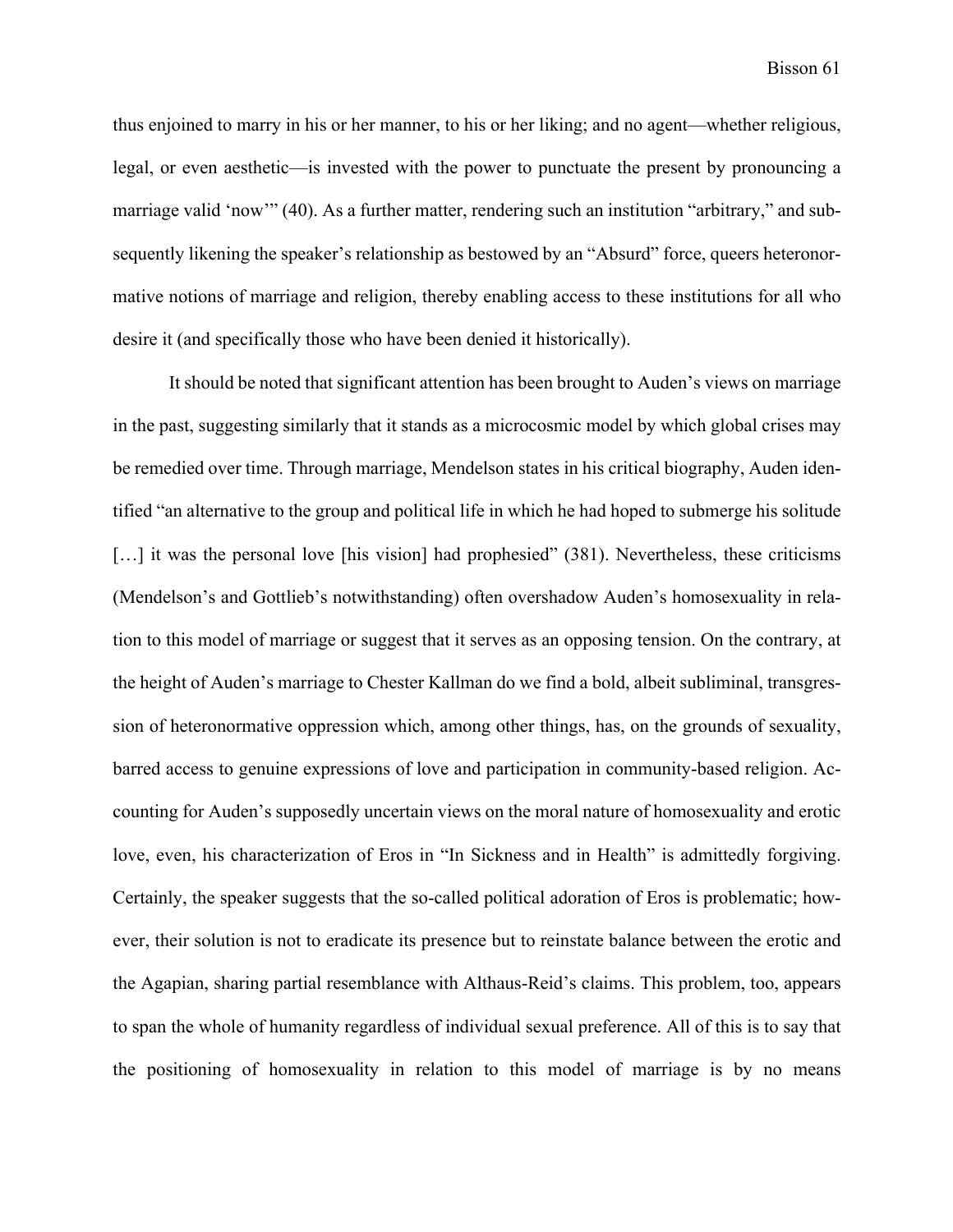thus enjoined to marry in his or her manner, to his or her liking; and no agent—whether religious, legal, or even aesthetic—is invested with the power to punctuate the present by pronouncing a marriage valid 'now'" (40). As a further matter, rendering such an institution "arbitrary," and subsequently likening the speaker's relationship as bestowed by an "Absurd" force, queers heteronormative notions of marriage and religion, thereby enabling access to these institutions for all who desire it (and specifically those who have been denied it historically).

It should be noted that significant attention has been brought to Auden's views on marriage in the past, suggesting similarly that it stands as a microcosmic model by which global crises may be remedied over time. Through marriage, Mendelson states in his critical biography, Auden identified "an alternative to the group and political life in which he had hoped to submerge his solitude […] it was the personal love [his vision] had prophesied" (381). Nevertheless, these criticisms (Mendelson's and Gottlieb's notwithstanding) often overshadow Auden's homosexuality in relation to this model of marriage or suggest that it serves as an opposing tension. On the contrary, at the height of Auden's marriage to Chester Kallman do we find a bold, albeit subliminal, transgression of heteronormative oppression which, among other things, has, on the grounds of sexuality, barred access to genuine expressions of love and participation in community-based religion. Accounting for Auden's supposedly uncertain views on the moral nature of homosexuality and erotic love, even, his characterization of Eros in "In Sickness and in Health" is admittedly forgiving. Certainly, the speaker suggests that the so-called political adoration of Eros is problematic; however, their solution is not to eradicate its presence but to reinstate balance between the erotic and the Agapian, sharing partial resemblance with Althaus-Reid's claims. This problem, too, appears to span the whole of humanity regardless of individual sexual preference. All of this is to say that the positioning of homosexuality in relation to this model of marriage is by no means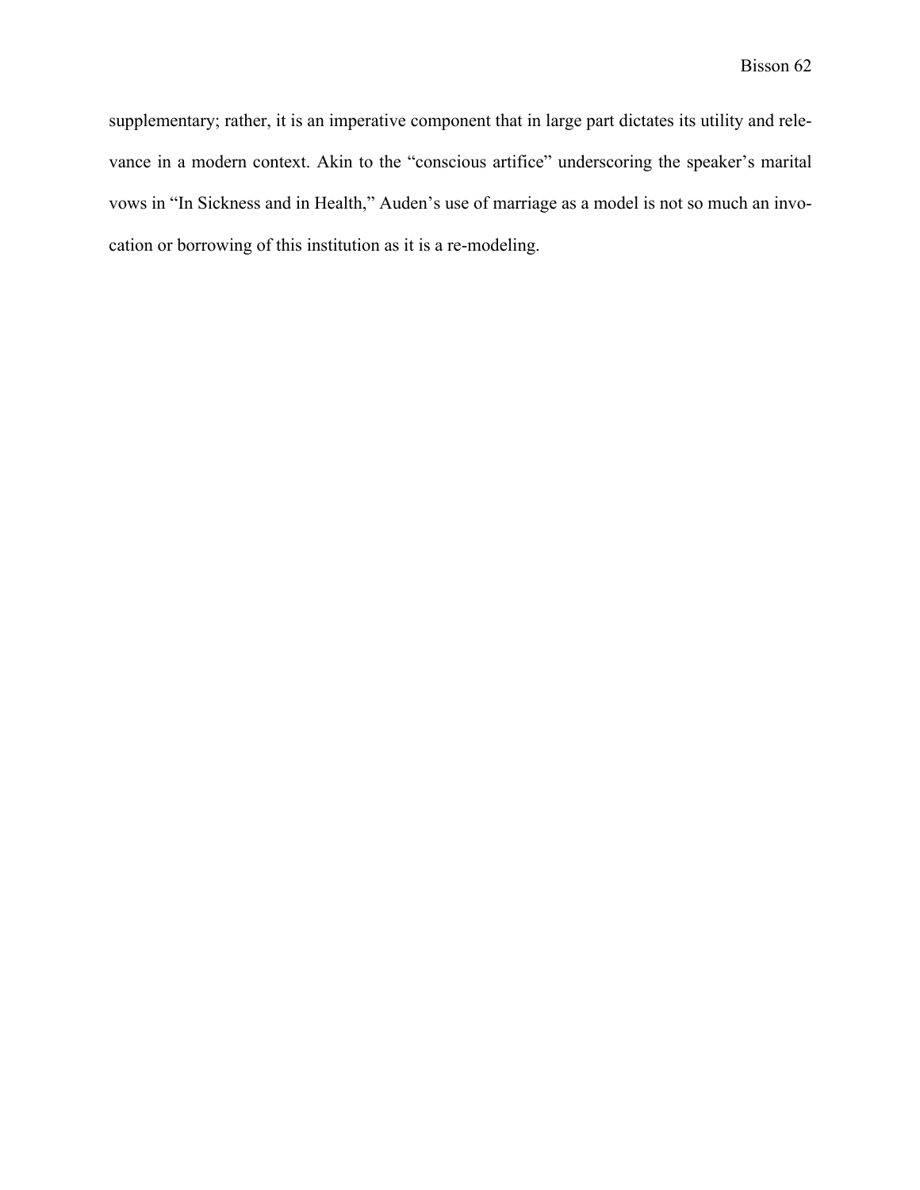supplementary; rather, it is an imperative component that in large part dictates its utility and relevance in a modern context. Akin to the "conscious artifice" underscoring the speaker's marital vows in "In Sickness and in Health," Auden's use of marriage as a model is not so much an invocation or borrowing of this institution as it is a re-modeling.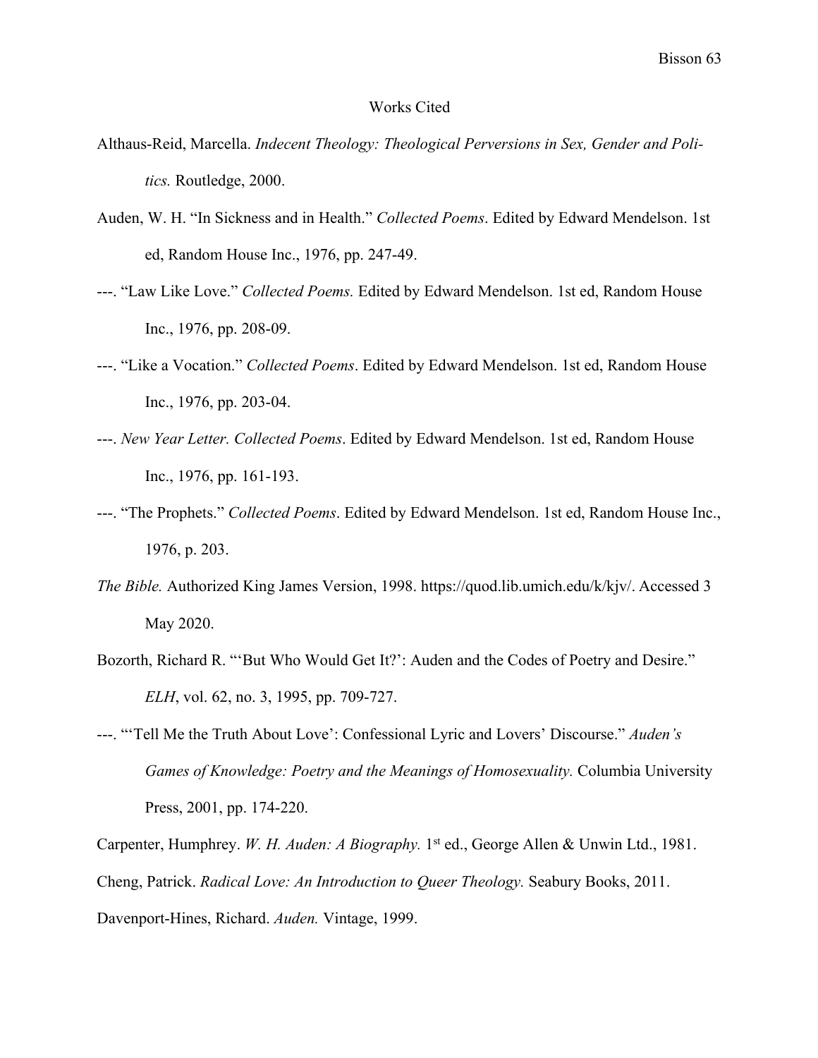# Works Cited

Althaus-Reid, Marcella. *Indecent Theology: Theological Perversions in Sex, Gender and Politics.* Routledge, 2000.

Auden, W. H. "In Sickness and in Health." *Collected Poems*. Edited by Edward Mendelson. 1st ed, Random House Inc., 1976, pp. 247-49.

---. "Law Like Love." *Collected Poems.* Edited by Edward Mendelson. 1st ed, Random House Inc., 1976, pp. 208-09.

---. "Like a Vocation." *Collected Poems*. Edited by Edward Mendelson. 1st ed, Random House Inc., 1976, pp. 203-04.

---. *New Year Letter. Collected Poems*. Edited by Edward Mendelson. 1st ed, Random House Inc., 1976, pp. 161-193.

---. "The Prophets." *Collected Poems*. Edited by Edward Mendelson. 1st ed, Random House Inc., 1976, p. 203.

*The Bible.* Authorized King James Version, 1998. https://quod.lib.umich.edu/k/kjv/. Accessed 3 May 2020.

Bozorth, Richard R. "'But Who Would Get It?': Auden and the Codes of Poetry and Desire." *ELH*, vol. 62, no. 3, 1995, pp. 709-727.

---. "'Tell Me the Truth About Love': Confessional Lyric and Lovers' Discourse." *Auden's Games of Knowledge: Poetry and the Meanings of Homosexuality.* Columbia University Press, 2001, pp. 174-220.

Carpenter, Humphrey. *W. H. Auden: A Biography.* 1st ed., George Allen & Unwin Ltd., 1981.

Cheng, Patrick. *Radical Love: An Introduction to Queer Theology.* Seabury Books, 2011.

Davenport-Hines, Richard. *Auden.* Vintage, 1999.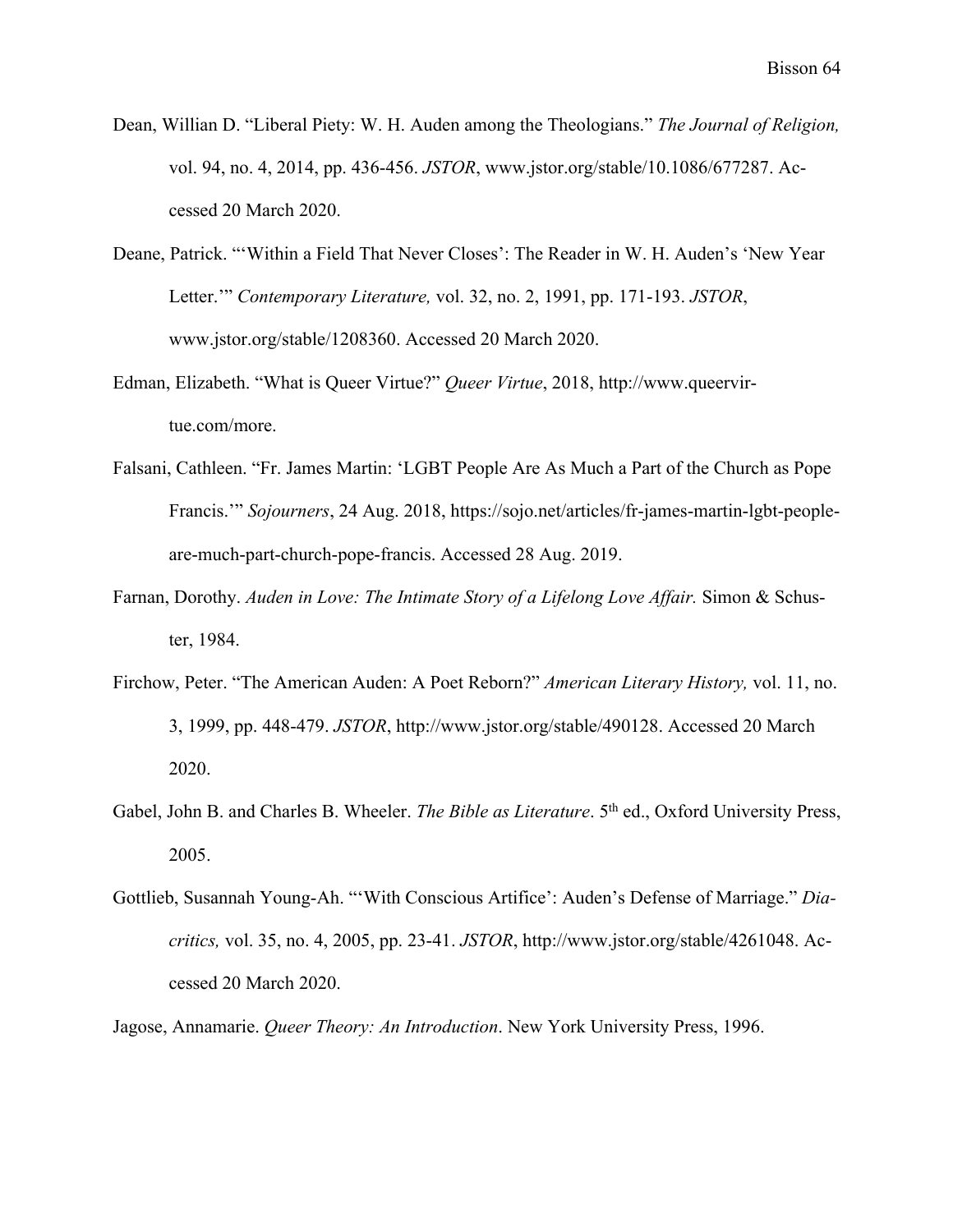Dean, Willian D. “Liberal Piety: W. H. Auden among the Theologians.” *The Journal of Religion,* vol. 94, no. 4, 2014, pp. 436-456. *JSTOR*, www.jstor.org/stable/10.1086/677287. Accessed 20 March 2020.

Deane, Patrick. “‘Within a Field That Never Closes’: The Reader in W. H. Auden’s ‘New Year Letter.’” *Contemporary Literature,* vol. 32, no. 2, 1991, pp. 171-193. *JSTOR*, www.jstor.org/stable/1208360. Accessed 20 March 2020.

Edman, Elizabeth. “What is Queer Virtue?” *Queer Virtue*, 2018, http://www.queervirtue.com/more.

Falsani, Cathleen. “Fr. James Martin: ‘LGBT People Are As Much a Part of the Church as Pope Francis.’” *Sojourners*, 24 Aug. 2018, https://sojo.net/articles/fr-james-martin-lgbt-people-are-much-part-church-pope-francis. Accessed 28 Aug. 2019.

Farnan, Dorothy. *Auden in Love: The Intimate Story of a Lifelong Love Affair.* Simon & Schuster, 1984.

Firchow, Peter. “The American Auden: A Poet Reborn?” *American Literary History,* vol. 11, no. 3, 1999, pp. 448-479. *JSTOR*, http://www.jstor.org/stable/490128. Accessed 20 March 2020.

Gabel, John B. and Charles B. Wheeler. *The Bible as Literature*. 5th ed., Oxford University Press, 2005.

Gottlieb, Susannah Young-Ah. “‘With Conscious Artifice’: Auden’s Defense of Marriage.” *Diacritics,* vol. 35, no. 4, 2005, pp. 23-41. *JSTOR*, http://www.jstor.org/stable/4261048. Accessed 20 March 2020.

Jagose, Annamarie. *Queer Theory: An Introduction*. New York University Press, 1996.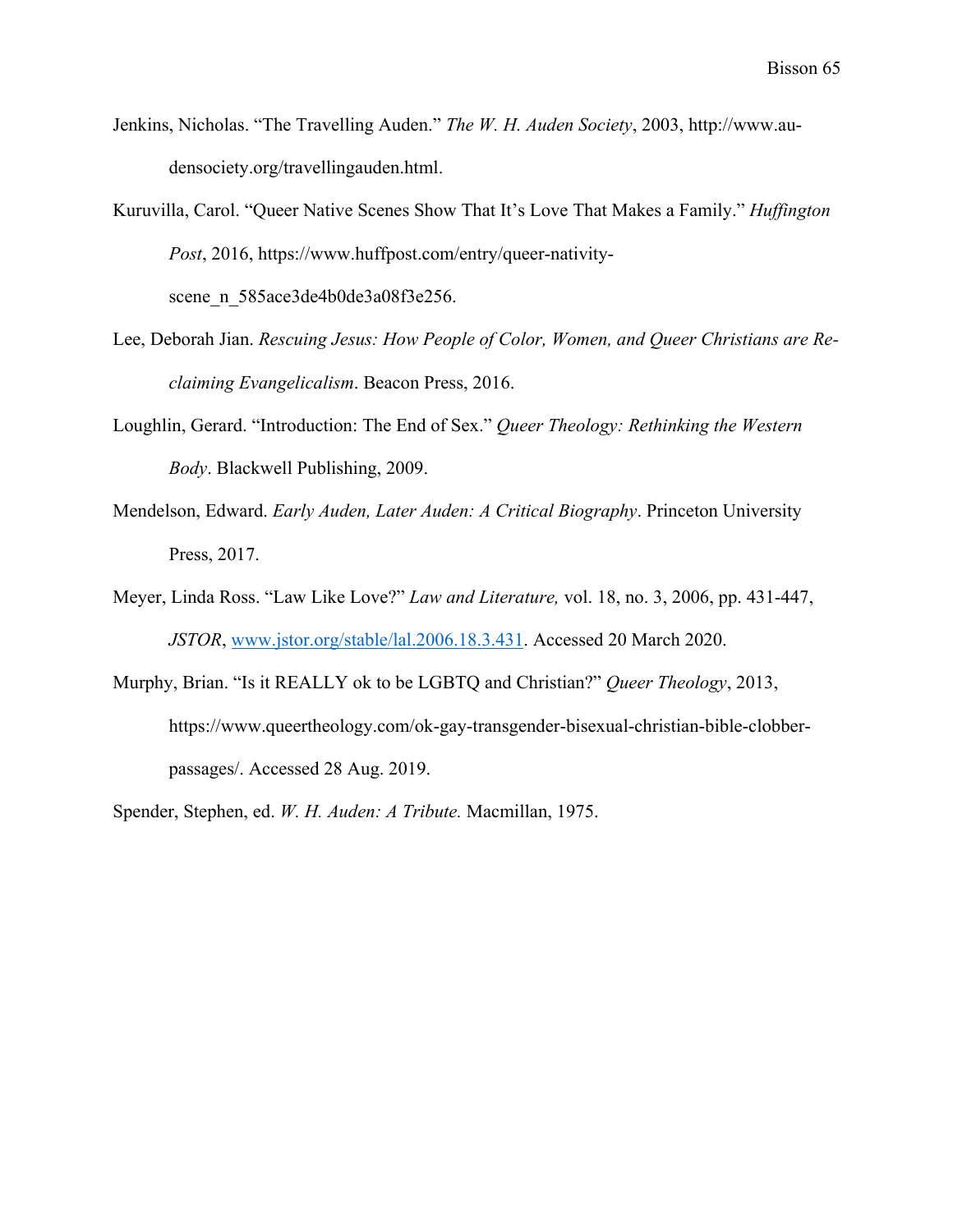Jenkins, Nicholas. “The Travelling Auden.” *The W. H. Auden Society*, 2003, http://www.audensociety.org/travellingauden.html.

Kuruvilla, Carol. “Queer Native Scenes Show That It’s Love That Makes a Family.” *Huffington Post*, 2016, https://www.huffpost.com/entry/queer-nativity-scene_n_585ace3de4b0de3a08f3e256.

Lee, Deborah Jian. *Rescuing Jesus: How People of Color, Women, and Queer Christians are Reclaiming Evangelicalism*. Beacon Press, 2016.

Loughlin, Gerard. “Introduction: The End of Sex.” *Queer Theology: Rethinking the Western Body*. Blackwell Publishing, 2009.

Mendelson, Edward. *Early Auden, Later Auden: A Critical Biography*. Princeton University Press, 2017.

Meyer, Linda Ross. “Law Like Love?” *Law and Literature,* vol. 18, no. 3, 2006, pp. 431-447, *JSTOR*, www.jstor.org/stable/lal.2006.18.3.431. Accessed 20 March 2020.

Murphy, Brian. “Is it REALLY ok to be LGBTQ and Christian?” *Queer Theology*, 2013, https://www.queertheology.com/ok-gay-transgender-bisexual-christian-bible-clobber-passages/. Accessed 28 Aug. 2019.

Spender, Stephen, ed. *W. H. Auden: A Tribute.* Macmillan, 1975.